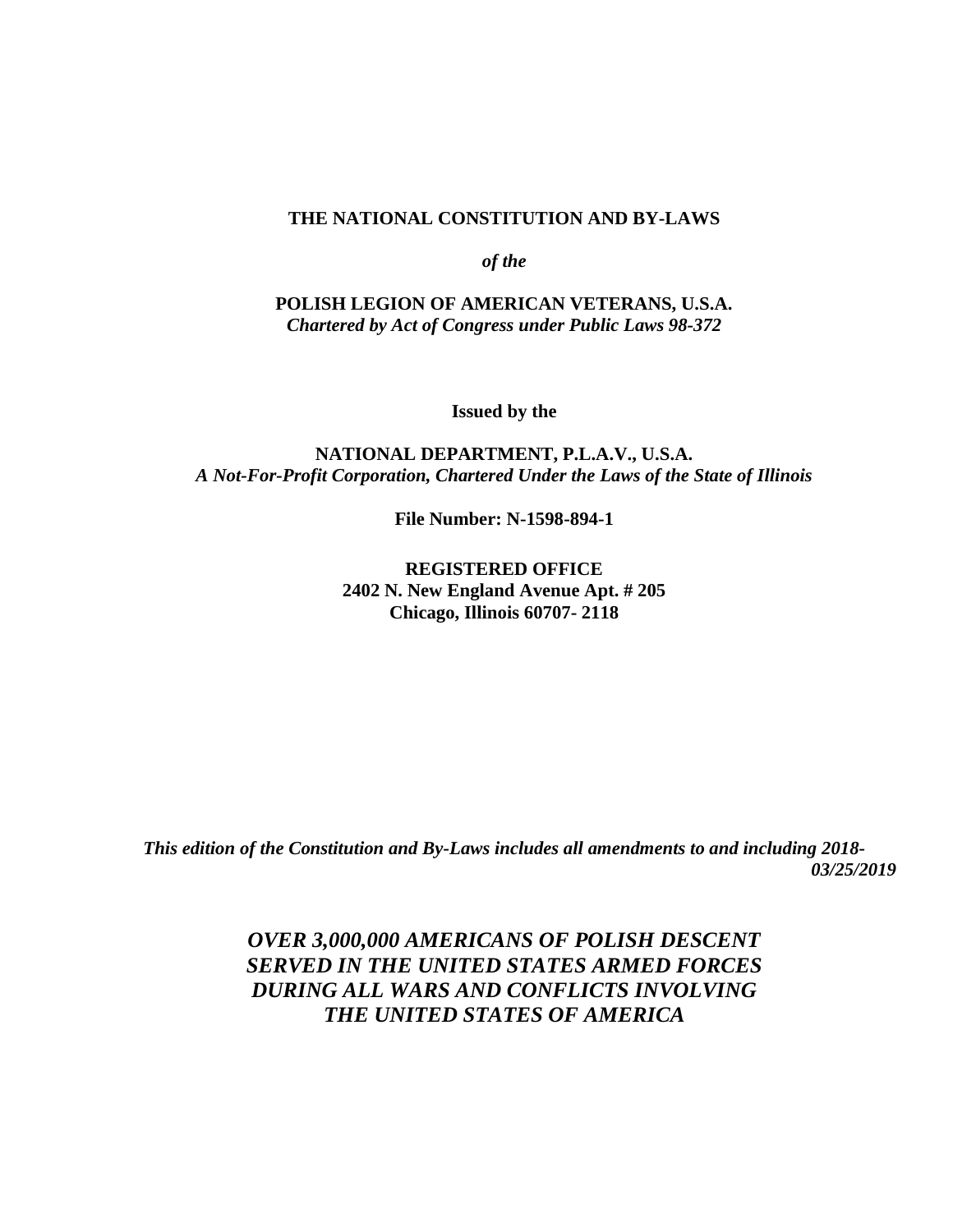**THE NATIONAL CONSTITUTION AND BY-LAWS**

***of the***

**POLISH LEGION OF AMERICAN VETERANS, U.S.A.**
***Chartered by Act of Congress under Public Laws 98-372***

**Issued by the**

**NATIONAL DEPARTMENT, P.L.A.V., U.S.A.**
***A Not-For-Profit Corporation, Chartered Under the Laws of the State of Illinois***

**File Number: N-1598-894-1**

**REGISTERED OFFICE**
**2402 N. New England Avenue Apt. # 205**
**Chicago, Illinois 60707- 2118**

***This edition of the Constitution and By-Laws includes all amendments to and including 2018-03/25/2019***

***OVER 3,000,000 AMERICANS OF POLISH DESCENT SERVED IN THE UNITED STATES ARMED FORCES DURING ALL WARS AND CONFLICTS INVOLVING THE UNITED STATES OF AMERICA***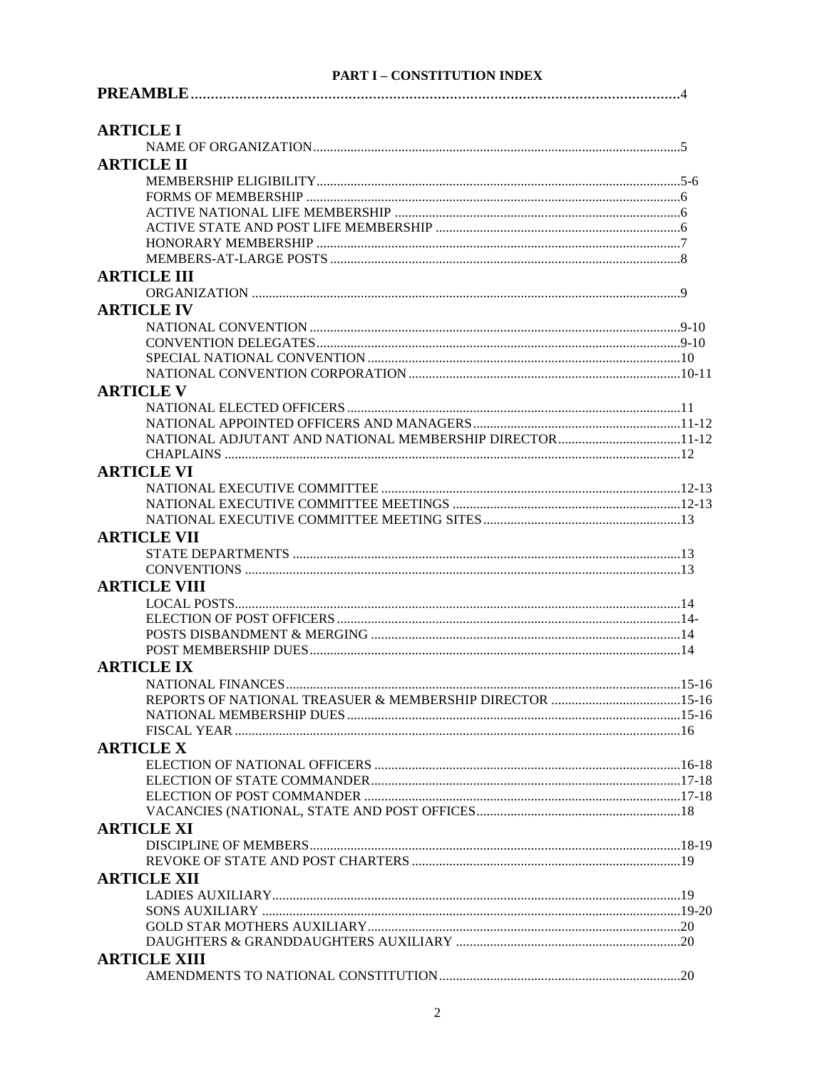# PART I – CONSTITUTION INDEX

**PREAMBLE**..........4

**ARTICLE I**
- NAME OF ORGANIZATION..........5

**ARTICLE II**
- MEMBERSHIP ELIGIBILITY..........5-6
- FORMS OF MEMBERSHIP..........6
- ACTIVE NATIONAL LIFE MEMBERSHIP..........6
- ACTIVE STATE AND POST LIFE MEMBERSHIP..........6
- HONORARY MEMBERSHIP..........7
- MEMBERS-AT-LARGE POSTS..........8

**ARTICLE III**
- ORGANIZATION..........9

**ARTICLE IV**
- NATIONAL CONVENTION..........9-10
- CONVENTION DELEGATES..........9-10
- SPECIAL NATIONAL CONVENTION..........10
- NATIONAL CONVENTION CORPORATION..........10-11

**ARTICLE V**
- NATIONAL ELECTED OFFICERS..........11
- NATIONAL APPOINTED OFFICERS AND MANAGERS..........11-12
- NATIONAL ADJUTANT AND NATIONAL MEMBERSHIP DIRECTOR..........11-12
- CHAPLAINS..........12

**ARTICLE VI**
- NATIONAL EXECUTIVE COMMITTEE..........12-13
- NATIONAL EXECUTIVE COMMITTEE MEETINGS..........12-13
- NATIONAL EXECUTIVE COMMITTEE MEETING SITES..........13

**ARTICLE VII**
- STATE DEPARTMENTS..........13
- CONVENTIONS..........13

**ARTICLE VIII**
- LOCAL POSTS..........14
- ELECTION OF POST OFFICERS..........14-
- POSTS DISBANDMENT & MERGING..........14
- POST MEMBERSHIP DUES..........14

**ARTICLE IX**
- NATIONAL FINANCES..........15-16
- REPORTS OF NATIONAL TREASUER & MEMBERSHIP DIRECTOR..........15-16
- NATIONAL MEMBERSHIP DUES..........15-16
- FISCAL YEAR..........16

**ARTICLE X**
- ELECTION OF NATIONAL OFFICERS..........16-18
- ELECTION OF STATE COMMANDER..........17-18
- ELECTION OF POST COMMANDER..........17-18
- VACANCIES (NATIONAL, STATE AND POST OFFICES..........18

**ARTICLE XI**
- DISCIPLINE OF MEMBERS..........18-19
- REVOKE OF STATE AND POST CHARTERS..........19

**ARTICLE XII**
- LADIES AUXILIARY..........19
- SONS AUXILIARY..........19-20
- GOLD STAR MOTHERS AUXILIARY..........20
- DAUGHTERS & GRANDDAUGHTERS AUXILIARY..........20

**ARTICLE XIII**
- AMENDMENTS TO NATIONAL CONSTITUTION..........20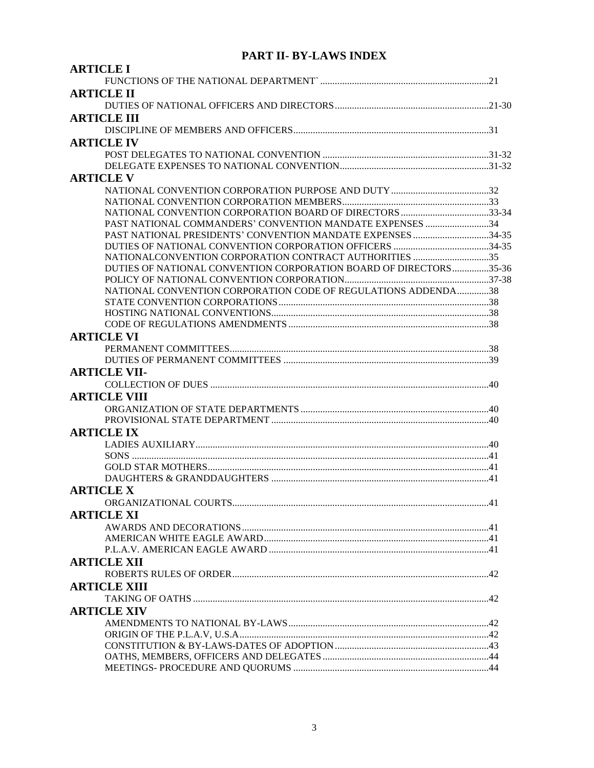# PART II- BY-LAWS INDEX

**ARTICLE I**

FUNCTIONS OF THE NATIONAL DEPARTMENT` ....................................................................21

**ARTICLE II**

DUTIES OF NATIONAL OFFICERS AND DIRECTORS...............................................................21-30

**ARTICLE III**

DISCIPLINE OF MEMBERS AND OFFICERS................................................................................31

**ARTICLE IV**

POST DELEGATES TO NATIONAL CONVENTION ....................................................................31-32
DELEGATE EXPENSES TO NATIONAL CONVENTION.............................................................31-32

**ARTICLE V**

NATIONAL CONVENTION CORPORATION PURPOSE AND DUTY ........................................32
NATIONAL CONVENTION CORPORATION MEMBERS............................................................33
NATIONAL CONVENTION CORPORATION BOARD OF DIRECTORS....................................33-34
PAST NATIONAL COMMANDERS' CONVENTION MANDATE EXPENSES ..........................34
PAST NATIONAL PRESIDENTS' CONVENTION MANDATE EXPENSES ...............................34-35
DUTIES OF NATIONAL CONVENTION CORPORATION OFFICERS .......................................34-35
NATIONALCONVENTION CORPORATION CONTRACT AUTHORITIES ...............................35
DUTIES OF NATIONAL CONVENTION CORPORATION BOARD OF DIRECTORS...............35-36
POLICY OF NATIONAL CONVENTION CORPORATION...........................................................37-38
NATIONAL CONVENTION CORPORATION CODE OF REGULATIONS ADDENDA.............38
STATE CONVENTION CORPORATIONS......................................................................................38
HOSTING NATIONAL CONVENTIONS.........................................................................................38
CODE OF REGULATIONS AMENDMENTS..................................................................................38

**ARTICLE VI**

PERMANENT COMMITTEES..........................................................................................................38
DUTIES OF PERMANENT COMMITTEES ....................................................................................39

**ARTICLE VII-**

COLLECTION OF DUES ..................................................................................................................40

**ARTICLE VIII**

ORGANIZATION OF STATE DEPARTMENTS.............................................................................40
PROVISIONAL STATE DEPARTMENT .........................................................................................40

**ARTICLE IX**

LADIES AUXILIARY........................................................................................................................40
SONS ..................................................................................................................................................41
GOLD STAR MOTHERS..................................................................................................................41
DAUGHTERS & GRANDDAUGHTERS .........................................................................................41

**ARTICLE X**

ORGANIZATIONAL COURTS........................................................................................................41

**ARTICLE XI**

AWARDS AND DECORATIONS.....................................................................................................41
AMERICAN WHITE EAGLE AWARD............................................................................................41
P.L.A.V. AMERICAN EAGLE AWARD..........................................................................................41

**ARTICLE XII**

ROBERTS RULES OF ORDER........................................................................................................42

**ARTICLE XIII**

TAKING OF OATHS .........................................................................................................................42

**ARTICLE XIV**

AMENDMENTS TO NATIONAL BY-LAWS..................................................................................42
ORIGIN OF THE P.L.A.V, U.S.A......................................................................................................42
CONSTITUTION & BY-LAWS-DATES OF ADOPTION...............................................................43
OATHS, MEMBERS, OFFICERS AND DELEGATES.....................................................................44
MEETINGS- PROCEDURE AND QUORUMS ................................................................................44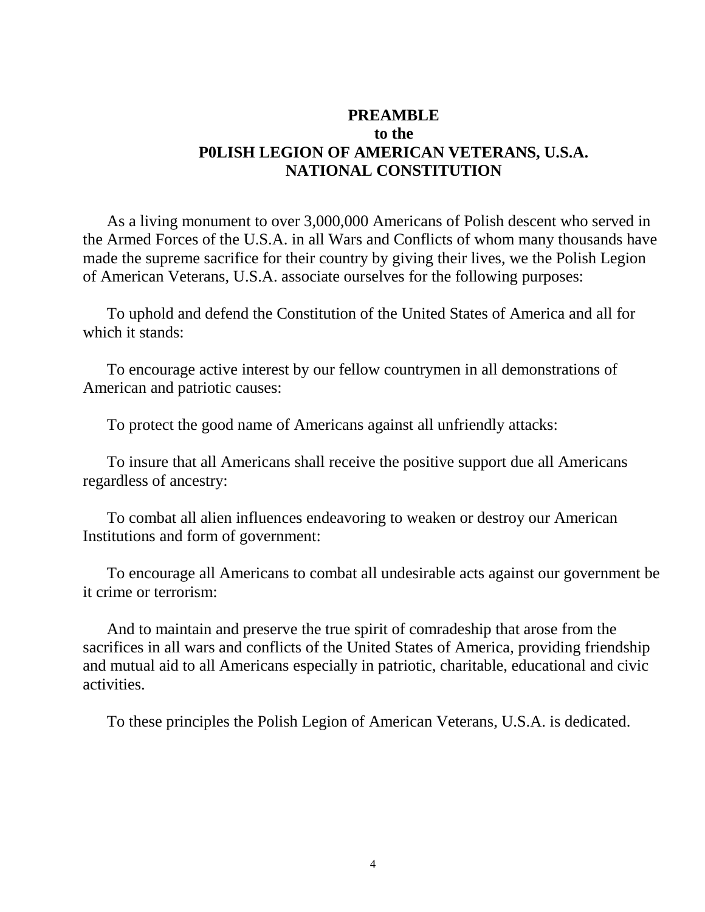# PREAMBLE
## to the
## P0LISH LEGION OF AMERICAN VETERANS, U.S.A.
## NATIONAL CONSTITUTION

As a living monument to over 3,000,000 Americans of Polish descent who served in the Armed Forces of the U.S.A. in all Wars and Conflicts of whom many thousands have made the supreme sacrifice for their country by giving their lives, we the Polish Legion of American Veterans, U.S.A. associate ourselves for the following purposes:

To uphold and defend the Constitution of the United States of America and all for which it stands:

To encourage active interest by our fellow countrymen in all demonstrations of American and patriotic causes:

To protect the good name of Americans against all unfriendly attacks:

To insure that all Americans shall receive the positive support due all Americans regardless of ancestry:

To combat all alien influences endeavoring to weaken or destroy our American Institutions and form of government:

To encourage all Americans to combat all undesirable acts against our government be it crime or terrorism:

And to maintain and preserve the true spirit of comradeship that arose from the sacrifices in all wars and conflicts of the United States of America, providing friendship and mutual aid to all Americans especially in patriotic, charitable, educational and civic activities.

To these principles the Polish Legion of American Veterans, U.S.A. is dedicated.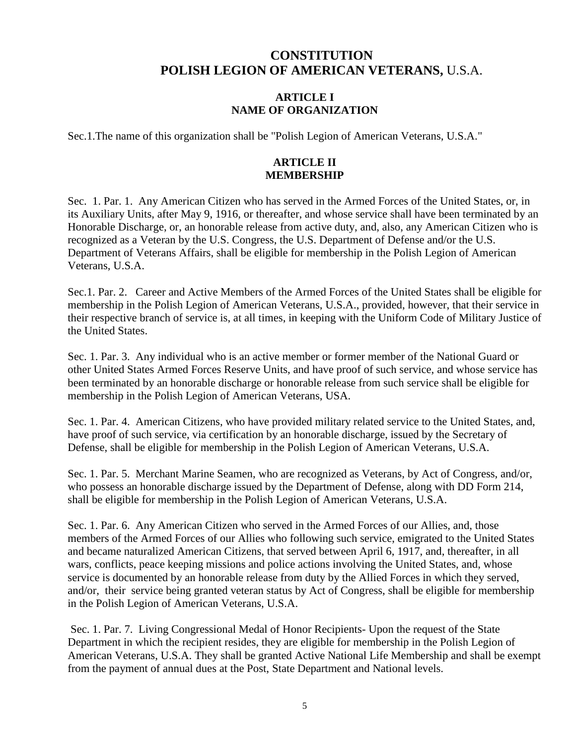# CONSTITUTION
# POLISH LEGION OF AMERICAN VETERANS, U.S.A.

## ARTICLE I
## NAME OF ORGANIZATION

Sec.1.The name of this organization shall be "Polish Legion of American Veterans, U.S.A."

## ARTICLE II
## MEMBERSHIP

Sec. 1. Par. 1. Any American Citizen who has served in the Armed Forces of the United States, or, in its Auxiliary Units, after May 9, 1916, or thereafter, and whose service shall have been terminated by an Honorable Discharge, or, an honorable release from active duty, and, also, any American Citizen who is recognized as a Veteran by the U.S. Congress, the U.S. Department of Defense and/or the U.S. Department of Veterans Affairs, shall be eligible for membership in the Polish Legion of American Veterans, U.S.A.

Sec.1. Par. 2. Career and Active Members of the Armed Forces of the United States shall be eligible for membership in the Polish Legion of American Veterans, U.S.A., provided, however, that their service in their respective branch of service is, at all times, in keeping with the Uniform Code of Military Justice of the United States.

Sec. 1. Par. 3. Any individual who is an active member or former member of the National Guard or other United States Armed Forces Reserve Units, and have proof of such service, and whose service has been terminated by an honorable discharge or honorable release from such service shall be eligible for membership in the Polish Legion of American Veterans, USA.

Sec. 1. Par. 4. American Citizens, who have provided military related service to the United States, and, have proof of such service, via certification by an honorable discharge, issued by the Secretary of Defense, shall be eligible for membership in the Polish Legion of American Veterans, U.S.A.

Sec. 1. Par. 5. Merchant Marine Seamen, who are recognized as Veterans, by Act of Congress, and/or, who possess an honorable discharge issued by the Department of Defense, along with DD Form 214, shall be eligible for membership in the Polish Legion of American Veterans, U.S.A.

Sec. 1. Par. 6. Any American Citizen who served in the Armed Forces of our Allies, and, those members of the Armed Forces of our Allies who following such service, emigrated to the United States and became naturalized American Citizens, that served between April 6, 1917, and, thereafter, in all wars, conflicts, peace keeping missions and police actions involving the United States, and, whose service is documented by an honorable release from duty by the Allied Forces in which they served, and/or, their service being granted veteran status by Act of Congress, shall be eligible for membership in the Polish Legion of American Veterans, U.S.A.

Sec. 1. Par. 7. Living Congressional Medal of Honor Recipients- Upon the request of the State Department in which the recipient resides, they are eligible for membership in the Polish Legion of American Veterans, U.S.A. They shall be granted Active National Life Membership and shall be exempt from the payment of annual dues at the Post, State Department and National levels.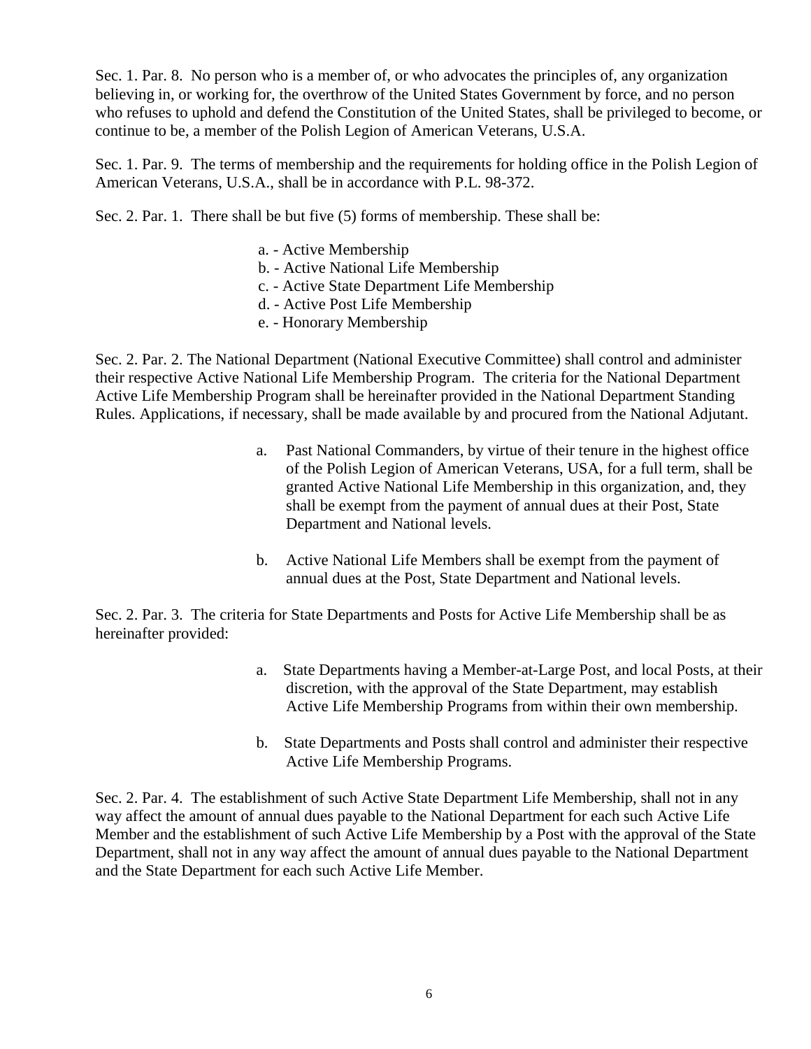Sec. 1. Par. 8. No person who is a member of, or who advocates the principles of, any organization believing in, or working for, the overthrow of the United States Government by force, and no person who refuses to uphold and defend the Constitution of the United States, shall be privileged to become, or continue to be, a member of the Polish Legion of American Veterans, U.S.A.

Sec. 1. Par. 9. The terms of membership and the requirements for holding office in the Polish Legion of American Veterans, U.S.A., shall be in accordance with P.L. 98-372.

Sec. 2. Par. 1. There shall be but five (5) forms of membership. These shall be:

a. - Active Membership
b. - Active National Life Membership
c. - Active State Department Life Membership
d. - Active Post Life Membership
e. - Honorary Membership

Sec. 2. Par. 2. The National Department (National Executive Committee) shall control and administer their respective Active National Life Membership Program. The criteria for the National Department Active Life Membership Program shall be hereinafter provided in the National Department Standing Rules. Applications, if necessary, shall be made available by and procured from the National Adjutant.

a. Past National Commanders, by virtue of their tenure in the highest office of the Polish Legion of American Veterans, USA, for a full term, shall be granted Active National Life Membership in this organization, and, they shall be exempt from the payment of annual dues at their Post, State Department and National levels.

b. Active National Life Members shall be exempt from the payment of annual dues at the Post, State Department and National levels.

Sec. 2. Par. 3. The criteria for State Departments and Posts for Active Life Membership shall be as hereinafter provided:

a. State Departments having a Member-at-Large Post, and local Posts, at their discretion, with the approval of the State Department, may establish Active Life Membership Programs from within their own membership.

b. State Departments and Posts shall control and administer their respective Active Life Membership Programs.

Sec. 2. Par. 4. The establishment of such Active State Department Life Membership, shall not in any way affect the amount of annual dues payable to the National Department for each such Active Life Member and the establishment of such Active Life Membership by a Post with the approval of the State Department, shall not in any way affect the amount of annual dues payable to the National Department and the State Department for each such Active Life Member.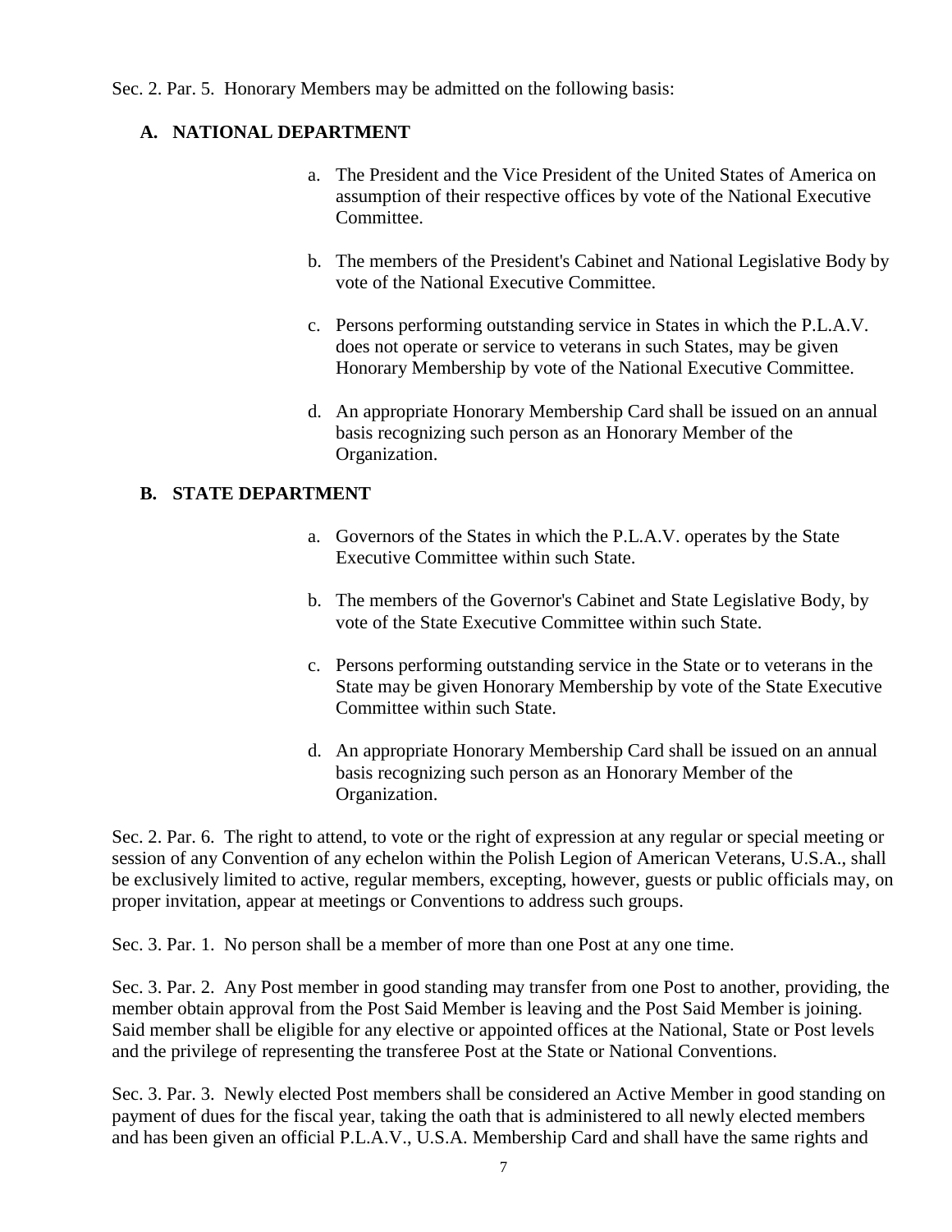Sec. 2. Par. 5. Honorary Members may be admitted on the following basis:

### A. NATIONAL DEPARTMENT

a. The President and the Vice President of the United States of America on assumption of their respective offices by vote of the National Executive Committee.

b. The members of the President's Cabinet and National Legislative Body by vote of the National Executive Committee.

c. Persons performing outstanding service in States in which the P.L.A.V. does not operate or service to veterans in such States, may be given Honorary Membership by vote of the National Executive Committee.

d. An appropriate Honorary Membership Card shall be issued on an annual basis recognizing such person as an Honorary Member of the Organization.

### B. STATE DEPARTMENT

a. Governors of the States in which the P.L.A.V. operates by the State Executive Committee within such State.

b. The members of the Governor's Cabinet and State Legislative Body, by vote of the State Executive Committee within such State.

c. Persons performing outstanding service in the State or to veterans in the State may be given Honorary Membership by vote of the State Executive Committee within such State.

d. An appropriate Honorary Membership Card shall be issued on an annual basis recognizing such person as an Honorary Member of the Organization.

Sec. 2. Par. 6. The right to attend, to vote or the right of expression at any regular or special meeting or session of any Convention of any echelon within the Polish Legion of American Veterans, U.S.A., shall be exclusively limited to active, regular members, excepting, however, guests or public officials may, on proper invitation, appear at meetings or Conventions to address such groups.

Sec. 3. Par. 1. No person shall be a member of more than one Post at any one time.

Sec. 3. Par. 2. Any Post member in good standing may transfer from one Post to another, providing, the member obtain approval from the Post Said Member is leaving and the Post Said Member is joining. Said member shall be eligible for any elective or appointed offices at the National, State or Post levels and the privilege of representing the transferee Post at the State or National Conventions.

Sec. 3. Par. 3. Newly elected Post members shall be considered an Active Member in good standing on payment of dues for the fiscal year, taking the oath that is administered to all newly elected members and has been given an official P.L.A.V., U.S.A. Membership Card and shall have the same rights and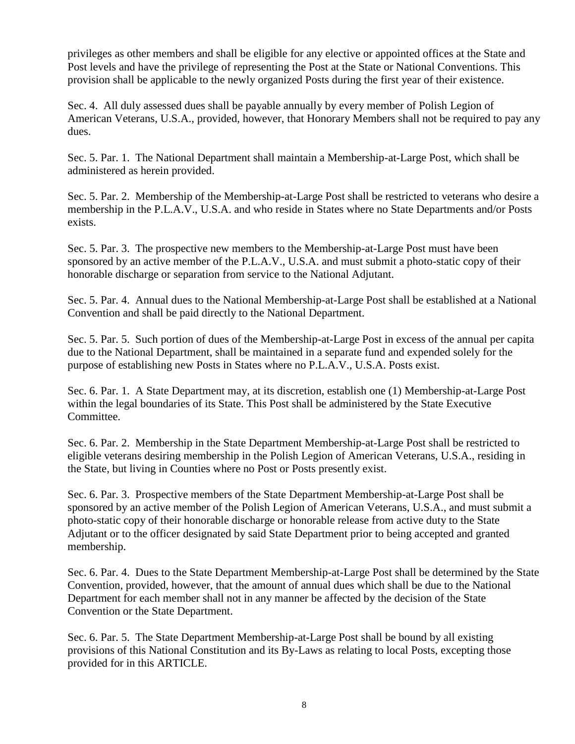privileges as other members and shall be eligible for any elective or appointed offices at the State and Post levels and have the privilege of representing the Post at the State or National Conventions. This provision shall be applicable to the newly organized Posts during the first year of their existence.

Sec. 4. All duly assessed dues shall be payable annually by every member of Polish Legion of American Veterans, U.S.A., provided, however, that Honorary Members shall not be required to pay any dues.

Sec. 5. Par. 1. The National Department shall maintain a Membership-at-Large Post, which shall be administered as herein provided.

Sec. 5. Par. 2. Membership of the Membership-at-Large Post shall be restricted to veterans who desire a membership in the P.L.A.V., U.S.A. and who reside in States where no State Departments and/or Posts exists.

Sec. 5. Par. 3. The prospective new members to the Membership-at-Large Post must have been sponsored by an active member of the P.L.A.V., U.S.A. and must submit a photo-static copy of their honorable discharge or separation from service to the National Adjutant.

Sec. 5. Par. 4. Annual dues to the National Membership-at-Large Post shall be established at a National Convention and shall be paid directly to the National Department.

Sec. 5. Par. 5. Such portion of dues of the Membership-at-Large Post in excess of the annual per capita due to the National Department, shall be maintained in a separate fund and expended solely for the purpose of establishing new Posts in States where no P.L.A.V., U.S.A. Posts exist.

Sec. 6. Par. 1. A State Department may, at its discretion, establish one (1) Membership-at-Large Post within the legal boundaries of its State. This Post shall be administered by the State Executive Committee.

Sec. 6. Par. 2. Membership in the State Department Membership-at-Large Post shall be restricted to eligible veterans desiring membership in the Polish Legion of American Veterans, U.S.A., residing in the State, but living in Counties where no Post or Posts presently exist.

Sec. 6. Par. 3. Prospective members of the State Department Membership-at-Large Post shall be sponsored by an active member of the Polish Legion of American Veterans, U.S.A., and must submit a photo-static copy of their honorable discharge or honorable release from active duty to the State Adjutant or to the officer designated by said State Department prior to being accepted and granted membership.

Sec. 6. Par. 4. Dues to the State Department Membership-at-Large Post shall be determined by the State Convention, provided, however, that the amount of annual dues which shall be due to the National Department for each member shall not in any manner be affected by the decision of the State Convention or the State Department.

Sec. 6. Par. 5. The State Department Membership-at-Large Post shall be bound by all existing provisions of this National Constitution and its By-Laws as relating to local Posts, excepting those provided for in this ARTICLE.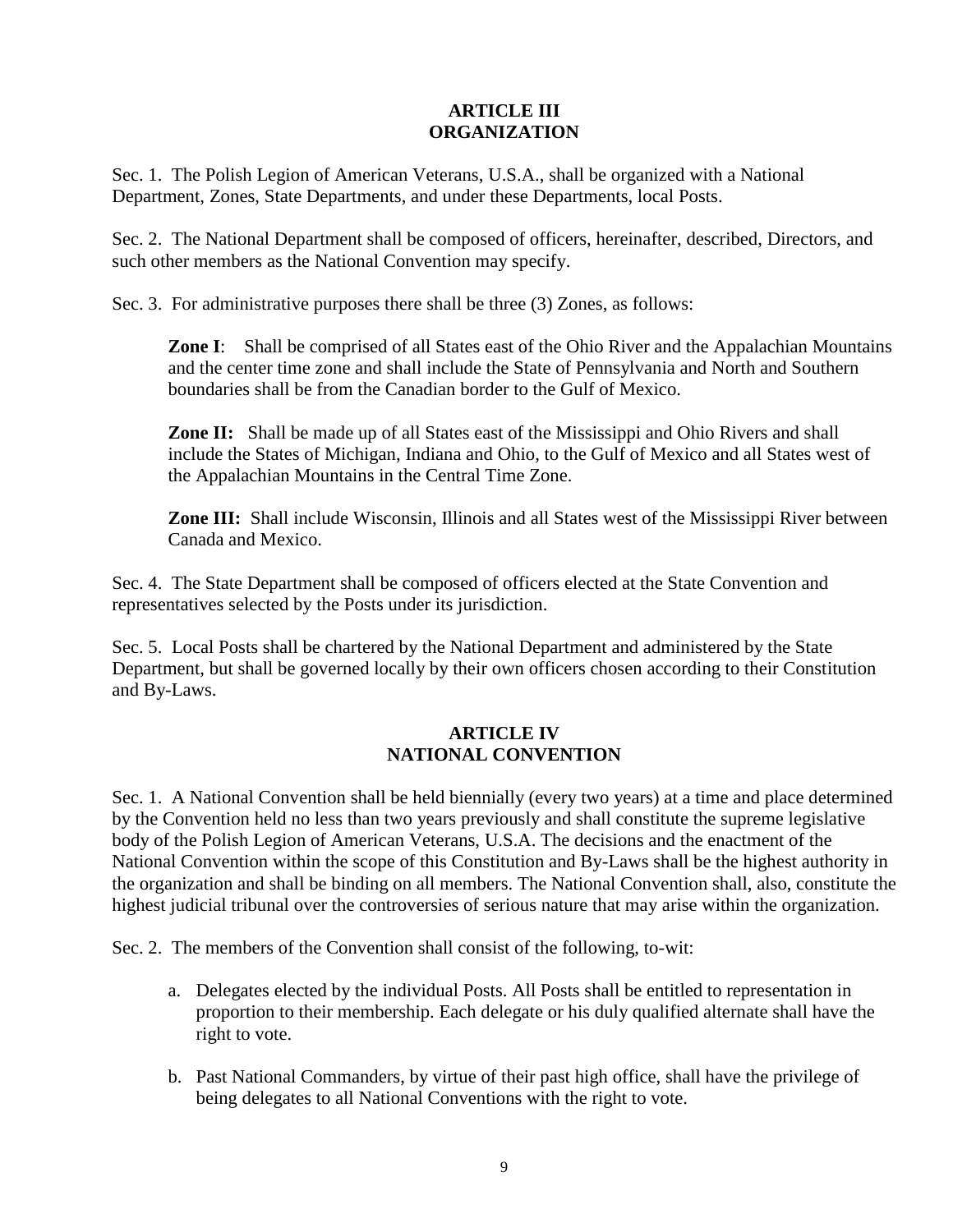## ARTICLE III
## ORGANIZATION

Sec. 1. The Polish Legion of American Veterans, U.S.A., shall be organized with a National Department, Zones, State Departments, and under these Departments, local Posts.

Sec. 2. The National Department shall be composed of officers, hereinafter, described, Directors, and such other members as the National Convention may specify.

Sec. 3. For administrative purposes there shall be three (3) Zones, as follows:

> **Zone I**: Shall be comprised of all States east of the Ohio River and the Appalachian Mountains and the center time zone and shall include the State of Pennsylvania and North and Southern boundaries shall be from the Canadian border to the Gulf of Mexico.
>
> **Zone II:** Shall be made up of all States east of the Mississippi and Ohio Rivers and shall include the States of Michigan, Indiana and Ohio, to the Gulf of Mexico and all States west of the Appalachian Mountains in the Central Time Zone.
>
> **Zone III:** Shall include Wisconsin, Illinois and all States west of the Mississippi River between Canada and Mexico.

Sec. 4. The State Department shall be composed of officers elected at the State Convention and representatives selected by the Posts under its jurisdiction.

Sec. 5. Local Posts shall be chartered by the National Department and administered by the State Department, but shall be governed locally by their own officers chosen according to their Constitution and By-Laws.

## ARTICLE IV
## NATIONAL CONVENTION

Sec. 1. A National Convention shall be held biennially (every two years) at a time and place determined by the Convention held no less than two years previously and shall constitute the supreme legislative body of the Polish Legion of American Veterans, U.S.A. The decisions and the enactment of the National Convention within the scope of this Constitution and By-Laws shall be the highest authority in the organization and shall be binding on all members. The National Convention shall, also, constitute the highest judicial tribunal over the controversies of serious nature that may arise within the organization.

Sec. 2. The members of the Convention shall consist of the following, to-wit:

a. Delegates elected by the individual Posts. All Posts shall be entitled to representation in proportion to their membership. Each delegate or his duly qualified alternate shall have the right to vote.

b. Past National Commanders, by virtue of their past high office, shall have the privilege of being delegates to all National Conventions with the right to vote.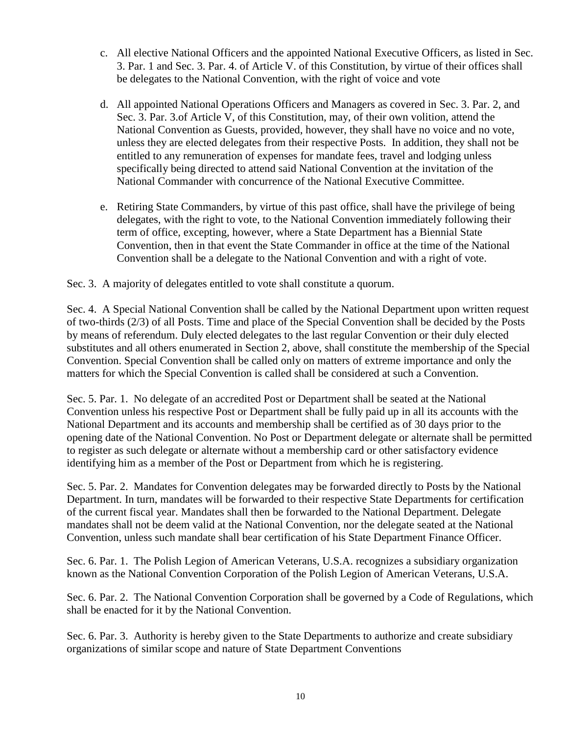c. All elective National Officers and the appointed National Executive Officers, as listed in Sec. 3. Par. 1 and Sec. 3. Par. 4. of Article V. of this Constitution, by virtue of their offices shall be delegates to the National Convention, with the right of voice and vote

d. All appointed National Operations Officers and Managers as covered in Sec. 3. Par. 2, and Sec. 3. Par. 3.of Article V, of this Constitution, may, of their own volition, attend the National Convention as Guests, provided, however, they shall have no voice and no vote, unless they are elected delegates from their respective Posts. In addition, they shall not be entitled to any remuneration of expenses for mandate fees, travel and lodging unless specifically being directed to attend said National Convention at the invitation of the National Commander with concurrence of the National Executive Committee.

e. Retiring State Commanders, by virtue of this past office, shall have the privilege of being delegates, with the right to vote, to the National Convention immediately following their term of office, excepting, however, where a State Department has a Biennial State Convention, then in that event the State Commander in office at the time of the National Convention shall be a delegate to the National Convention and with a right of vote.

Sec. 3. A majority of delegates entitled to vote shall constitute a quorum.

Sec. 4. A Special National Convention shall be called by the National Department upon written request of two-thirds (2/3) of all Posts. Time and place of the Special Convention shall be decided by the Posts by means of referendum. Duly elected delegates to the last regular Convention or their duly elected substitutes and all others enumerated in Section 2, above, shall constitute the membership of the Special Convention. Special Convention shall be called only on matters of extreme importance and only the matters for which the Special Convention is called shall be considered at such a Convention.

Sec. 5. Par. 1. No delegate of an accredited Post or Department shall be seated at the National Convention unless his respective Post or Department shall be fully paid up in all its accounts with the National Department and its accounts and membership shall be certified as of 30 days prior to the opening date of the National Convention. No Post or Department delegate or alternate shall be permitted to register as such delegate or alternate without a membership card or other satisfactory evidence identifying him as a member of the Post or Department from which he is registering.

Sec. 5. Par. 2. Mandates for Convention delegates may be forwarded directly to Posts by the National Department. In turn, mandates will be forwarded to their respective State Departments for certification of the current fiscal year. Mandates shall then be forwarded to the National Department. Delegate mandates shall not be deem valid at the National Convention, nor the delegate seated at the National Convention, unless such mandate shall bear certification of his State Department Finance Officer.

Sec. 6. Par. 1. The Polish Legion of American Veterans, U.S.A. recognizes a subsidiary organization known as the National Convention Corporation of the Polish Legion of American Veterans, U.S.A.

Sec. 6. Par. 2. The National Convention Corporation shall be governed by a Code of Regulations, which shall be enacted for it by the National Convention.

Sec. 6. Par. 3. Authority is hereby given to the State Departments to authorize and create subsidiary organizations of similar scope and nature of State Department Conventions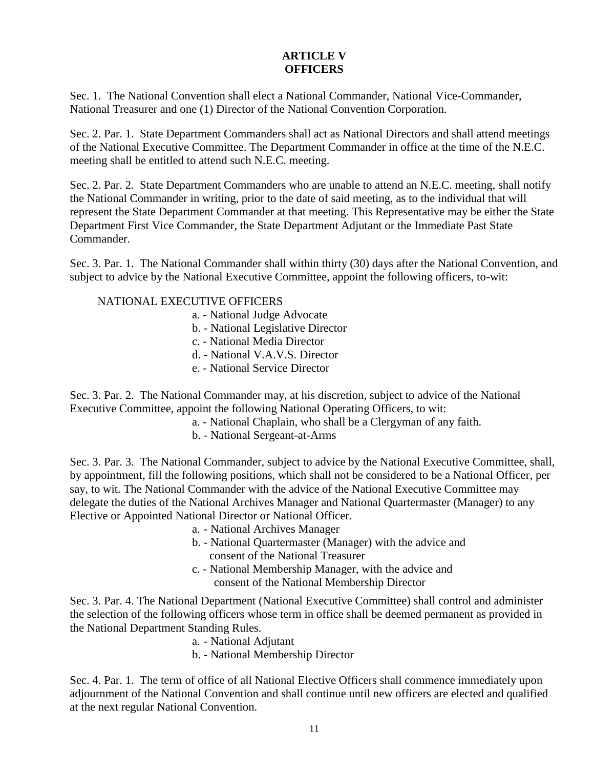## ARTICLE V
## OFFICERS

Sec. 1. The National Convention shall elect a National Commander, National Vice-Commander, National Treasurer and one (1) Director of the National Convention Corporation.

Sec. 2. Par. 1. State Department Commanders shall act as National Directors and shall attend meetings of the National Executive Committee. The Department Commander in office at the time of the N.E.C. meeting shall be entitled to attend such N.E.C. meeting.

Sec. 2. Par. 2. State Department Commanders who are unable to attend an N.E.C. meeting, shall notify the National Commander in writing, prior to the date of said meeting, as to the individual that will represent the State Department Commander at that meeting. This Representative may be either the State Department First Vice Commander, the State Department Adjutant or the Immediate Past State Commander.

Sec. 3. Par. 1. The National Commander shall within thirty (30) days after the National Convention, and subject to advice by the National Executive Committee, appoint the following officers, to-wit:

NATIONAL EXECUTIVE OFFICERS

- a. - National Judge Advocate
- b. - National Legislative Director
- c. - National Media Director
- d. - National V.A.V.S. Director
- e. - National Service Director

Sec. 3. Par. 2. The National Commander may, at his discretion, subject to advice of the National Executive Committee, appoint the following National Operating Officers, to wit:

- a. - National Chaplain, who shall be a Clergyman of any faith.
- b. - National Sergeant-at-Arms

Sec. 3. Par. 3. The National Commander, subject to advice by the National Executive Committee, shall, by appointment, fill the following positions, which shall not be considered to be a National Officer, per say, to wit. The National Commander with the advice of the National Executive Committee may delegate the duties of the National Archives Manager and National Quartermaster (Manager) to any Elective or Appointed National Director or National Officer.

- a. - National Archives Manager
- b. - National Quartermaster (Manager) with the advice and consent of the National Treasurer
- c. - National Membership Manager, with the advice and consent of the National Membership Director

Sec. 3. Par. 4. The National Department (National Executive Committee) shall control and administer the selection of the following officers whose term in office shall be deemed permanent as provided in the National Department Standing Rules.

- a. - National Adjutant
- b. - National Membership Director

Sec. 4. Par. 1. The term of office of all National Elective Officers shall commence immediately upon adjournment of the National Convention and shall continue until new officers are elected and qualified at the next regular National Convention.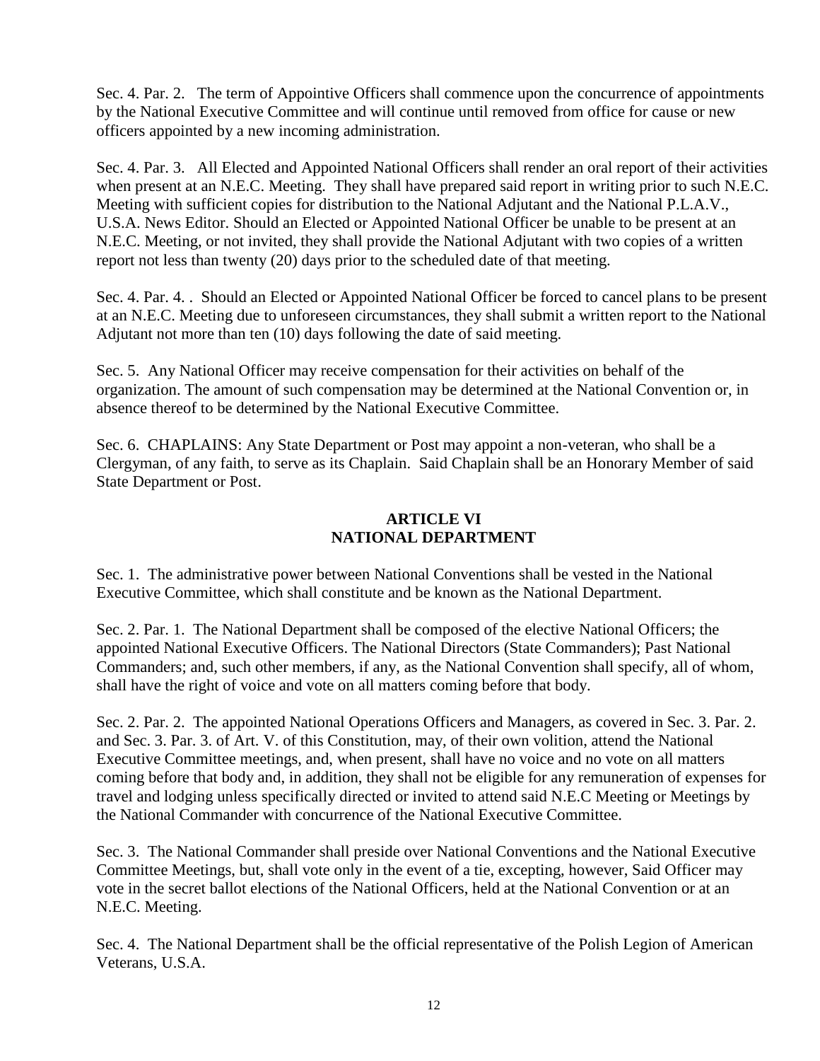Sec. 4. Par. 2. The term of Appointive Officers shall commence upon the concurrence of appointments by the National Executive Committee and will continue until removed from office for cause or new officers appointed by a new incoming administration.

Sec. 4. Par. 3. All Elected and Appointed National Officers shall render an oral report of their activities when present at an N.E.C. Meeting. They shall have prepared said report in writing prior to such N.E.C. Meeting with sufficient copies for distribution to the National Adjutant and the National P.L.A.V., U.S.A. News Editor. Should an Elected or Appointed National Officer be unable to be present at an N.E.C. Meeting, or not invited, they shall provide the National Adjutant with two copies of a written report not less than twenty (20) days prior to the scheduled date of that meeting.

Sec. 4. Par. 4. . Should an Elected or Appointed National Officer be forced to cancel plans to be present at an N.E.C. Meeting due to unforeseen circumstances, they shall submit a written report to the National Adjutant not more than ten (10) days following the date of said meeting.

Sec. 5. Any National Officer may receive compensation for their activities on behalf of the organization. The amount of such compensation may be determined at the National Convention or, in absence thereof to be determined by the National Executive Committee.

Sec. 6. CHAPLAINS: Any State Department or Post may appoint a non-veteran, who shall be a Clergyman, of any faith, to serve as its Chaplain. Said Chaplain shall be an Honorary Member of said State Department or Post.

## ARTICLE VI
## NATIONAL DEPARTMENT

Sec. 1. The administrative power between National Conventions shall be vested in the National Executive Committee, which shall constitute and be known as the National Department.

Sec. 2. Par. 1. The National Department shall be composed of the elective National Officers; the appointed National Executive Officers. The National Directors (State Commanders); Past National Commanders; and, such other members, if any, as the National Convention shall specify, all of whom, shall have the right of voice and vote on all matters coming before that body.

Sec. 2. Par. 2. The appointed National Operations Officers and Managers, as covered in Sec. 3. Par. 2. and Sec. 3. Par. 3. of Art. V. of this Constitution, may, of their own volition, attend the National Executive Committee meetings, and, when present, shall have no voice and no vote on all matters coming before that body and, in addition, they shall not be eligible for any remuneration of expenses for travel and lodging unless specifically directed or invited to attend said N.E.C Meeting or Meetings by the National Commander with concurrence of the National Executive Committee.

Sec. 3. The National Commander shall preside over National Conventions and the National Executive Committee Meetings, but, shall vote only in the event of a tie, excepting, however, Said Officer may vote in the secret ballot elections of the National Officers, held at the National Convention or at an N.E.C. Meeting.

Sec. 4. The National Department shall be the official representative of the Polish Legion of American Veterans, U.S.A.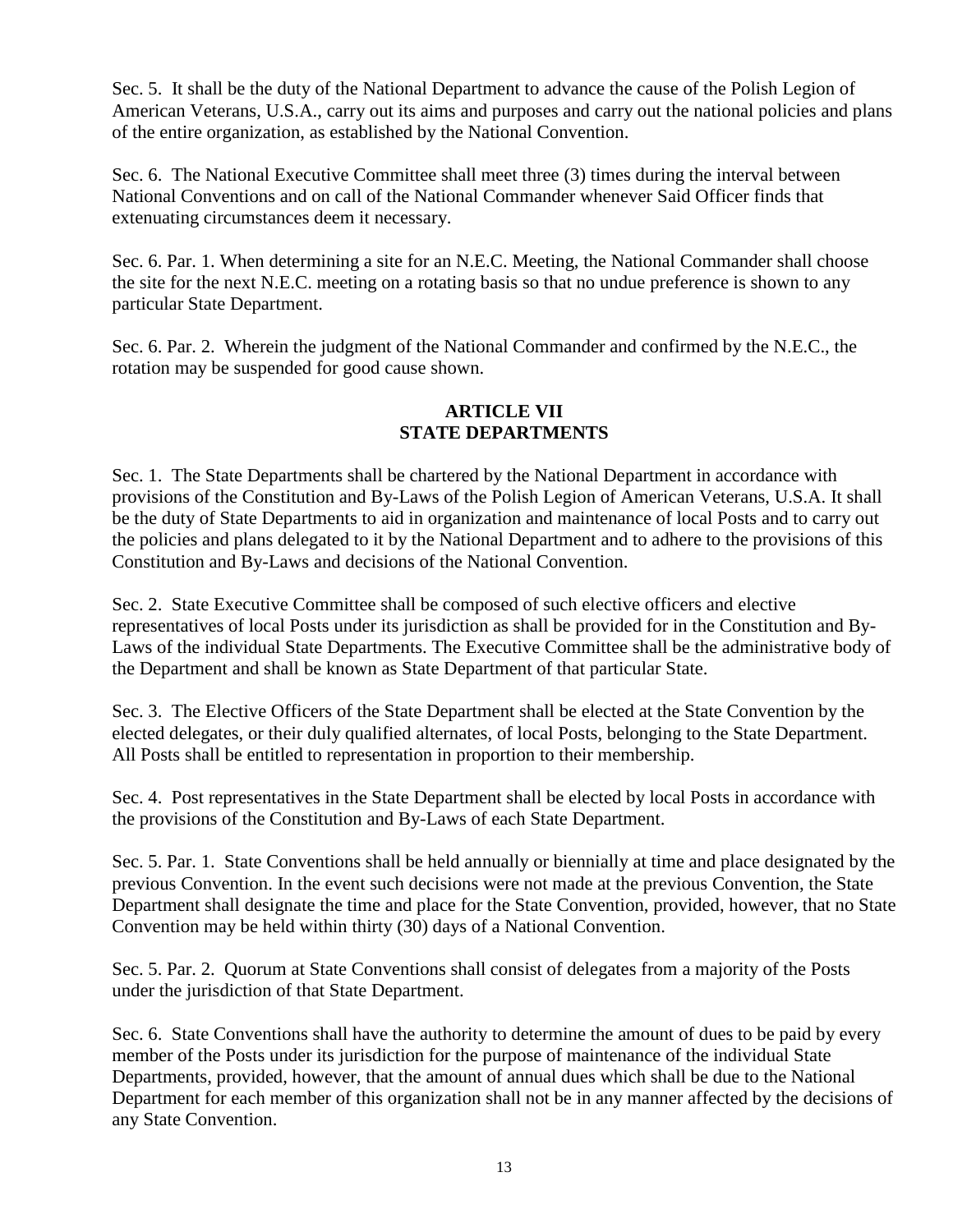Sec. 5. It shall be the duty of the National Department to advance the cause of the Polish Legion of American Veterans, U.S.A., carry out its aims and purposes and carry out the national policies and plans of the entire organization, as established by the National Convention.

Sec. 6. The National Executive Committee shall meet three (3) times during the interval between National Conventions and on call of the National Commander whenever Said Officer finds that extenuating circumstances deem it necessary.

Sec. 6. Par. 1. When determining a site for an N.E.C. Meeting, the National Commander shall choose the site for the next N.E.C. meeting on a rotating basis so that no undue preference is shown to any particular State Department.

Sec. 6. Par. 2. Wherein the judgment of the National Commander and confirmed by the N.E.C., the rotation may be suspended for good cause shown.

## ARTICLE VII
## STATE DEPARTMENTS

Sec. 1. The State Departments shall be chartered by the National Department in accordance with provisions of the Constitution and By-Laws of the Polish Legion of American Veterans, U.S.A. It shall be the duty of State Departments to aid in organization and maintenance of local Posts and to carry out the policies and plans delegated to it by the National Department and to adhere to the provisions of this Constitution and By-Laws and decisions of the National Convention.

Sec. 2. State Executive Committee shall be composed of such elective officers and elective representatives of local Posts under its jurisdiction as shall be provided for in the Constitution and By-Laws of the individual State Departments. The Executive Committee shall be the administrative body of the Department and shall be known as State Department of that particular State.

Sec. 3. The Elective Officers of the State Department shall be elected at the State Convention by the elected delegates, or their duly qualified alternates, of local Posts, belonging to the State Department. All Posts shall be entitled to representation in proportion to their membership.

Sec. 4. Post representatives in the State Department shall be elected by local Posts in accordance with the provisions of the Constitution and By-Laws of each State Department.

Sec. 5. Par. 1. State Conventions shall be held annually or biennially at time and place designated by the previous Convention. In the event such decisions were not made at the previous Convention, the State Department shall designate the time and place for the State Convention, provided, however, that no State Convention may be held within thirty (30) days of a National Convention.

Sec. 5. Par. 2. Quorum at State Conventions shall consist of delegates from a majority of the Posts under the jurisdiction of that State Department.

Sec. 6. State Conventions shall have the authority to determine the amount of dues to be paid by every member of the Posts under its jurisdiction for the purpose of maintenance of the individual State Departments, provided, however, that the amount of annual dues which shall be due to the National Department for each member of this organization shall not be in any manner affected by the decisions of any State Convention.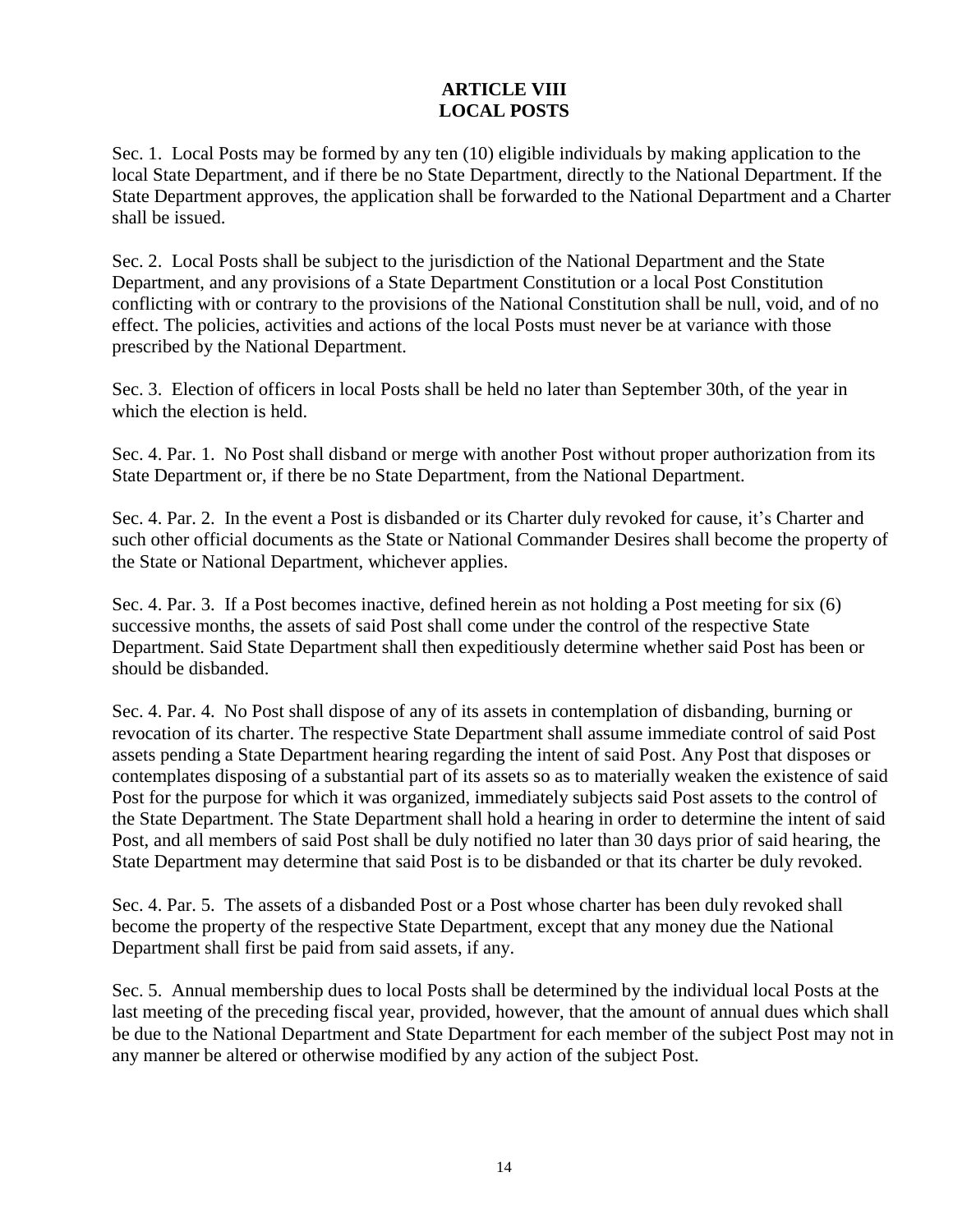# ARTICLE VIII
# LOCAL POSTS

Sec. 1. Local Posts may be formed by any ten (10) eligible individuals by making application to the local State Department, and if there be no State Department, directly to the National Department. If the State Department approves, the application shall be forwarded to the National Department and a Charter shall be issued.

Sec. 2. Local Posts shall be subject to the jurisdiction of the National Department and the State Department, and any provisions of a State Department Constitution or a local Post Constitution conflicting with or contrary to the provisions of the National Constitution shall be null, void, and of no effect. The policies, activities and actions of the local Posts must never be at variance with those prescribed by the National Department.

Sec. 3. Election of officers in local Posts shall be held no later than September 30th, of the year in which the election is held.

Sec. 4. Par. 1. No Post shall disband or merge with another Post without proper authorization from its State Department or, if there be no State Department, from the National Department.

Sec. 4. Par. 2. In the event a Post is disbanded or its Charter duly revoked for cause, it's Charter and such other official documents as the State or National Commander Desires shall become the property of the State or National Department, whichever applies.

Sec. 4. Par. 3. If a Post becomes inactive, defined herein as not holding a Post meeting for six (6) successive months, the assets of said Post shall come under the control of the respective State Department. Said State Department shall then expeditiously determine whether said Post has been or should be disbanded.

Sec. 4. Par. 4. No Post shall dispose of any of its assets in contemplation of disbanding, burning or revocation of its charter. The respective State Department shall assume immediate control of said Post assets pending a State Department hearing regarding the intent of said Post. Any Post that disposes or contemplates disposing of a substantial part of its assets so as to materially weaken the existence of said Post for the purpose for which it was organized, immediately subjects said Post assets to the control of the State Department. The State Department shall hold a hearing in order to determine the intent of said Post, and all members of said Post shall be duly notified no later than 30 days prior of said hearing, the State Department may determine that said Post is to be disbanded or that its charter be duly revoked.

Sec. 4. Par. 5. The assets of a disbanded Post or a Post whose charter has been duly revoked shall become the property of the respective State Department, except that any money due the National Department shall first be paid from said assets, if any.

Sec. 5. Annual membership dues to local Posts shall be determined by the individual local Posts at the last meeting of the preceding fiscal year, provided, however, that the amount of annual dues which shall be due to the National Department and State Department for each member of the subject Post may not in any manner be altered or otherwise modified by any action of the subject Post.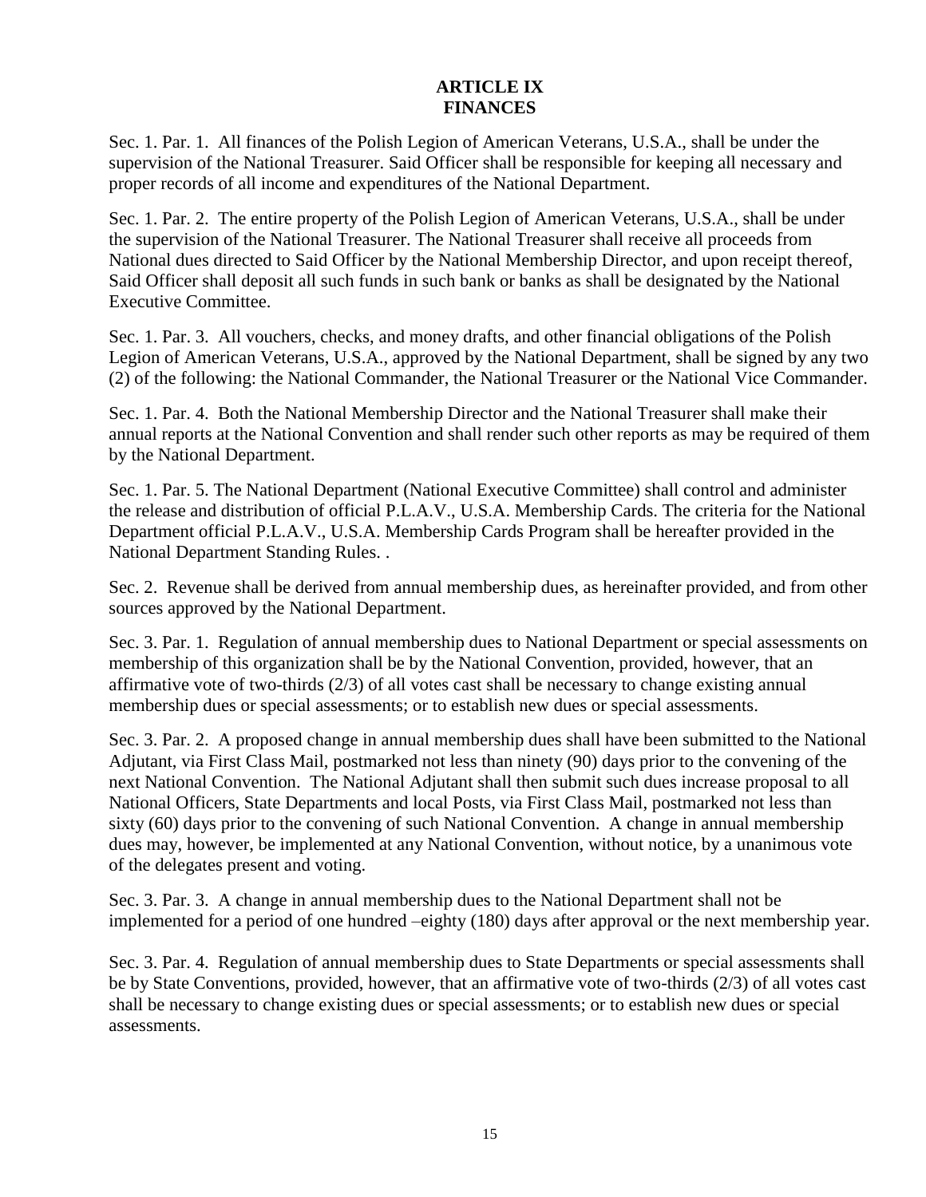# ARTICLE IX
# FINANCES

Sec. 1. Par. 1. All finances of the Polish Legion of American Veterans, U.S.A., shall be under the supervision of the National Treasurer. Said Officer shall be responsible for keeping all necessary and proper records of all income and expenditures of the National Department.

Sec. 1. Par. 2. The entire property of the Polish Legion of American Veterans, U.S.A., shall be under the supervision of the National Treasurer. The National Treasurer shall receive all proceeds from National dues directed to Said Officer by the National Membership Director, and upon receipt thereof, Said Officer shall deposit all such funds in such bank or banks as shall be designated by the National Executive Committee.

Sec. 1. Par. 3. All vouchers, checks, and money drafts, and other financial obligations of the Polish Legion of American Veterans, U.S.A., approved by the National Department, shall be signed by any two (2) of the following: the National Commander, the National Treasurer or the National Vice Commander.

Sec. 1. Par. 4. Both the National Membership Director and the National Treasurer shall make their annual reports at the National Convention and shall render such other reports as may be required of them by the National Department.

Sec. 1. Par. 5. The National Department (National Executive Committee) shall control and administer the release and distribution of official P.L.A.V., U.S.A. Membership Cards. The criteria for the National Department official P.L.A.V., U.S.A. Membership Cards Program shall be hereafter provided in the National Department Standing Rules. .

Sec. 2. Revenue shall be derived from annual membership dues, as hereinafter provided, and from other sources approved by the National Department.

Sec. 3. Par. 1. Regulation of annual membership dues to National Department or special assessments on membership of this organization shall be by the National Convention, provided, however, that an affirmative vote of two-thirds (2/3) of all votes cast shall be necessary to change existing annual membership dues or special assessments; or to establish new dues or special assessments.

Sec. 3. Par. 2. A proposed change in annual membership dues shall have been submitted to the National Adjutant, via First Class Mail, postmarked not less than ninety (90) days prior to the convening of the next National Convention. The National Adjutant shall then submit such dues increase proposal to all National Officers, State Departments and local Posts, via First Class Mail, postmarked not less than sixty (60) days prior to the convening of such National Convention. A change in annual membership dues may, however, be implemented at any National Convention, without notice, by a unanimous vote of the delegates present and voting.

Sec. 3. Par. 3. A change in annual membership dues to the National Department shall not be implemented for a period of one hundred –eighty (180) days after approval or the next membership year.

Sec. 3. Par. 4. Regulation of annual membership dues to State Departments or special assessments shall be by State Conventions, provided, however, that an affirmative vote of two-thirds (2/3) of all votes cast shall be necessary to change existing dues or special assessments; or to establish new dues or special assessments.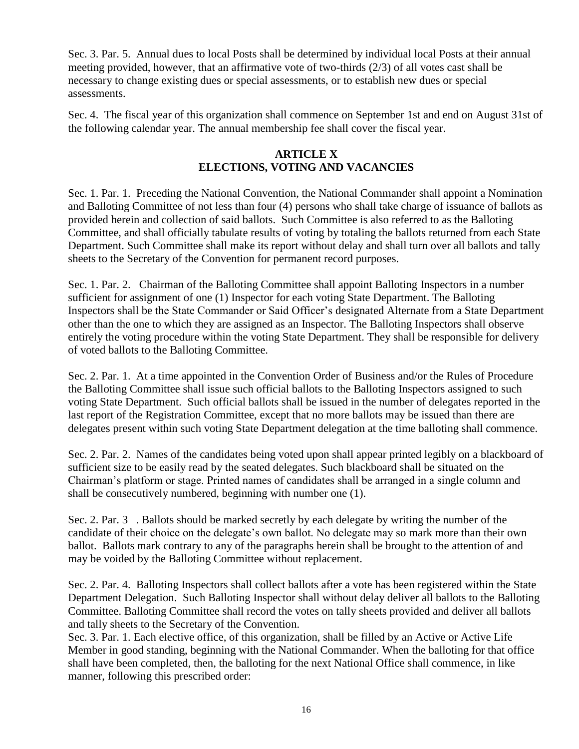Sec. 3. Par. 5. Annual dues to local Posts shall be determined by individual local Posts at their annual meeting provided, however, that an affirmative vote of two-thirds (2/3) of all votes cast shall be necessary to change existing dues or special assessments, or to establish new dues or special assessments.

Sec. 4. The fiscal year of this organization shall commence on September 1st and end on August 31st of the following calendar year. The annual membership fee shall cover the fiscal year.

## ARTICLE X
## ELECTIONS, VOTING AND VACANCIES

Sec. 1. Par. 1. Preceding the National Convention, the National Commander shall appoint a Nomination and Balloting Committee of not less than four (4) persons who shall take charge of issuance of ballots as provided herein and collection of said ballots. Such Committee is also referred to as the Balloting Committee, and shall officially tabulate results of voting by totaling the ballots returned from each State Department. Such Committee shall make its report without delay and shall turn over all ballots and tally sheets to the Secretary of the Convention for permanent record purposes.

Sec. 1. Par. 2. Chairman of the Balloting Committee shall appoint Balloting Inspectors in a number sufficient for assignment of one (1) Inspector for each voting State Department. The Balloting Inspectors shall be the State Commander or Said Officer's designated Alternate from a State Department other than the one to which they are assigned as an Inspector. The Balloting Inspectors shall observe entirely the voting procedure within the voting State Department. They shall be responsible for delivery of voted ballots to the Balloting Committee.

Sec. 2. Par. 1. At a time appointed in the Convention Order of Business and/or the Rules of Procedure the Balloting Committee shall issue such official ballots to the Balloting Inspectors assigned to such voting State Department. Such official ballots shall be issued in the number of delegates reported in the last report of the Registration Committee, except that no more ballots may be issued than there are delegates present within such voting State Department delegation at the time balloting shall commence.

Sec. 2. Par. 2. Names of the candidates being voted upon shall appear printed legibly on a blackboard of sufficient size to be easily read by the seated delegates. Such blackboard shall be situated on the Chairman's platform or stage. Printed names of candidates shall be arranged in a single column and shall be consecutively numbered, beginning with number one (1).

Sec. 2. Par. 3 . Ballots should be marked secretly by each delegate by writing the number of the candidate of their choice on the delegate's own ballot. No delegate may so mark more than their own ballot. Ballots mark contrary to any of the paragraphs herein shall be brought to the attention of and may be voided by the Balloting Committee without replacement.

Sec. 2. Par. 4. Balloting Inspectors shall collect ballots after a vote has been registered within the State Department Delegation. Such Balloting Inspector shall without delay deliver all ballots to the Balloting Committee. Balloting Committee shall record the votes on tally sheets provided and deliver all ballots and tally sheets to the Secretary of the Convention.

Sec. 3. Par. 1. Each elective office, of this organization, shall be filled by an Active or Active Life Member in good standing, beginning with the National Commander. When the balloting for that office shall have been completed, then, the balloting for the next National Office shall commence, in like manner, following this prescribed order: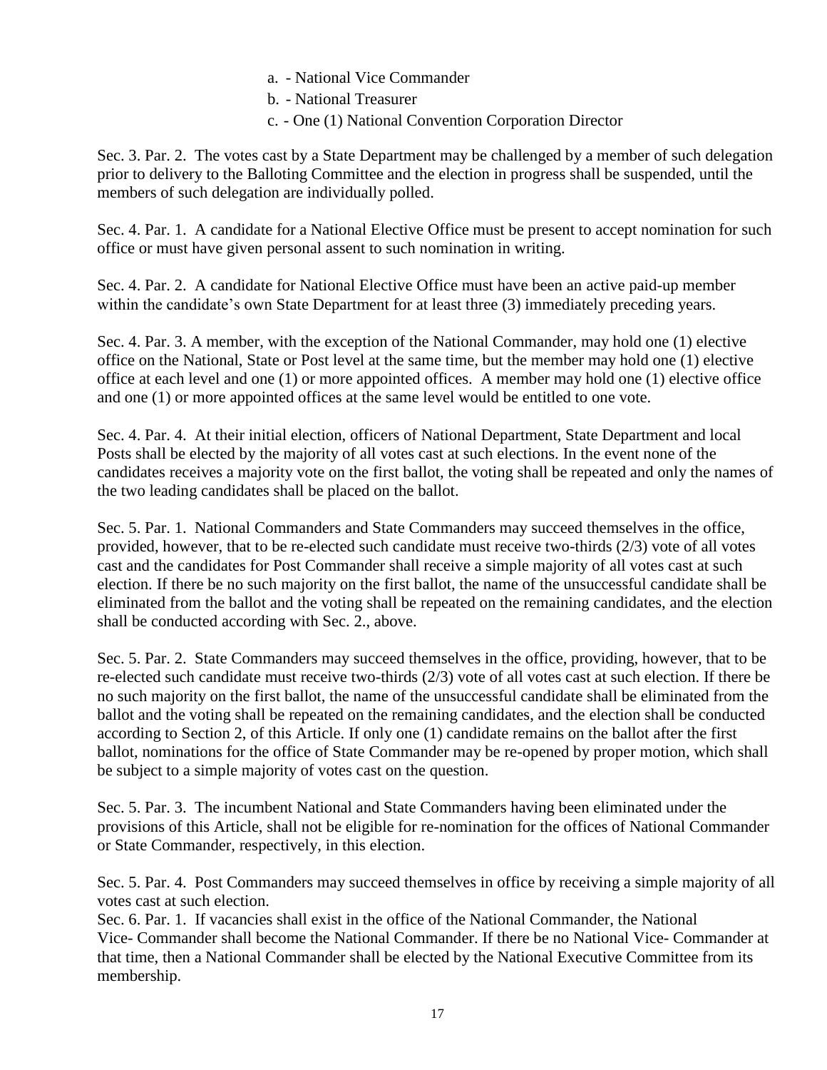a. - National Vice Commander

b. - National Treasurer

c. - One (1) National Convention Corporation Director

Sec. 3. Par. 2. The votes cast by a State Department may be challenged by a member of such delegation prior to delivery to the Balloting Committee and the election in progress shall be suspended, until the members of such delegation are individually polled.

Sec. 4. Par. 1. A candidate for a National Elective Office must be present to accept nomination for such office or must have given personal assent to such nomination in writing.

Sec. 4. Par. 2. A candidate for National Elective Office must have been an active paid-up member within the candidate's own State Department for at least three (3) immediately preceding years.

Sec. 4. Par. 3. A member, with the exception of the National Commander, may hold one (1) elective office on the National, State or Post level at the same time, but the member may hold one (1) elective office at each level and one (1) or more appointed offices. A member may hold one (1) elective office and one (1) or more appointed offices at the same level would be entitled to one vote.

Sec. 4. Par. 4. At their initial election, officers of National Department, State Department and local Posts shall be elected by the majority of all votes cast at such elections. In the event none of the candidates receives a majority vote on the first ballot, the voting shall be repeated and only the names of the two leading candidates shall be placed on the ballot.

Sec. 5. Par. 1. National Commanders and State Commanders may succeed themselves in the office, provided, however, that to be re-elected such candidate must receive two-thirds (2/3) vote of all votes cast and the candidates for Post Commander shall receive a simple majority of all votes cast at such election. If there be no such majority on the first ballot, the name of the unsuccessful candidate shall be eliminated from the ballot and the voting shall be repeated on the remaining candidates, and the election shall be conducted according with Sec. 2., above.

Sec. 5. Par. 2. State Commanders may succeed themselves in the office, providing, however, that to be re-elected such candidate must receive two-thirds (2/3) vote of all votes cast at such election. If there be no such majority on the first ballot, the name of the unsuccessful candidate shall be eliminated from the ballot and the voting shall be repeated on the remaining candidates, and the election shall be conducted according to Section 2, of this Article. If only one (1) candidate remains on the ballot after the first ballot, nominations for the office of State Commander may be re-opened by proper motion, which shall be subject to a simple majority of votes cast on the question.

Sec. 5. Par. 3. The incumbent National and State Commanders having been eliminated under the provisions of this Article, shall not be eligible for re-nomination for the offices of National Commander or State Commander, respectively, in this election.

Sec. 5. Par. 4. Post Commanders may succeed themselves in office by receiving a simple majority of all votes cast at such election.

Sec. 6. Par. 1. If vacancies shall exist in the office of the National Commander, the National Vice- Commander shall become the National Commander. If there be no National Vice- Commander at that time, then a National Commander shall be elected by the National Executive Committee from its membership.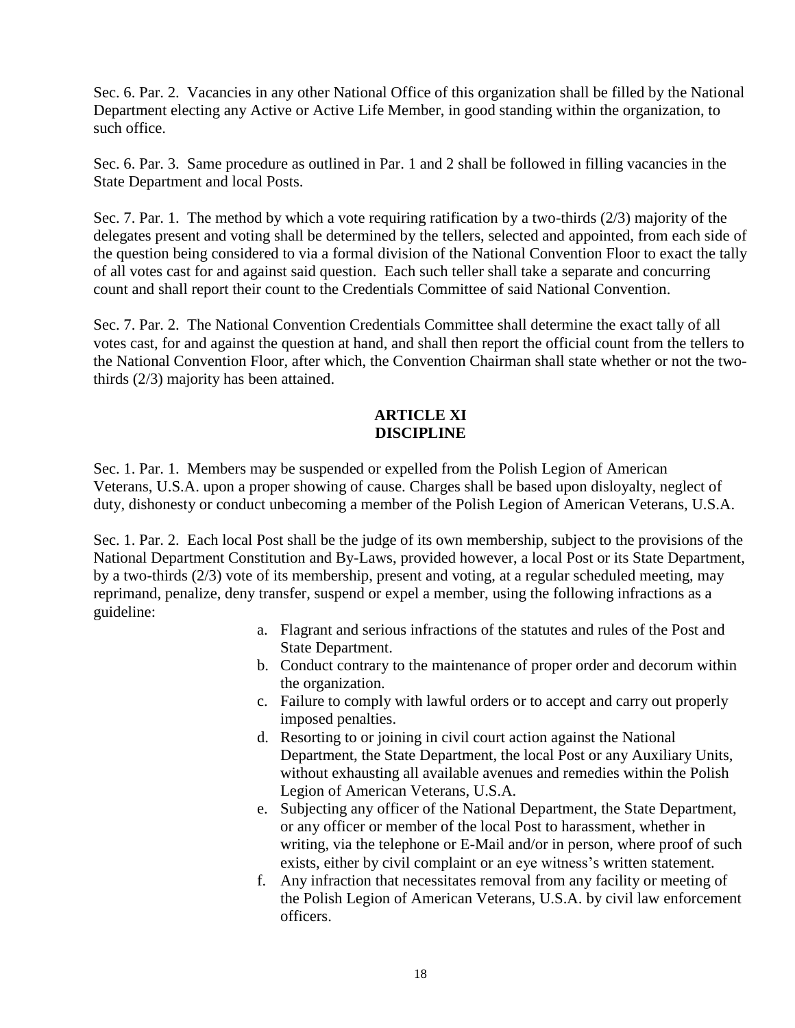Sec. 6. Par. 2. Vacancies in any other National Office of this organization shall be filled by the National Department electing any Active or Active Life Member, in good standing within the organization, to such office.

Sec. 6. Par. 3. Same procedure as outlined in Par. 1 and 2 shall be followed in filling vacancies in the State Department and local Posts.

Sec. 7. Par. 1. The method by which a vote requiring ratification by a two-thirds (2/3) majority of the delegates present and voting shall be determined by the tellers, selected and appointed, from each side of the question being considered to via a formal division of the National Convention Floor to exact the tally of all votes cast for and against said question. Each such teller shall take a separate and concurring count and shall report their count to the Credentials Committee of said National Convention.

Sec. 7. Par. 2. The National Convention Credentials Committee shall determine the exact tally of all votes cast, for and against the question at hand, and shall then report the official count from the tellers to the National Convention Floor, after which, the Convention Chairman shall state whether or not the two-thirds (2/3) majority has been attained.

## ARTICLE XI
## DISCIPLINE

Sec. 1. Par. 1. Members may be suspended or expelled from the Polish Legion of American Veterans, U.S.A. upon a proper showing of cause. Charges shall be based upon disloyalty, neglect of duty, dishonesty or conduct unbecoming a member of the Polish Legion of American Veterans, U.S.A.

Sec. 1. Par. 2. Each local Post shall be the judge of its own membership, subject to the provisions of the National Department Constitution and By-Laws, provided however, a local Post or its State Department, by a two-thirds (2/3) vote of its membership, present and voting, at a regular scheduled meeting, may reprimand, penalize, deny transfer, suspend or expel a member, using the following infractions as a guideline:

a. Flagrant and serious infractions of the statutes and rules of the Post and State Department.
b. Conduct contrary to the maintenance of proper order and decorum within the organization.
c. Failure to comply with lawful orders or to accept and carry out properly imposed penalties.
d. Resorting to or joining in civil court action against the National Department, the State Department, the local Post or any Auxiliary Units, without exhausting all available avenues and remedies within the Polish Legion of American Veterans, U.S.A.
e. Subjecting any officer of the National Department, the State Department, or any officer or member of the local Post to harassment, whether in writing, via the telephone or E-Mail and/or in person, where proof of such exists, either by civil complaint or an eye witness's written statement.
f. Any infraction that necessitates removal from any facility or meeting of the Polish Legion of American Veterans, U.S.A. by civil law enforcement officers.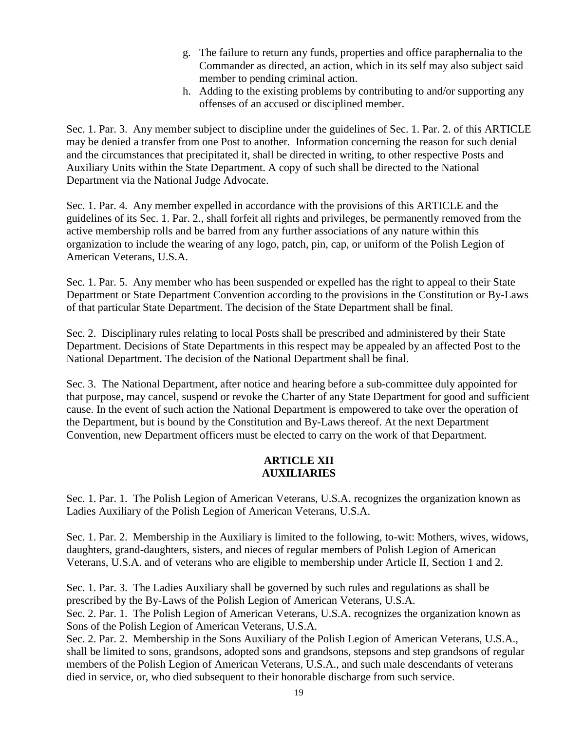g. The failure to return any funds, properties and office paraphernalia to the Commander as directed, an action, which in its self may also subject said member to pending criminal action.
h. Adding to the existing problems by contributing to and/or supporting any offenses of an accused or disciplined member.

Sec. 1. Par. 3. Any member subject to discipline under the guidelines of Sec. 1. Par. 2. of this ARTICLE may be denied a transfer from one Post to another. Information concerning the reason for such denial and the circumstances that precipitated it, shall be directed in writing, to other respective Posts and Auxiliary Units within the State Department. A copy of such shall be directed to the National Department via the National Judge Advocate.

Sec. 1. Par. 4. Any member expelled in accordance with the provisions of this ARTICLE and the guidelines of its Sec. 1. Par. 2., shall forfeit all rights and privileges, be permanently removed from the active membership rolls and be barred from any further associations of any nature within this organization to include the wearing of any logo, patch, pin, cap, or uniform of the Polish Legion of American Veterans, U.S.A.

Sec. 1. Par. 5. Any member who has been suspended or expelled has the right to appeal to their State Department or State Department Convention according to the provisions in the Constitution or By-Laws of that particular State Department. The decision of the State Department shall be final.

Sec. 2. Disciplinary rules relating to local Posts shall be prescribed and administered by their State Department. Decisions of State Departments in this respect may be appealed by an affected Post to the National Department. The decision of the National Department shall be final.

Sec. 3. The National Department, after notice and hearing before a sub-committee duly appointed for that purpose, may cancel, suspend or revoke the Charter of any State Department for good and sufficient cause. In the event of such action the National Department is empowered to take over the operation of the Department, but is bound by the Constitution and By-Laws thereof. At the next Department Convention, new Department officers must be elected to carry on the work of that Department.

## ARTICLE XII
## AUXILIARIES

Sec. 1. Par. 1. The Polish Legion of American Veterans, U.S.A. recognizes the organization known as Ladies Auxiliary of the Polish Legion of American Veterans, U.S.A.

Sec. 1. Par. 2. Membership in the Auxiliary is limited to the following, to-wit: Mothers, wives, widows, daughters, grand-daughters, sisters, and nieces of regular members of Polish Legion of American Veterans, U.S.A. and of veterans who are eligible to membership under Article II, Section 1 and 2.

Sec. 1. Par. 3. The Ladies Auxiliary shall be governed by such rules and regulations as shall be prescribed by the By-Laws of the Polish Legion of American Veterans, U.S.A.

Sec. 2. Par. 1. The Polish Legion of American Veterans, U.S.A. recognizes the organization known as Sons of the Polish Legion of American Veterans, U.S.A.

Sec. 2. Par. 2. Membership in the Sons Auxiliary of the Polish Legion of American Veterans, U.S.A., shall be limited to sons, grandsons, adopted sons and grandsons, stepsons and step grandsons of regular members of the Polish Legion of American Veterans, U.S.A., and such male descendants of veterans died in service, or, who died subsequent to their honorable discharge from such service.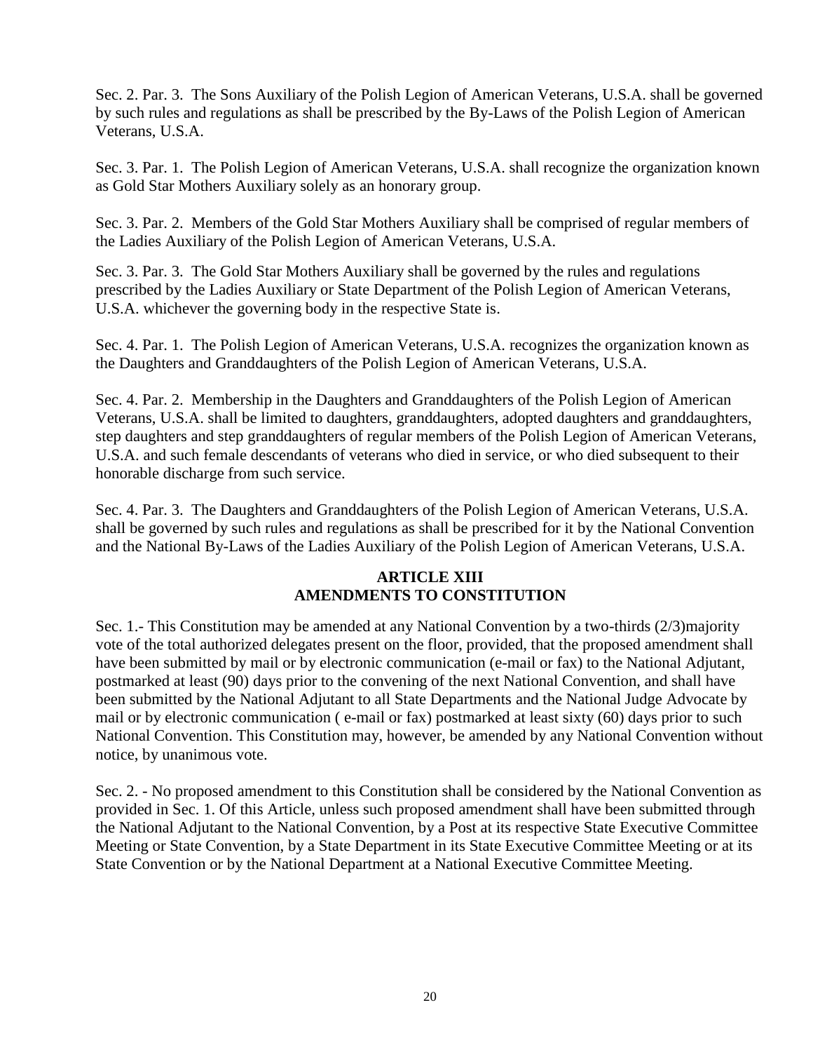Sec. 2. Par. 3. The Sons Auxiliary of the Polish Legion of American Veterans, U.S.A. shall be governed by such rules and regulations as shall be prescribed by the By-Laws of the Polish Legion of American Veterans, U.S.A.

Sec. 3. Par. 1. The Polish Legion of American Veterans, U.S.A. shall recognize the organization known as Gold Star Mothers Auxiliary solely as an honorary group.

Sec. 3. Par. 2. Members of the Gold Star Mothers Auxiliary shall be comprised of regular members of the Ladies Auxiliary of the Polish Legion of American Veterans, U.S.A.

Sec. 3. Par. 3. The Gold Star Mothers Auxiliary shall be governed by the rules and regulations prescribed by the Ladies Auxiliary or State Department of the Polish Legion of American Veterans, U.S.A. whichever the governing body in the respective State is.

Sec. 4. Par. 1. The Polish Legion of American Veterans, U.S.A. recognizes the organization known as the Daughters and Granddaughters of the Polish Legion of American Veterans, U.S.A.

Sec. 4. Par. 2. Membership in the Daughters and Granddaughters of the Polish Legion of American Veterans, U.S.A. shall be limited to daughters, granddaughters, adopted daughters and granddaughters, step daughters and step granddaughters of regular members of the Polish Legion of American Veterans, U.S.A. and such female descendants of veterans who died in service, or who died subsequent to their honorable discharge from such service.

Sec. 4. Par. 3. The Daughters and Granddaughters of the Polish Legion of American Veterans, U.S.A. shall be governed by such rules and regulations as shall be prescribed for it by the National Convention and the National By-Laws of the Ladies Auxiliary of the Polish Legion of American Veterans, U.S.A.

## ARTICLE XIII
## AMENDMENTS TO CONSTITUTION

Sec. 1.- This Constitution may be amended at any National Convention by a two-thirds (2/3)majority vote of the total authorized delegates present on the floor, provided, that the proposed amendment shall have been submitted by mail or by electronic communication (e-mail or fax) to the National Adjutant, postmarked at least (90) days prior to the convening of the next National Convention, and shall have been submitted by the National Adjutant to all State Departments and the National Judge Advocate by mail or by electronic communication ( e-mail or fax) postmarked at least sixty (60) days prior to such National Convention. This Constitution may, however, be amended by any National Convention without notice, by unanimous vote.

Sec. 2. - No proposed amendment to this Constitution shall be considered by the National Convention as provided in Sec. 1. Of this Article, unless such proposed amendment shall have been submitted through the National Adjutant to the National Convention, by a Post at its respective State Executive Committee Meeting or State Convention, by a State Department in its State Executive Committee Meeting or at its State Convention or by the National Department at a National Executive Committee Meeting.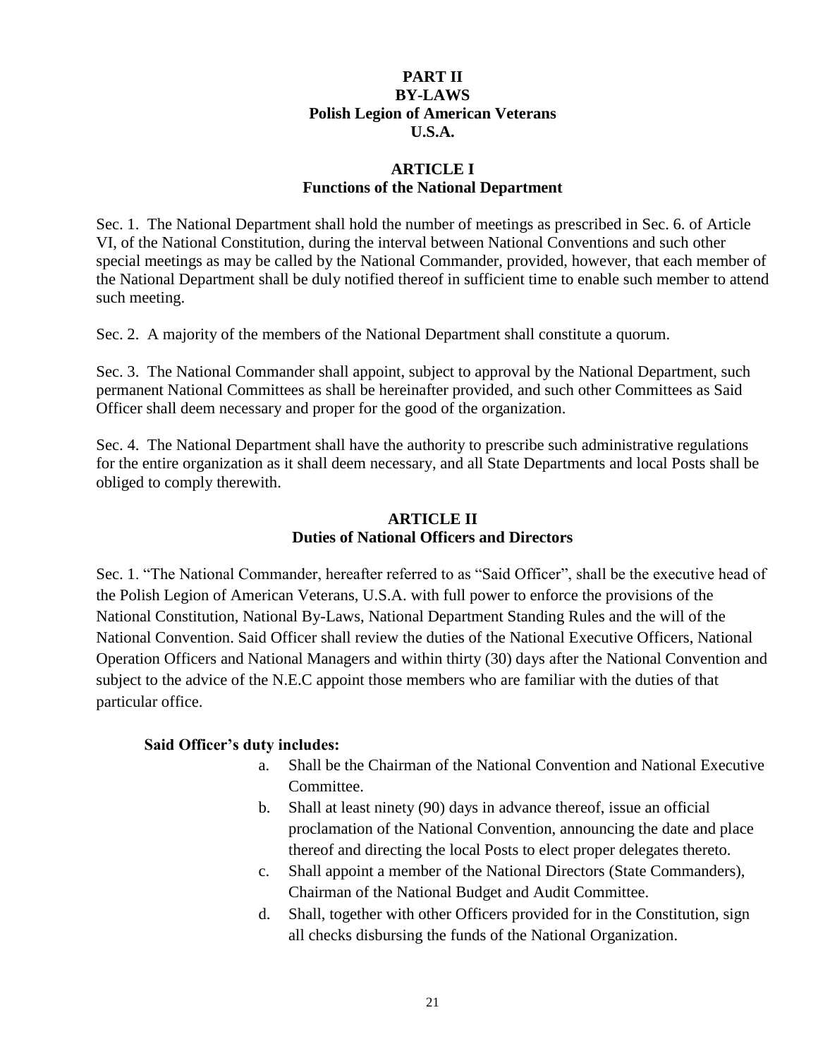# PART II
# BY-LAWS
# Polish Legion of American Veterans
# U.S.A.

## ARTICLE I
## Functions of the National Department

Sec. 1. The National Department shall hold the number of meetings as prescribed in Sec. 6. of Article VI, of the National Constitution, during the interval between National Conventions and such other special meetings as may be called by the National Commander, provided, however, that each member of the National Department shall be duly notified thereof in sufficient time to enable such member to attend such meeting.

Sec. 2. A majority of the members of the National Department shall constitute a quorum.

Sec. 3. The National Commander shall appoint, subject to approval by the National Department, such permanent National Committees as shall be hereinafter provided, and such other Committees as Said Officer shall deem necessary and proper for the good of the organization.

Sec. 4. The National Department shall have the authority to prescribe such administrative regulations for the entire organization as it shall deem necessary, and all State Departments and local Posts shall be obliged to comply therewith.

## ARTICLE II
## Duties of National Officers and Directors

Sec. 1. "The National Commander, hereafter referred to as "Said Officer", shall be the executive head of the Polish Legion of American Veterans, U.S.A. with full power to enforce the provisions of the National Constitution, National By-Laws, National Department Standing Rules and the will of the National Convention. Said Officer shall review the duties of the National Executive Officers, National Operation Officers and National Managers and within thirty (30) days after the National Convention and subject to the advice of the N.E.C appoint those members who are familiar with the duties of that particular office.

**Said Officer's duty includes:**

a. Shall be the Chairman of the National Convention and National Executive Committee.
b. Shall at least ninety (90) days in advance thereof, issue an official proclamation of the National Convention, announcing the date and place thereof and directing the local Posts to elect proper delegates thereto.
c. Shall appoint a member of the National Directors (State Commanders), Chairman of the National Budget and Audit Committee.
d. Shall, together with other Officers provided for in the Constitution, sign all checks disbursing the funds of the National Organization.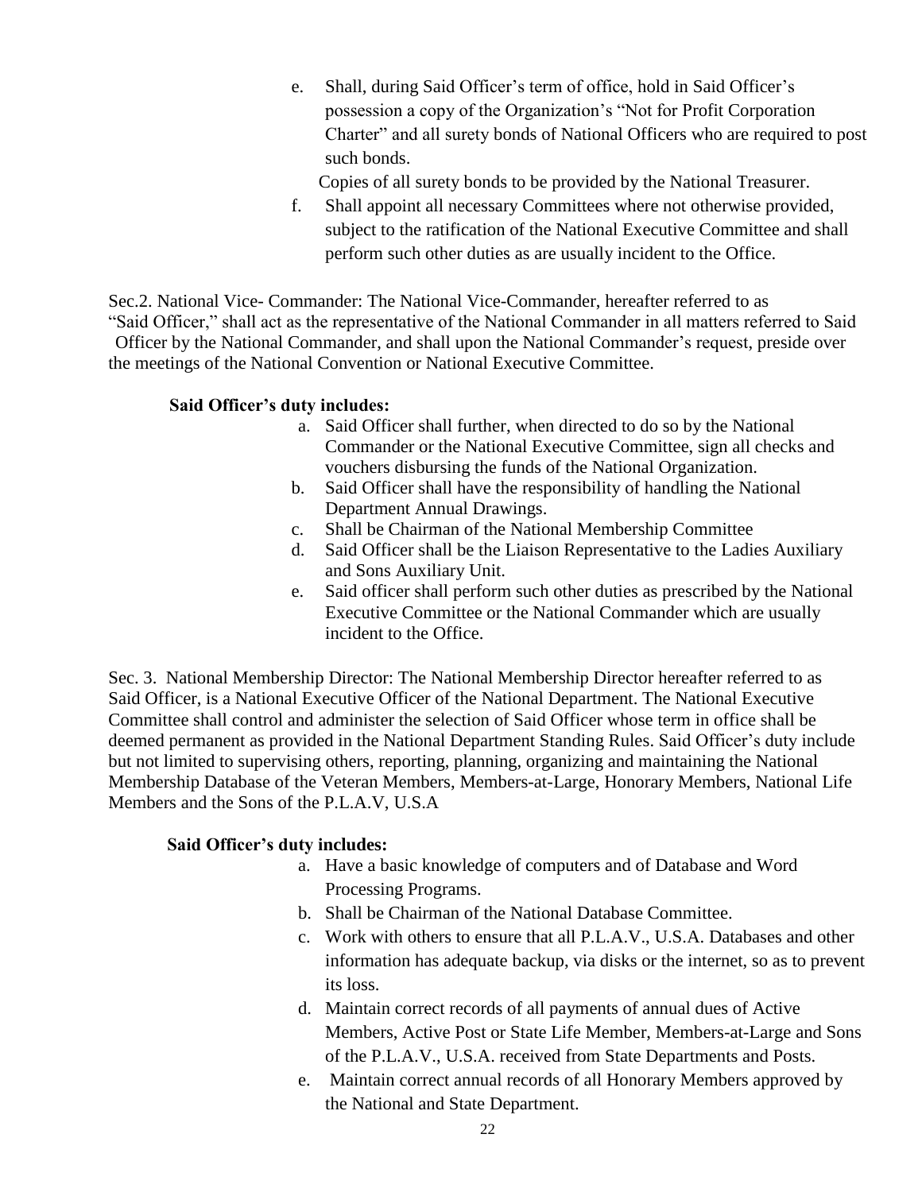e. Shall, during Said Officer's term of office, hold in Said Officer's possession a copy of the Organization's "Not for Profit Corporation Charter" and all surety bonds of National Officers who are required to post such bonds.

   Copies of all surety bonds to be provided by the National Treasurer.

f. Shall appoint all necessary Committees where not otherwise provided, subject to the ratification of the National Executive Committee and shall perform such other duties as are usually incident to the Office.

Sec.2. National Vice- Commander: The National Vice-Commander, hereafter referred to as "Said Officer," shall act as the representative of the National Commander in all matters referred to Said Officer by the National Commander, and shall upon the National Commander's request, preside over the meetings of the National Convention or National Executive Committee.

**Said Officer's duty includes:**

a. Said Officer shall further, when directed to do so by the National Commander or the National Executive Committee, sign all checks and vouchers disbursing the funds of the National Organization.
b. Said Officer shall have the responsibility of handling the National Department Annual Drawings.
c. Shall be Chairman of the National Membership Committee
d. Said Officer shall be the Liaison Representative to the Ladies Auxiliary and Sons Auxiliary Unit.
e. Said officer shall perform such other duties as prescribed by the National Executive Committee or the National Commander which are usually incident to the Office.

Sec. 3. National Membership Director: The National Membership Director hereafter referred to as Said Officer, is a National Executive Officer of the National Department. The National Executive Committee shall control and administer the selection of Said Officer whose term in office shall be deemed permanent as provided in the National Department Standing Rules. Said Officer's duty include but not limited to supervising others, reporting, planning, organizing and maintaining the National Membership Database of the Veteran Members, Members-at-Large, Honorary Members, National Life Members and the Sons of the P.L.A.V, U.S.A

**Said Officer's duty includes:**

a. Have a basic knowledge of computers and of Database and Word Processing Programs.
b. Shall be Chairman of the National Database Committee.
c. Work with others to ensure that all P.L.A.V., U.S.A. Databases and other information has adequate backup, via disks or the internet, so as to prevent its loss.
d. Maintain correct records of all payments of annual dues of Active Members, Active Post or State Life Member, Members-at-Large and Sons of the P.L.A.V., U.S.A. received from State Departments and Posts.
e. Maintain correct annual records of all Honorary Members approved by the National and State Department.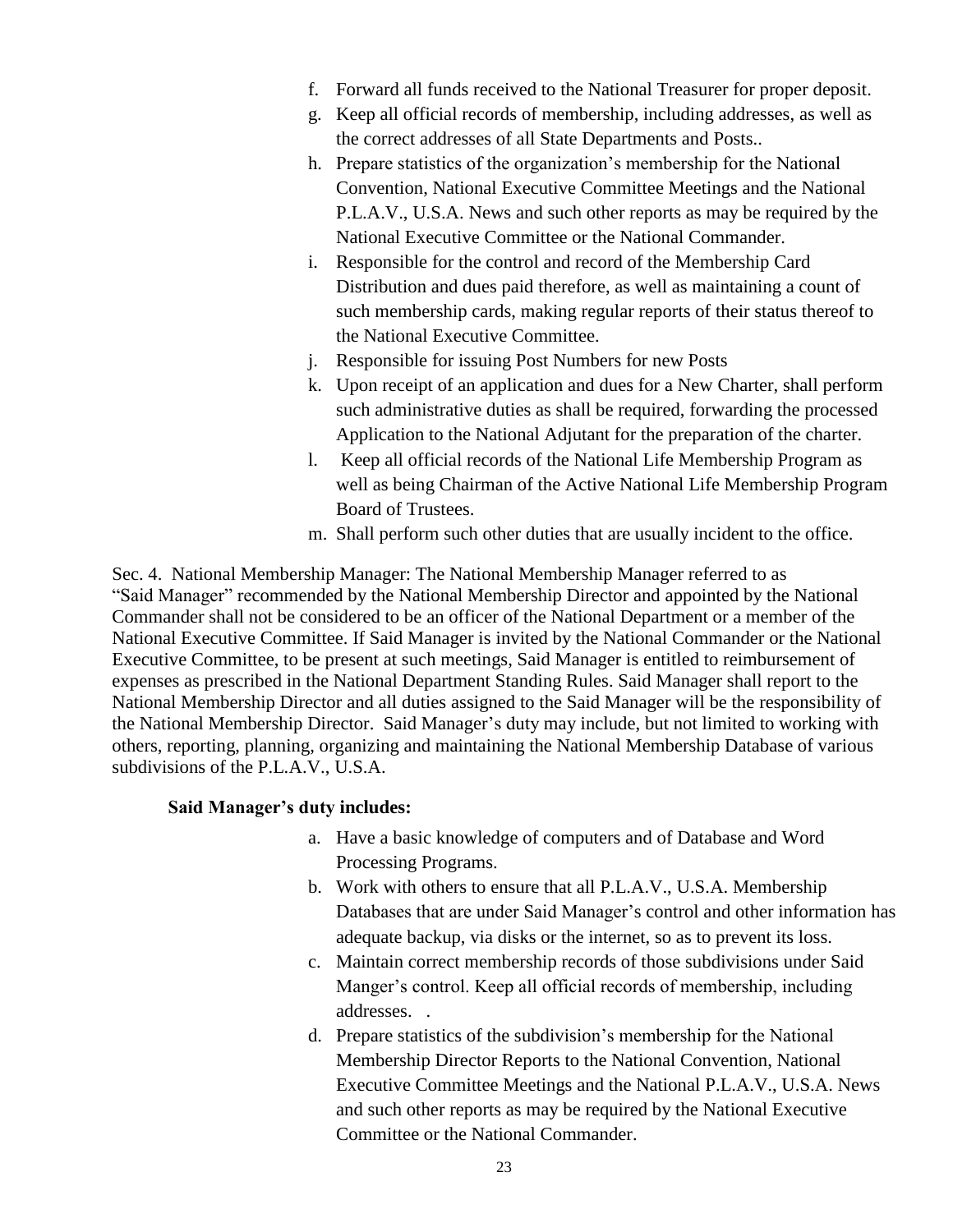f. Forward all funds received to the National Treasurer for proper deposit.
g. Keep all official records of membership, including addresses, as well as the correct addresses of all State Departments and Posts..
h. Prepare statistics of the organization's membership for the National Convention, National Executive Committee Meetings and the National P.L.A.V., U.S.A. News and such other reports as may be required by the National Executive Committee or the National Commander.
i. Responsible for the control and record of the Membership Card Distribution and dues paid therefore, as well as maintaining a count of such membership cards, making regular reports of their status thereof to the National Executive Committee.
j. Responsible for issuing Post Numbers for new Posts
k. Upon receipt of an application and dues for a New Charter, shall perform such administrative duties as shall be required, forwarding the processed Application to the National Adjutant for the preparation of the charter.
l. Keep all official records of the National Life Membership Program as well as being Chairman of the Active National Life Membership Program Board of Trustees.
m. Shall perform such other duties that are usually incident to the office.

Sec. 4. National Membership Manager: The National Membership Manager referred to as "Said Manager" recommended by the National Membership Director and appointed by the National Commander shall not be considered to be an officer of the National Department or a member of the National Executive Committee. If Said Manager is invited by the National Commander or the National Executive Committee, to be present at such meetings, Said Manager is entitled to reimbursement of expenses as prescribed in the National Department Standing Rules. Said Manager shall report to the National Membership Director and all duties assigned to the Said Manager will be the responsibility of the National Membership Director. Said Manager's duty may include, but not limited to working with others, reporting, planning, organizing and maintaining the National Membership Database of various subdivisions of the P.L.A.V., U.S.A.

**Said Manager's duty includes:**

a. Have a basic knowledge of computers and of Database and Word Processing Programs.
b. Work with others to ensure that all P.L.A.V., U.S.A. Membership Databases that are under Said Manager's control and other information has adequate backup, via disks or the internet, so as to prevent its loss.
c. Maintain correct membership records of those subdivisions under Said Manger's control. Keep all official records of membership, including addresses. .
d. Prepare statistics of the subdivision's membership for the National Membership Director Reports to the National Convention, National Executive Committee Meetings and the National P.L.A.V., U.S.A. News and such other reports as may be required by the National Executive Committee or the National Commander.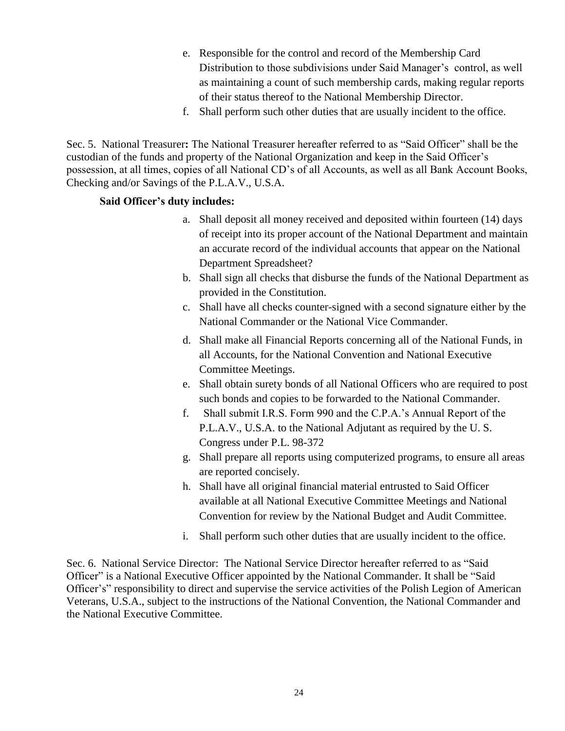e. Responsible for the control and record of the Membership Card Distribution to those subdivisions under Said Manager's control, as well as maintaining a count of such membership cards, making regular reports of their status thereof to the National Membership Director.
f. Shall perform such other duties that are usually incident to the office.

Sec. 5. National Treasurer**:** The National Treasurer hereafter referred to as "Said Officer" shall be the custodian of the funds and property of the National Organization and keep in the Said Officer's possession, at all times, copies of all National CD's of all Accounts, as well as all Bank Account Books, Checking and/or Savings of the P.L.A.V., U.S.A.

**Said Officer's duty includes:**

a. Shall deposit all money received and deposited within fourteen (14) days of receipt into its proper account of the National Department and maintain an accurate record of the individual accounts that appear on the National Department Spreadsheet?
b. Shall sign all checks that disburse the funds of the National Department as provided in the Constitution.
c. Shall have all checks counter-signed with a second signature either by the National Commander or the National Vice Commander.
d. Shall make all Financial Reports concerning all of the National Funds, in all Accounts, for the National Convention and National Executive Committee Meetings.
e. Shall obtain surety bonds of all National Officers who are required to post such bonds and copies to be forwarded to the National Commander.
f. Shall submit I.R.S. Form 990 and the C.P.A.'s Annual Report of the P.L.A.V., U.S.A. to the National Adjutant as required by the U. S. Congress under P.L. 98-372
g. Shall prepare all reports using computerized programs, to ensure all areas are reported concisely.
h. Shall have all original financial material entrusted to Said Officer available at all National Executive Committee Meetings and National Convention for review by the National Budget and Audit Committee.
i. Shall perform such other duties that are usually incident to the office.

Sec. 6. National Service Director: The National Service Director hereafter referred to as "Said Officer" is a National Executive Officer appointed by the National Commander. It shall be "Said Officer's" responsibility to direct and supervise the service activities of the Polish Legion of American Veterans, U.S.A., subject to the instructions of the National Convention, the National Commander and the National Executive Committee.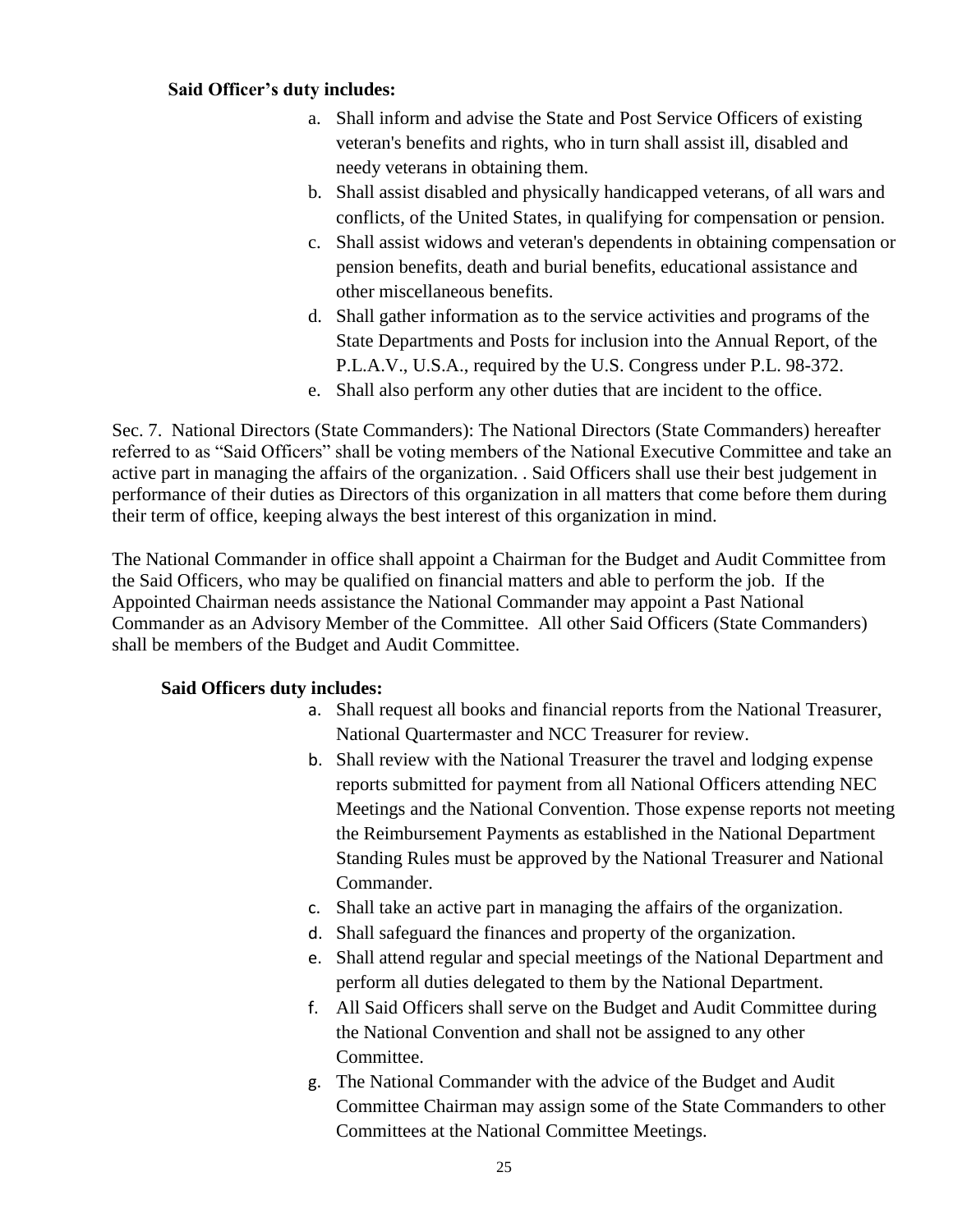**Said Officer's duty includes:**

a. Shall inform and advise the State and Post Service Officers of existing veteran's benefits and rights, who in turn shall assist ill, disabled and needy veterans in obtaining them.
b. Shall assist disabled and physically handicapped veterans, of all wars and conflicts, of the United States, in qualifying for compensation or pension.
c. Shall assist widows and veteran's dependents in obtaining compensation or pension benefits, death and burial benefits, educational assistance and other miscellaneous benefits.
d. Shall gather information as to the service activities and programs of the State Departments and Posts for inclusion into the Annual Report, of the P.L.A.V., U.S.A., required by the U.S. Congress under P.L. 98-372.
e. Shall also perform any other duties that are incident to the office.

Sec. 7. National Directors (State Commanders): The National Directors (State Commanders) hereafter referred to as "Said Officers" shall be voting members of the National Executive Committee and take an active part in managing the affairs of the organization. . Said Officers shall use their best judgement in performance of their duties as Directors of this organization in all matters that come before them during their term of office, keeping always the best interest of this organization in mind.

The National Commander in office shall appoint a Chairman for the Budget and Audit Committee from the Said Officers, who may be qualified on financial matters and able to perform the job. If the Appointed Chairman needs assistance the National Commander may appoint a Past National Commander as an Advisory Member of the Committee. All other Said Officers (State Commanders) shall be members of the Budget and Audit Committee.

**Said Officers duty includes:**

a. Shall request all books and financial reports from the National Treasurer, National Quartermaster and NCC Treasurer for review.
b. Shall review with the National Treasurer the travel and lodging expense reports submitted for payment from all National Officers attending NEC Meetings and the National Convention. Those expense reports not meeting the Reimbursement Payments as established in the National Department Standing Rules must be approved by the National Treasurer and National Commander.
c. Shall take an active part in managing the affairs of the organization.
d. Shall safeguard the finances and property of the organization.
e. Shall attend regular and special meetings of the National Department and perform all duties delegated to them by the National Department.
f. All Said Officers shall serve on the Budget and Audit Committee during the National Convention and shall not be assigned to any other Committee.
g. The National Commander with the advice of the Budget and Audit Committee Chairman may assign some of the State Commanders to other Committees at the National Committee Meetings.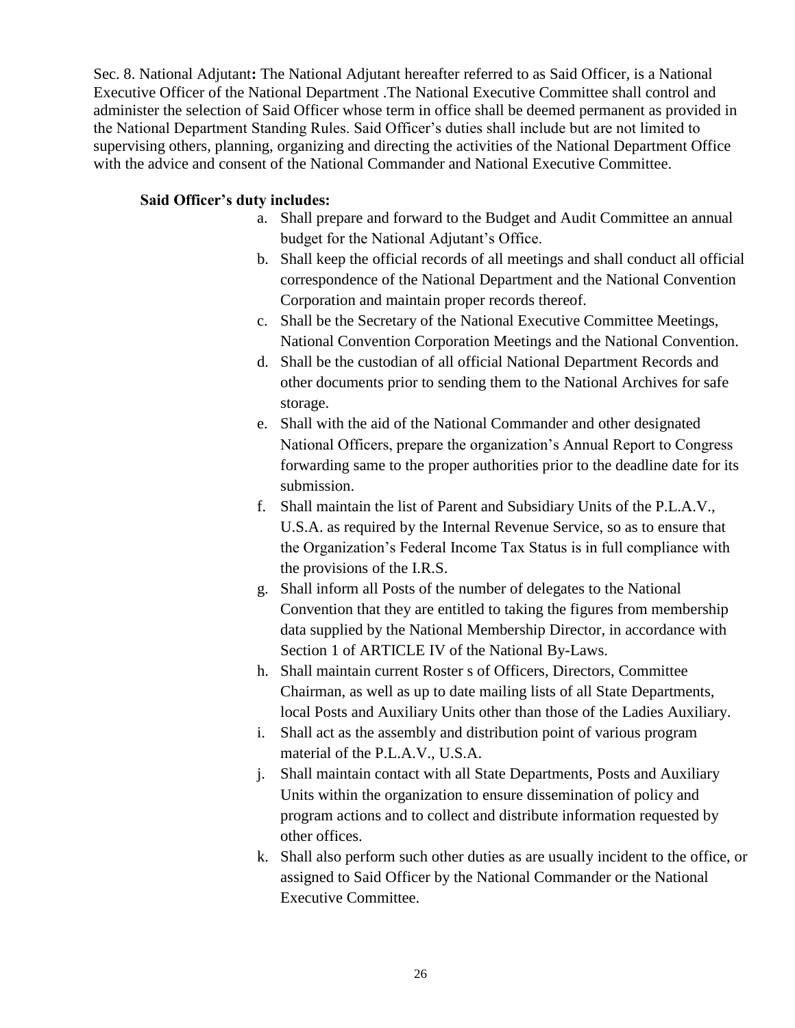Sec. 8. National Adjutant**:** The National Adjutant hereafter referred to as Said Officer, is a National Executive Officer of the National Department .The National Executive Committee shall control and administer the selection of Said Officer whose term in office shall be deemed permanent as provided in the National Department Standing Rules. Said Officer's duties shall include but are not limited to supervising others, planning, organizing and directing the activities of the National Department Office with the advice and consent of the National Commander and National Executive Committee.

**Said Officer's duty includes:**

a. Shall prepare and forward to the Budget and Audit Committee an annual budget for the National Adjutant's Office.
b. Shall keep the official records of all meetings and shall conduct all official correspondence of the National Department and the National Convention Corporation and maintain proper records thereof.
c. Shall be the Secretary of the National Executive Committee Meetings, National Convention Corporation Meetings and the National Convention.
d. Shall be the custodian of all official National Department Records and other documents prior to sending them to the National Archives for safe storage.
e. Shall with the aid of the National Commander and other designated National Officers, prepare the organization's Annual Report to Congress forwarding same to the proper authorities prior to the deadline date for its submission.
f. Shall maintain the list of Parent and Subsidiary Units of the P.L.A.V., U.S.A. as required by the Internal Revenue Service, so as to ensure that the Organization's Federal Income Tax Status is in full compliance with the provisions of the I.R.S.
g. Shall inform all Posts of the number of delegates to the National Convention that they are entitled to taking the figures from membership data supplied by the National Membership Director, in accordance with Section 1 of ARTICLE IV of the National By-Laws.
h. Shall maintain current Roster s of Officers, Directors, Committee Chairman, as well as up to date mailing lists of all State Departments, local Posts and Auxiliary Units other than those of the Ladies Auxiliary.
i. Shall act as the assembly and distribution point of various program material of the P.L.A.V., U.S.A.
j. Shall maintain contact with all State Departments, Posts and Auxiliary Units within the organization to ensure dissemination of policy and program actions and to collect and distribute information requested by other offices.
k. Shall also perform such other duties as are usually incident to the office, or assigned to Said Officer by the National Commander or the National Executive Committee.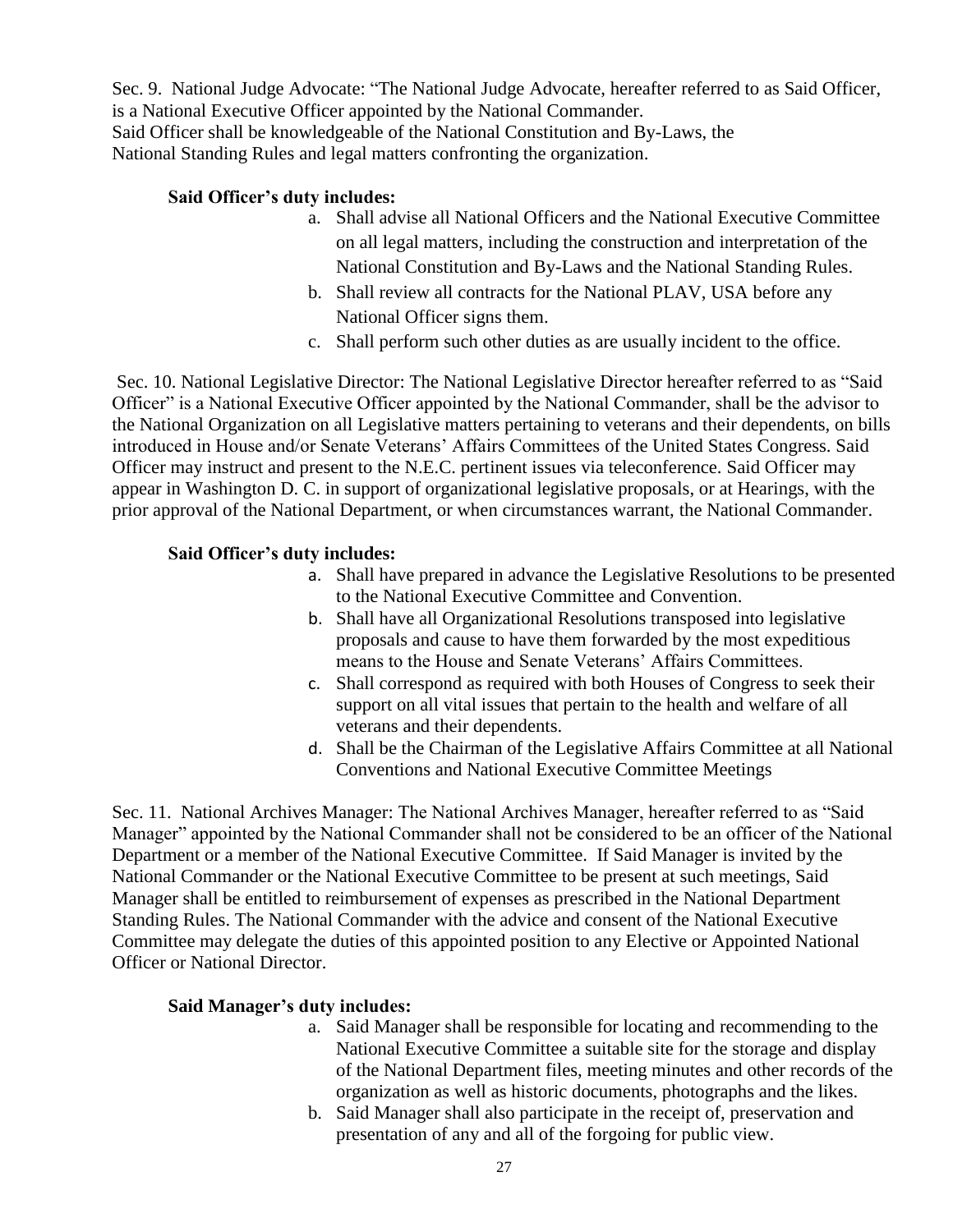Sec. 9. National Judge Advocate: "The National Judge Advocate, hereafter referred to as Said Officer, is a National Executive Officer appointed by the National Commander.
Said Officer shall be knowledgeable of the National Constitution and By-Laws, the National Standing Rules and legal matters confronting the organization.

**Said Officer's duty includes:**

a. Shall advise all National Officers and the National Executive Committee on all legal matters, including the construction and interpretation of the National Constitution and By-Laws and the National Standing Rules.
b. Shall review all contracts for the National PLAV, USA before any National Officer signs them.
c. Shall perform such other duties as are usually incident to the office.

Sec. 10. National Legislative Director: The National Legislative Director hereafter referred to as "Said Officer" is a National Executive Officer appointed by the National Commander, shall be the advisor to the National Organization on all Legislative matters pertaining to veterans and their dependents, on bills introduced in House and/or Senate Veterans' Affairs Committees of the United States Congress. Said Officer may instruct and present to the N.E.C. pertinent issues via teleconference. Said Officer may appear in Washington D. C. in support of organizational legislative proposals, or at Hearings, with the prior approval of the National Department, or when circumstances warrant, the National Commander.

**Said Officer's duty includes:**

a. Shall have prepared in advance the Legislative Resolutions to be presented to the National Executive Committee and Convention.
b. Shall have all Organizational Resolutions transposed into legislative proposals and cause to have them forwarded by the most expeditious means to the House and Senate Veterans' Affairs Committees.
c. Shall correspond as required with both Houses of Congress to seek their support on all vital issues that pertain to the health and welfare of all veterans and their dependents.
d. Shall be the Chairman of the Legislative Affairs Committee at all National Conventions and National Executive Committee Meetings

Sec. 11. National Archives Manager: The National Archives Manager, hereafter referred to as "Said Manager" appointed by the National Commander shall not be considered to be an officer of the National Department or a member of the National Executive Committee. If Said Manager is invited by the National Commander or the National Executive Committee to be present at such meetings, Said Manager shall be entitled to reimbursement of expenses as prescribed in the National Department Standing Rules. The National Commander with the advice and consent of the National Executive Committee may delegate the duties of this appointed position to any Elective or Appointed National Officer or National Director.

**Said Manager's duty includes:**

a. Said Manager shall be responsible for locating and recommending to the National Executive Committee a suitable site for the storage and display of the National Department files, meeting minutes and other records of the organization as well as historic documents, photographs and the likes.
b. Said Manager shall also participate in the receipt of, preservation and presentation of any and all of the forgoing for public view.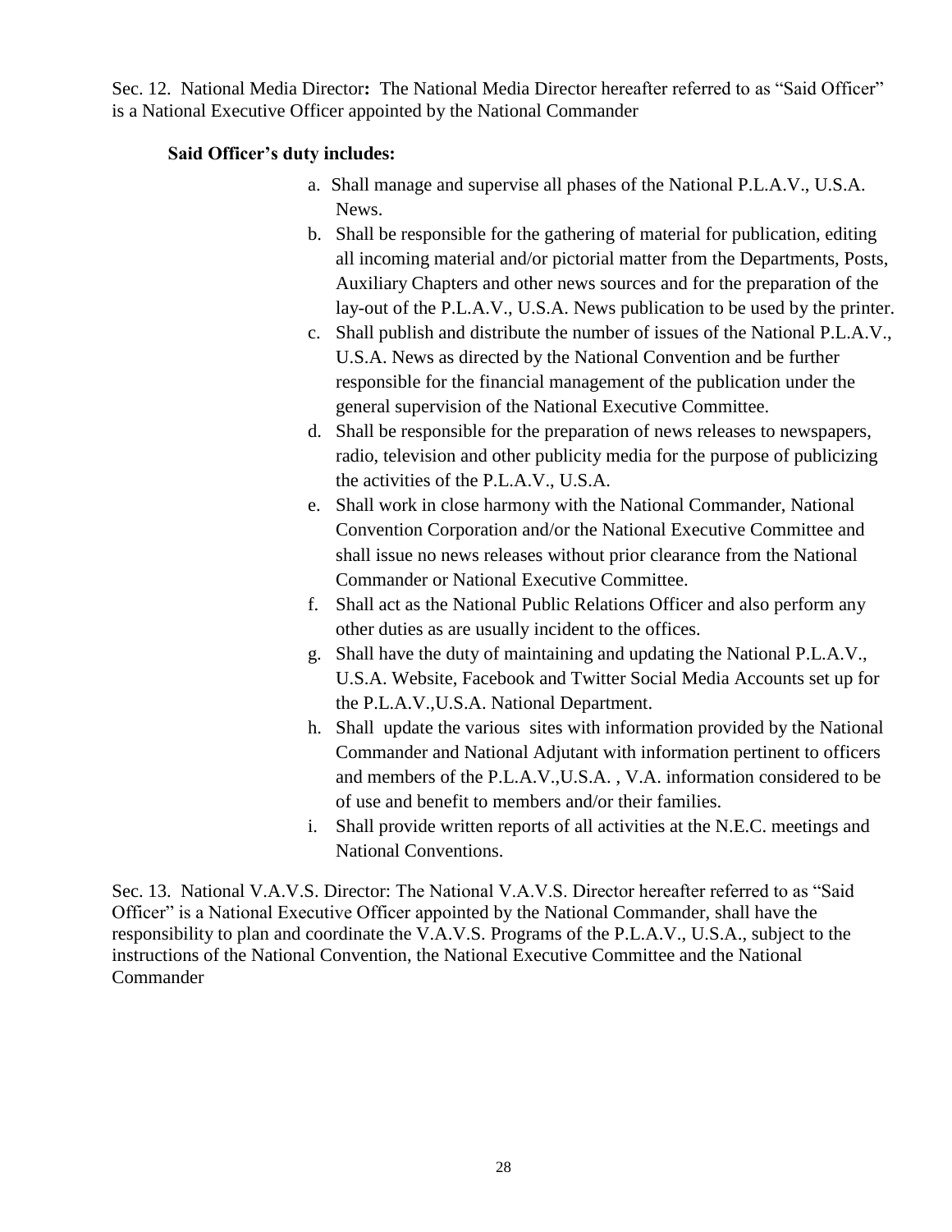Sec. 12. National Media Director**:** The National Media Director hereafter referred to as "Said Officer" is a National Executive Officer appointed by the National Commander

**Said Officer's duty includes:**

a. Shall manage and supervise all phases of the National P.L.A.V., U.S.A. News.

b. Shall be responsible for the gathering of material for publication, editing all incoming material and/or pictorial matter from the Departments, Posts, Auxiliary Chapters and other news sources and for the preparation of the lay-out of the P.L.A.V., U.S.A. News publication to be used by the printer.

c. Shall publish and distribute the number of issues of the National P.L.A.V., U.S.A. News as directed by the National Convention and be further responsible for the financial management of the publication under the general supervision of the National Executive Committee.

d. Shall be responsible for the preparation of news releases to newspapers, radio, television and other publicity media for the purpose of publicizing the activities of the P.L.A.V., U.S.A.

e. Shall work in close harmony with the National Commander, National Convention Corporation and/or the National Executive Committee and shall issue no news releases without prior clearance from the National Commander or National Executive Committee.

f. Shall act as the National Public Relations Officer and also perform any other duties as are usually incident to the offices.

g. Shall have the duty of maintaining and updating the National P.L.A.V., U.S.A. Website, Facebook and Twitter Social Media Accounts set up for the P.L.A.V.,U.S.A. National Department.

h. Shall update the various sites with information provided by the National Commander and National Adjutant with information pertinent to officers and members of the P.L.A.V.,U.S.A. , V.A. information considered to be of use and benefit to members and/or their families.

i. Shall provide written reports of all activities at the N.E.C. meetings and National Conventions.

Sec. 13. National V.A.V.S. Director: The National V.A.V.S. Director hereafter referred to as "Said Officer" is a National Executive Officer appointed by the National Commander, shall have the responsibility to plan and coordinate the V.A.V.S. Programs of the P.L.A.V., U.S.A., subject to the instructions of the National Convention, the National Executive Committee and the National Commander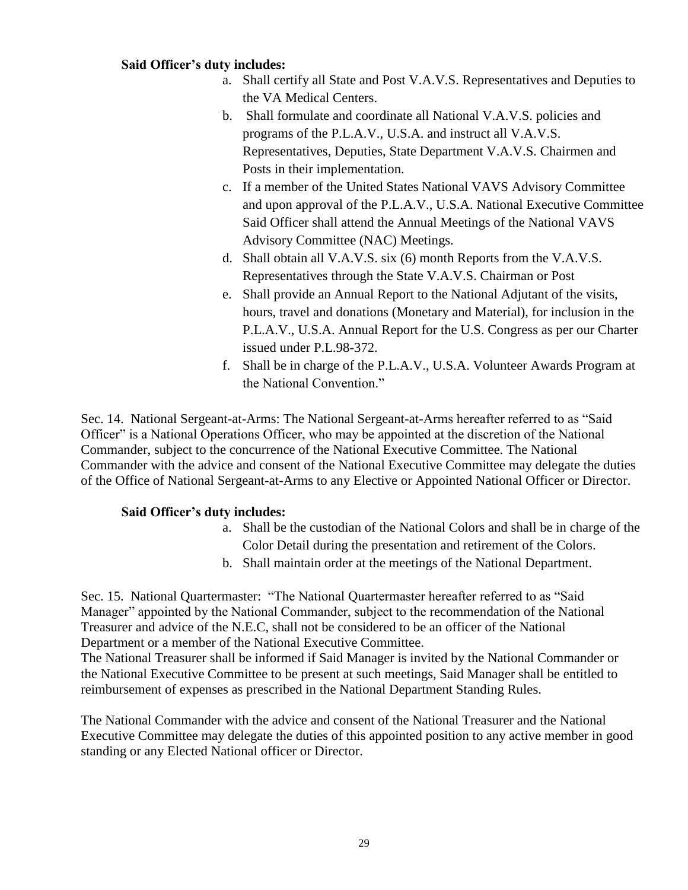**Said Officer's duty includes:**

a. Shall certify all State and Post V.A.V.S. Representatives and Deputies to the VA Medical Centers.
b. Shall formulate and coordinate all National V.A.V.S. policies and programs of the P.L.A.V., U.S.A. and instruct all V.A.V.S. Representatives, Deputies, State Department V.A.V.S. Chairmen and Posts in their implementation.
c. If a member of the United States National VAVS Advisory Committee and upon approval of the P.L.A.V., U.S.A. National Executive Committee Said Officer shall attend the Annual Meetings of the National VAVS Advisory Committee (NAC) Meetings.
d. Shall obtain all V.A.V.S. six (6) month Reports from the V.A.V.S. Representatives through the State V.A.V.S. Chairman or Post
e. Shall provide an Annual Report to the National Adjutant of the visits, hours, travel and donations (Monetary and Material), for inclusion in the P.L.A.V., U.S.A. Annual Report for the U.S. Congress as per our Charter issued under P.L.98-372.
f. Shall be in charge of the P.L.A.V., U.S.A. Volunteer Awards Program at the National Convention."

Sec. 14. National Sergeant-at-Arms: The National Sergeant-at-Arms hereafter referred to as "Said Officer" is a National Operations Officer, who may be appointed at the discretion of the National Commander, subject to the concurrence of the National Executive Committee. The National Commander with the advice and consent of the National Executive Committee may delegate the duties of the Office of National Sergeant-at-Arms to any Elective or Appointed National Officer or Director.

**Said Officer's duty includes:**

a. Shall be the custodian of the National Colors and shall be in charge of the Color Detail during the presentation and retirement of the Colors.
b. Shall maintain order at the meetings of the National Department.

Sec. 15. National Quartermaster: "The National Quartermaster hereafter referred to as "Said Manager" appointed by the National Commander, subject to the recommendation of the National Treasurer and advice of the N.E.C, shall not be considered to be an officer of the National Department or a member of the National Executive Committee.
The National Treasurer shall be informed if Said Manager is invited by the National Commander or the National Executive Committee to be present at such meetings, Said Manager shall be entitled to reimbursement of expenses as prescribed in the National Department Standing Rules.

The National Commander with the advice and consent of the National Treasurer and the National Executive Committee may delegate the duties of this appointed position to any active member in good standing or any Elected National officer or Director.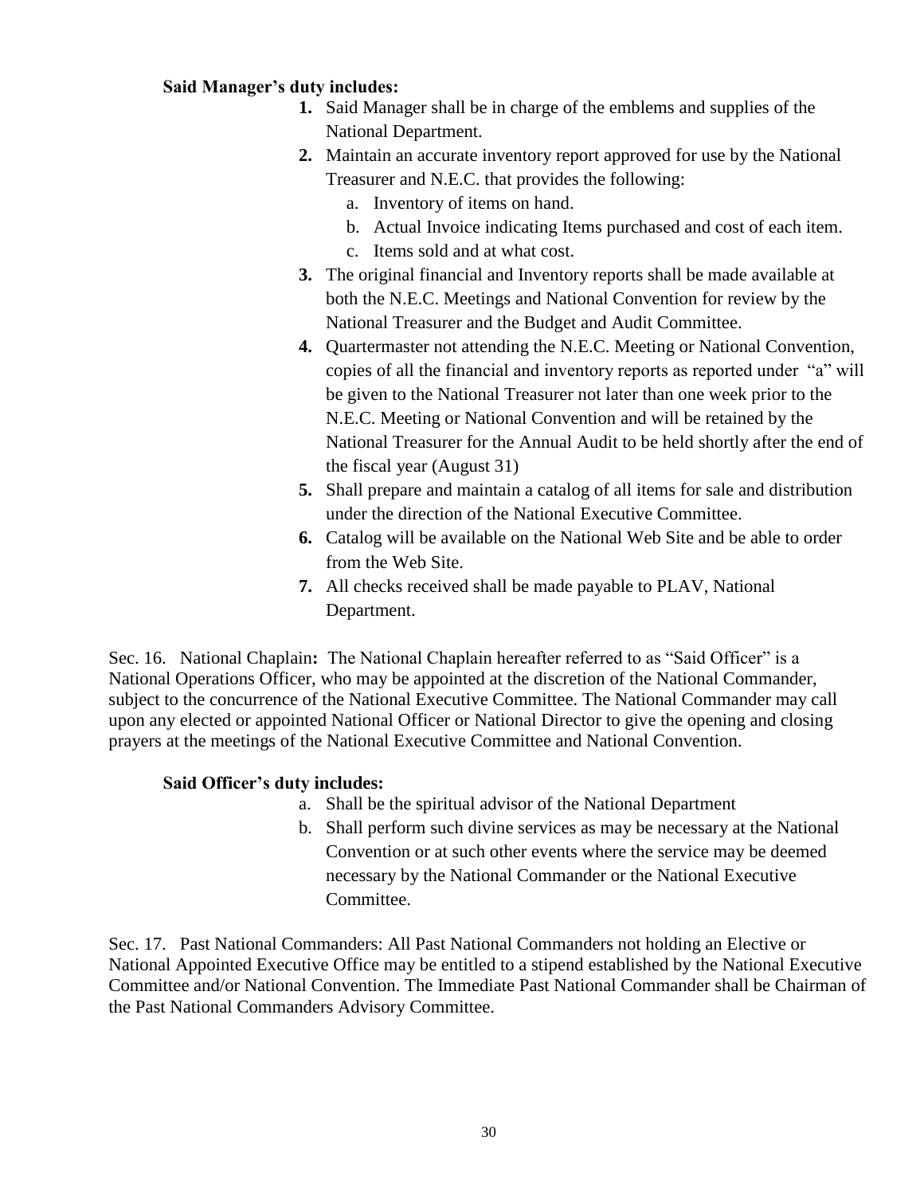**Said Manager's duty includes:**

1. Said Manager shall be in charge of the emblems and supplies of the National Department.
2. Maintain an accurate inventory report approved for use by the National Treasurer and N.E.C. that provides the following:
   a. Inventory of items on hand.
   b. Actual Invoice indicating Items purchased and cost of each item.
   c. Items sold and at what cost.
3. The original financial and Inventory reports shall be made available at both the N.E.C. Meetings and National Convention for review by the National Treasurer and the Budget and Audit Committee.
4. Quartermaster not attending the N.E.C. Meeting or National Convention, copies of all the financial and inventory reports as reported under "a" will be given to the National Treasurer not later than one week prior to the N.E.C. Meeting or National Convention and will be retained by the National Treasurer for the Annual Audit to be held shortly after the end of the fiscal year (August 31)
5. Shall prepare and maintain a catalog of all items for sale and distribution under the direction of the National Executive Committee.
6. Catalog will be available on the National Web Site and be able to order from the Web Site.
7. All checks received shall be made payable to PLAV, National Department.

Sec. 16. National Chaplain**:** The National Chaplain hereafter referred to as "Said Officer" is a National Operations Officer, who may be appointed at the discretion of the National Commander, subject to the concurrence of the National Executive Committee. The National Commander may call upon any elected or appointed National Officer or National Director to give the opening and closing prayers at the meetings of the National Executive Committee and National Convention.

**Said Officer's duty includes:**

a. Shall be the spiritual advisor of the National Department
b. Shall perform such divine services as may be necessary at the National Convention or at such other events where the service may be deemed necessary by the National Commander or the National Executive Committee.

Sec. 17. Past National Commanders: All Past National Commanders not holding an Elective or National Appointed Executive Office may be entitled to a stipend established by the National Executive Committee and/or National Convention. The Immediate Past National Commander shall be Chairman of the Past National Commanders Advisory Committee.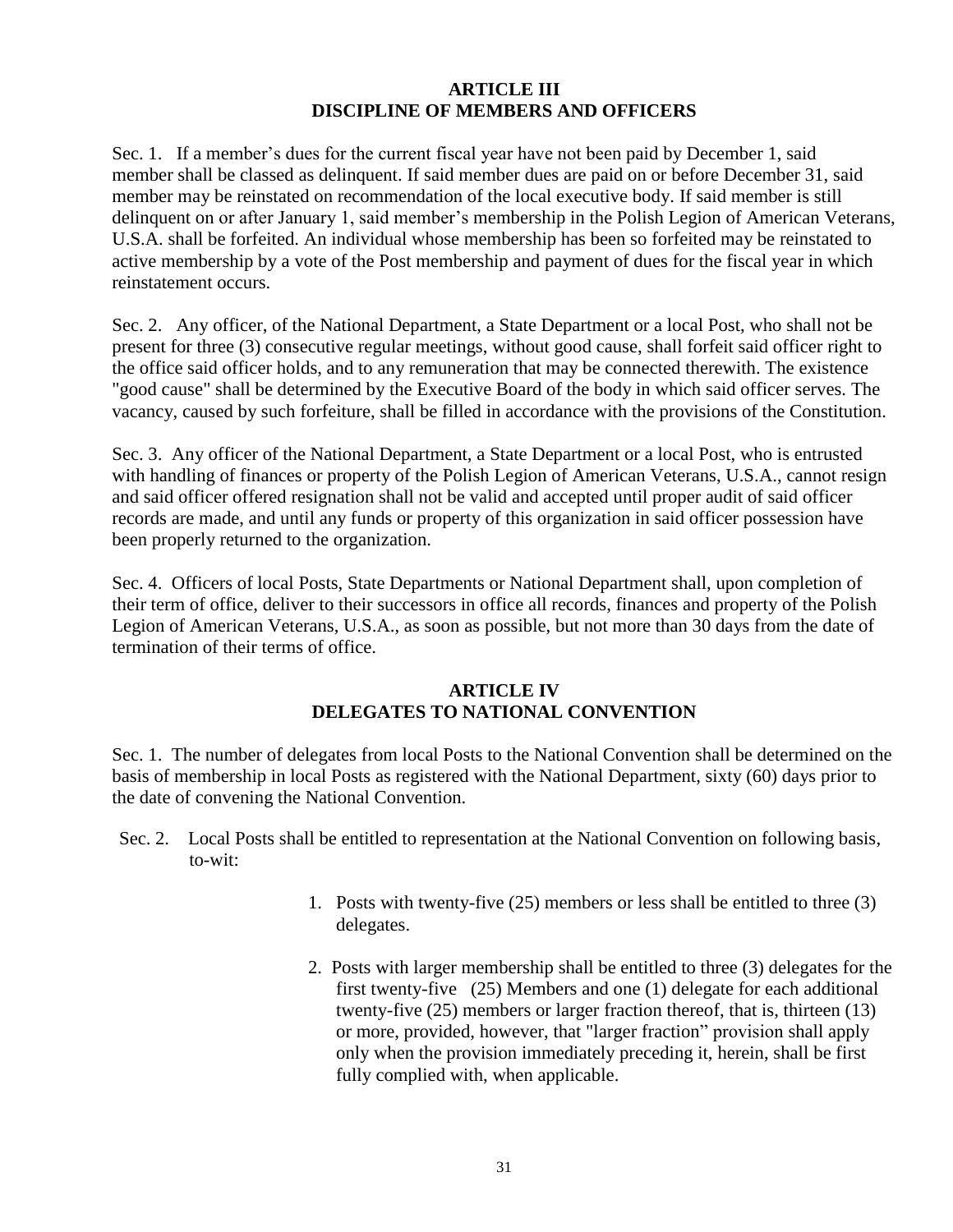## ARTICLE III
## DISCIPLINE OF MEMBERS AND OFFICERS

Sec. 1. If a member's dues for the current fiscal year have not been paid by December 1, said member shall be classed as delinquent. If said member dues are paid on or before December 31, said member may be reinstated on recommendation of the local executive body. If said member is still delinquent on or after January 1, said member's membership in the Polish Legion of American Veterans, U.S.A. shall be forfeited. An individual whose membership has been so forfeited may be reinstated to active membership by a vote of the Post membership and payment of dues for the fiscal year in which reinstatement occurs.

Sec. 2. Any officer, of the National Department, a State Department or a local Post, who shall not be present for three (3) consecutive regular meetings, without good cause, shall forfeit said officer right to the office said officer holds, and to any remuneration that may be connected therewith. The existence "good cause" shall be determined by the Executive Board of the body in which said officer serves. The vacancy, caused by such forfeiture, shall be filled in accordance with the provisions of the Constitution.

Sec. 3. Any officer of the National Department, a State Department or a local Post, who is entrusted with handling of finances or property of the Polish Legion of American Veterans, U.S.A., cannot resign and said officer offered resignation shall not be valid and accepted until proper audit of said officer records are made, and until any funds or property of this organization in said officer possession have been properly returned to the organization.

Sec. 4. Officers of local Posts, State Departments or National Department shall, upon completion of their term of office, deliver to their successors in office all records, finances and property of the Polish Legion of American Veterans, U.S.A., as soon as possible, but not more than 30 days from the date of termination of their terms of office.

## ARTICLE IV
## DELEGATES TO NATIONAL CONVENTION

Sec. 1. The number of delegates from local Posts to the National Convention shall be determined on the basis of membership in local Posts as registered with the National Department, sixty (60) days prior to the date of convening the National Convention.

Sec. 2. Local Posts shall be entitled to representation at the National Convention on following basis, to-wit:

1. Posts with twenty-five (25) members or less shall be entitled to three (3) delegates.
2. Posts with larger membership shall be entitled to three (3) delegates for the first twenty-five (25) Members and one (1) delegate for each additional twenty-five (25) members or larger fraction thereof, that is, thirteen (13) or more, provided, however, that "larger fraction" provision shall apply only when the provision immediately preceding it, herein, shall be first fully complied with, when applicable.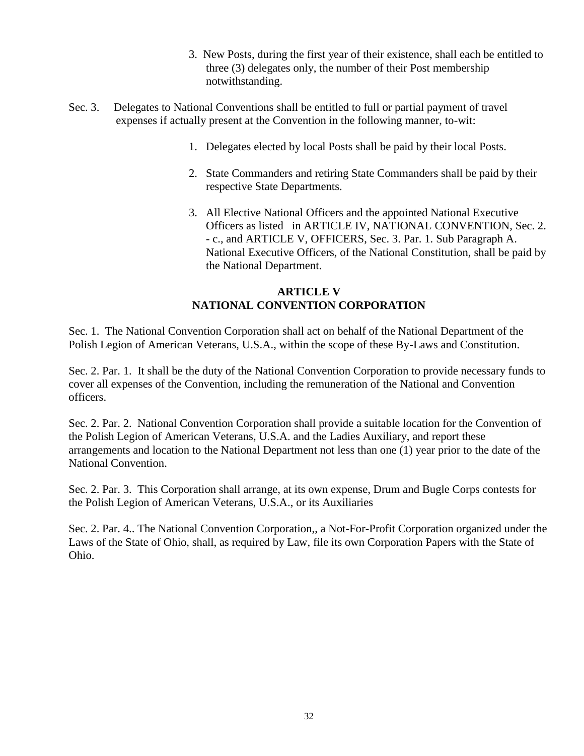3. New Posts, during the first year of their existence, shall each be entitled to three (3) delegates only, the number of their Post membership notwithstanding.

Sec. 3. Delegates to National Conventions shall be entitled to full or partial payment of travel expenses if actually present at the Convention in the following manner, to-wit:

1. Delegates elected by local Posts shall be paid by their local Posts.
2. State Commanders and retiring State Commanders shall be paid by their respective State Departments.
3. All Elective National Officers and the appointed National Executive Officers as listed in ARTICLE IV, NATIONAL CONVENTION, Sec. 2. - c., and ARTICLE V, OFFICERS, Sec. 3. Par. 1. Sub Paragraph A. National Executive Officers, of the National Constitution, shall be paid by the National Department.

## ARTICLE V
## NATIONAL CONVENTION CORPORATION

Sec. 1. The National Convention Corporation shall act on behalf of the National Department of the Polish Legion of American Veterans, U.S.A., within the scope of these By-Laws and Constitution.

Sec. 2. Par. 1. It shall be the duty of the National Convention Corporation to provide necessary funds to cover all expenses of the Convention, including the remuneration of the National and Convention officers.

Sec. 2. Par. 2. National Convention Corporation shall provide a suitable location for the Convention of the Polish Legion of American Veterans, U.S.A. and the Ladies Auxiliary, and report these arrangements and location to the National Department not less than one (1) year prior to the date of the National Convention.

Sec. 2. Par. 3. This Corporation shall arrange, at its own expense, Drum and Bugle Corps contests for the Polish Legion of American Veterans, U.S.A., or its Auxiliaries

Sec. 2. Par. 4.. The National Convention Corporation,, a Not-For-Profit Corporation organized under the Laws of the State of Ohio, shall, as required by Law, file its own Corporation Papers with the State of Ohio.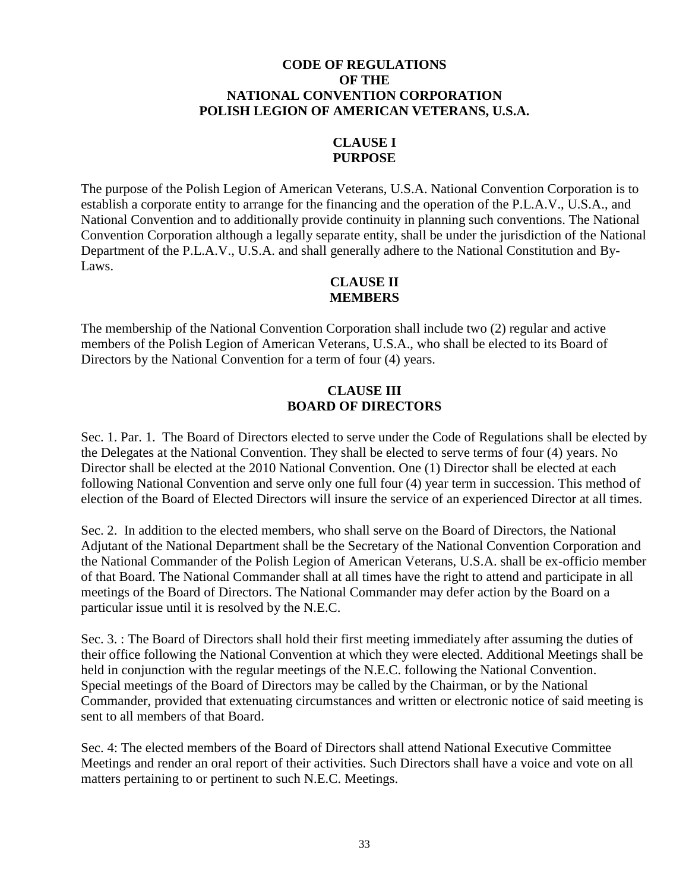# CODE OF REGULATIONS OF THE NATIONAL CONVENTION CORPORATION POLISH LEGION OF AMERICAN VETERANS, U.S.A.

## CLAUSE I PURPOSE

The purpose of the Polish Legion of American Veterans, U.S.A. National Convention Corporation is to establish a corporate entity to arrange for the financing and the operation of the P.L.A.V., U.S.A., and National Convention and to additionally provide continuity in planning such conventions. The National Convention Corporation although a legally separate entity, shall be under the jurisdiction of the National Department of the P.L.A.V., U.S.A. and shall generally adhere to the National Constitution and By-Laws.

## CLAUSE II MEMBERS

The membership of the National Convention Corporation shall include two (2) regular and active members of the Polish Legion of American Veterans, U.S.A., who shall be elected to its Board of Directors by the National Convention for a term of four (4) years.

## CLAUSE III BOARD OF DIRECTORS

Sec. 1. Par. 1. The Board of Directors elected to serve under the Code of Regulations shall be elected by the Delegates at the National Convention. They shall be elected to serve terms of four (4) years. No Director shall be elected at the 2010 National Convention. One (1) Director shall be elected at each following National Convention and serve only one full four (4) year term in succession. This method of election of the Board of Elected Directors will insure the service of an experienced Director at all times.

Sec. 2. In addition to the elected members, who shall serve on the Board of Directors, the National Adjutant of the National Department shall be the Secretary of the National Convention Corporation and the National Commander of the Polish Legion of American Veterans, U.S.A. shall be ex-officio member of that Board. The National Commander shall at all times have the right to attend and participate in all meetings of the Board of Directors. The National Commander may defer action by the Board on a particular issue until it is resolved by the N.E.C.

Sec. 3. : The Board of Directors shall hold their first meeting immediately after assuming the duties of their office following the National Convention at which they were elected. Additional Meetings shall be held in conjunction with the regular meetings of the N.E.C. following the National Convention. Special meetings of the Board of Directors may be called by the Chairman, or by the National Commander, provided that extenuating circumstances and written or electronic notice of said meeting is sent to all members of that Board.

Sec. 4: The elected members of the Board of Directors shall attend National Executive Committee Meetings and render an oral report of their activities. Such Directors shall have a voice and vote on all matters pertaining to or pertinent to such N.E.C. Meetings.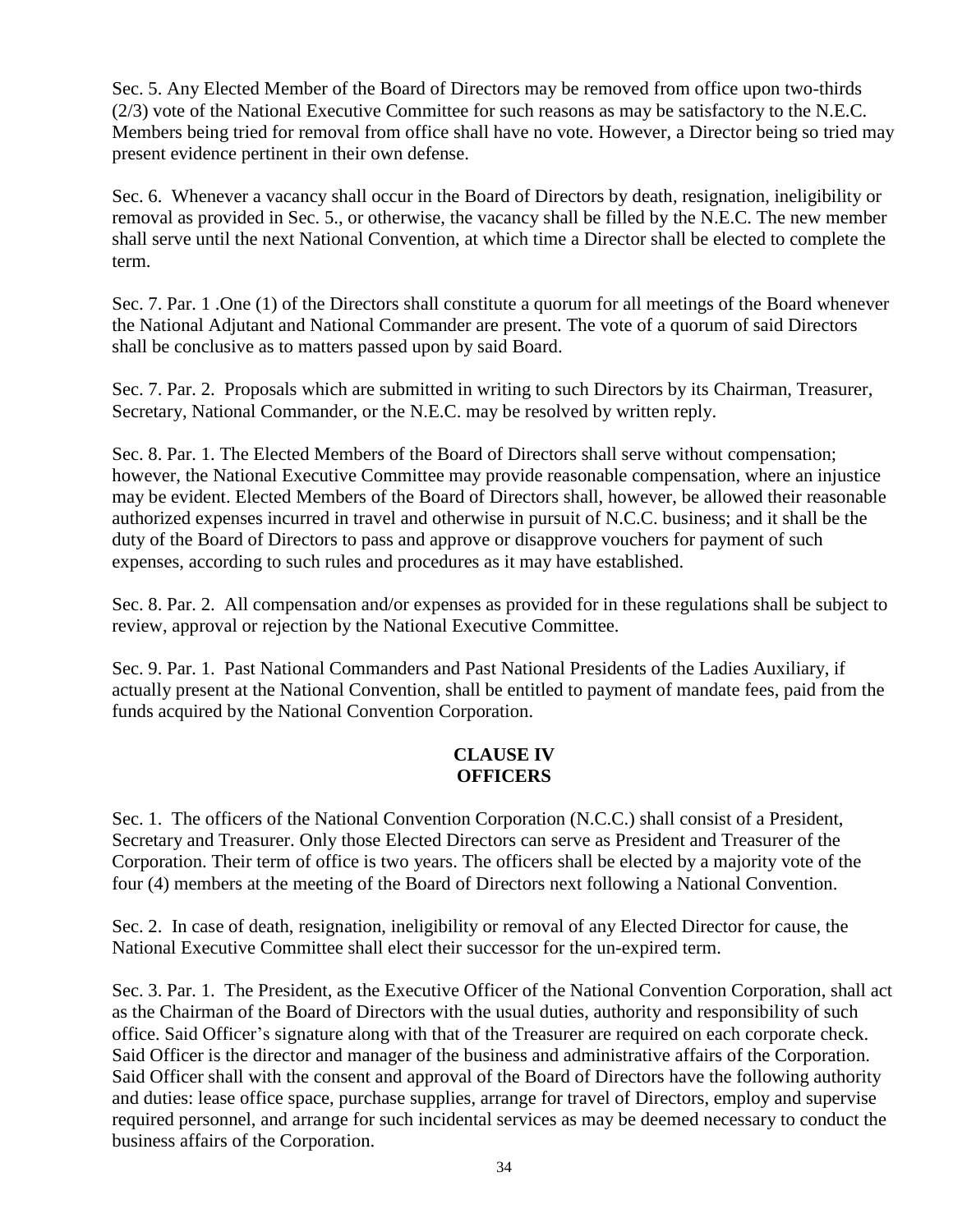Sec. 5. Any Elected Member of the Board of Directors may be removed from office upon two-thirds (2/3) vote of the National Executive Committee for such reasons as may be satisfactory to the N.E.C. Members being tried for removal from office shall have no vote. However, a Director being so tried may present evidence pertinent in their own defense.

Sec. 6. Whenever a vacancy shall occur in the Board of Directors by death, resignation, ineligibility or removal as provided in Sec. 5., or otherwise, the vacancy shall be filled by the N.E.C. The new member shall serve until the next National Convention, at which time a Director shall be elected to complete the term.

Sec. 7. Par. 1 .One (1) of the Directors shall constitute a quorum for all meetings of the Board whenever the National Adjutant and National Commander are present. The vote of a quorum of said Directors shall be conclusive as to matters passed upon by said Board.

Sec. 7. Par. 2. Proposals which are submitted in writing to such Directors by its Chairman, Treasurer, Secretary, National Commander, or the N.E.C. may be resolved by written reply.

Sec. 8. Par. 1. The Elected Members of the Board of Directors shall serve without compensation; however, the National Executive Committee may provide reasonable compensation, where an injustice may be evident. Elected Members of the Board of Directors shall, however, be allowed their reasonable authorized expenses incurred in travel and otherwise in pursuit of N.C.C. business; and it shall be the duty of the Board of Directors to pass and approve or disapprove vouchers for payment of such expenses, according to such rules and procedures as it may have established.

Sec. 8. Par. 2. All compensation and/or expenses as provided for in these regulations shall be subject to review, approval or rejection by the National Executive Committee.

Sec. 9. Par. 1. Past National Commanders and Past National Presidents of the Ladies Auxiliary, if actually present at the National Convention, shall be entitled to payment of mandate fees, paid from the funds acquired by the National Convention Corporation.

## CLAUSE IV
## OFFICERS

Sec. 1. The officers of the National Convention Corporation (N.C.C.) shall consist of a President, Secretary and Treasurer. Only those Elected Directors can serve as President and Treasurer of the Corporation. Their term of office is two years. The officers shall be elected by a majority vote of the four (4) members at the meeting of the Board of Directors next following a National Convention.

Sec. 2. In case of death, resignation, ineligibility or removal of any Elected Director for cause, the National Executive Committee shall elect their successor for the un-expired term.

Sec. 3. Par. 1. The President, as the Executive Officer of the National Convention Corporation, shall act as the Chairman of the Board of Directors with the usual duties, authority and responsibility of such office. Said Officer's signature along with that of the Treasurer are required on each corporate check. Said Officer is the director and manager of the business and administrative affairs of the Corporation. Said Officer shall with the consent and approval of the Board of Directors have the following authority and duties: lease office space, purchase supplies, arrange for travel of Directors, employ and supervise required personnel, and arrange for such incidental services as may be deemed necessary to conduct the business affairs of the Corporation.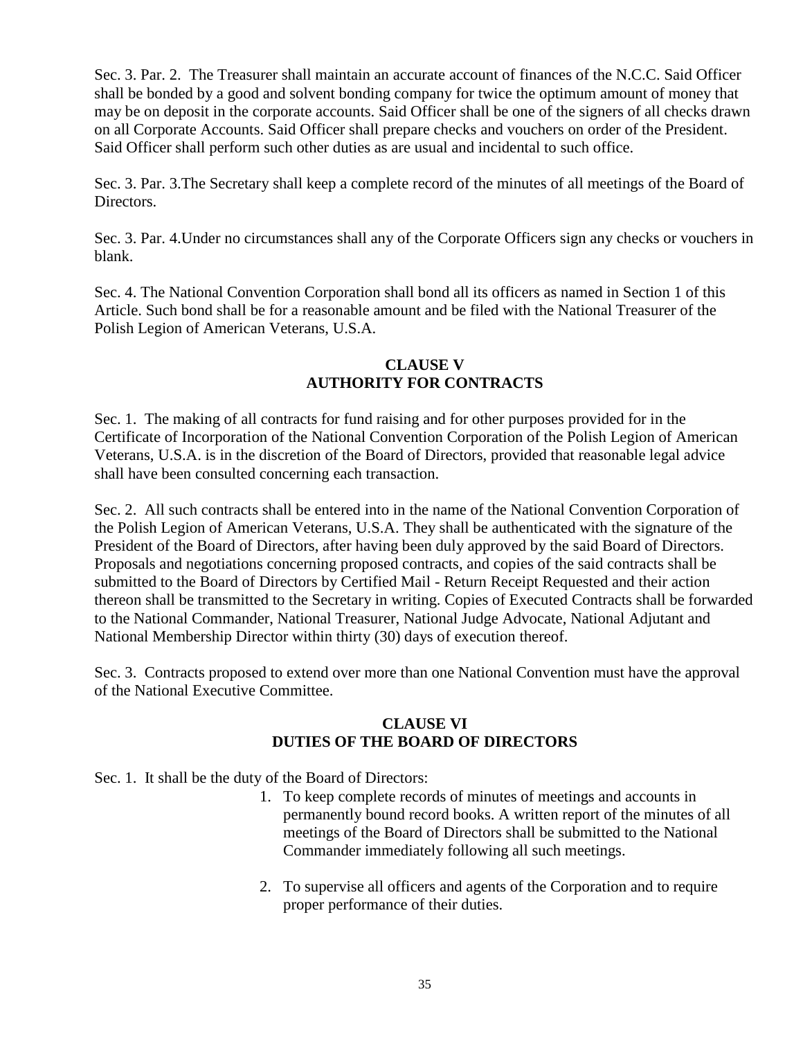Sec. 3. Par. 2. The Treasurer shall maintain an accurate account of finances of the N.C.C. Said Officer shall be bonded by a good and solvent bonding company for twice the optimum amount of money that may be on deposit in the corporate accounts. Said Officer shall be one of the signers of all checks drawn on all Corporate Accounts. Said Officer shall prepare checks and vouchers on order of the President. Said Officer shall perform such other duties as are usual and incidental to such office.

Sec. 3. Par. 3.The Secretary shall keep a complete record of the minutes of all meetings of the Board of Directors.

Sec. 3. Par. 4.Under no circumstances shall any of the Corporate Officers sign any checks or vouchers in blank.

Sec. 4. The National Convention Corporation shall bond all its officers as named in Section 1 of this Article. Such bond shall be for a reasonable amount and be filed with the National Treasurer of the Polish Legion of American Veterans, U.S.A.

## CLAUSE V
## AUTHORITY FOR CONTRACTS

Sec. 1. The making of all contracts for fund raising and for other purposes provided for in the Certificate of Incorporation of the National Convention Corporation of the Polish Legion of American Veterans, U.S.A. is in the discretion of the Board of Directors, provided that reasonable legal advice shall have been consulted concerning each transaction.

Sec. 2. All such contracts shall be entered into in the name of the National Convention Corporation of the Polish Legion of American Veterans, U.S.A. They shall be authenticated with the signature of the President of the Board of Directors, after having been duly approved by the said Board of Directors. Proposals and negotiations concerning proposed contracts, and copies of the said contracts shall be submitted to the Board of Directors by Certified Mail - Return Receipt Requested and their action thereon shall be transmitted to the Secretary in writing. Copies of Executed Contracts shall be forwarded to the National Commander, National Treasurer, National Judge Advocate, National Adjutant and National Membership Director within thirty (30) days of execution thereof.

Sec. 3. Contracts proposed to extend over more than one National Convention must have the approval of the National Executive Committee.

## CLAUSE VI
## DUTIES OF THE BOARD OF DIRECTORS

Sec. 1. It shall be the duty of the Board of Directors:

1. To keep complete records of minutes of meetings and accounts in permanently bound record books. A written report of the minutes of all meetings of the Board of Directors shall be submitted to the National Commander immediately following all such meetings.

2. To supervise all officers and agents of the Corporation and to require proper performance of their duties.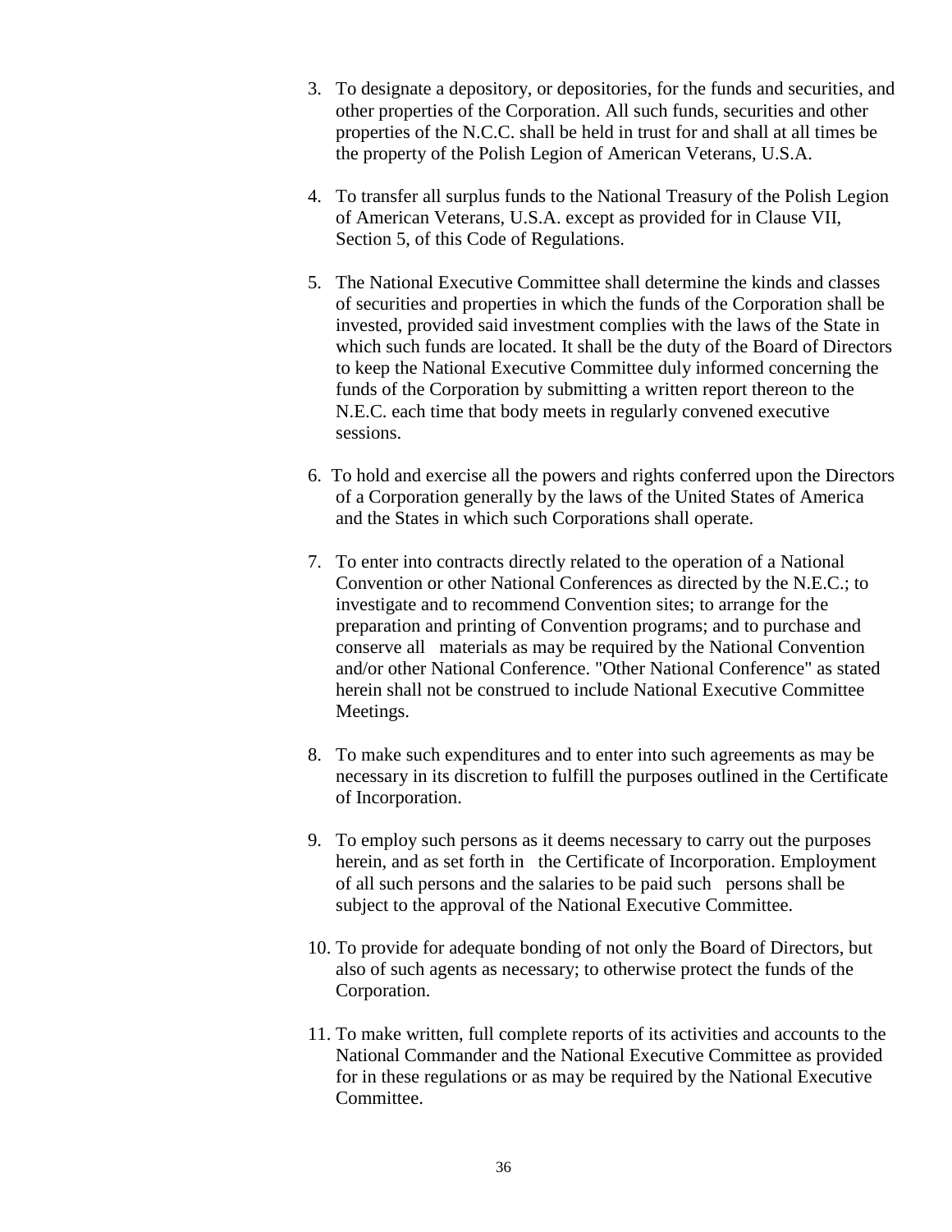3. To designate a depository, or depositories, for the funds and securities, and other properties of the Corporation. All such funds, securities and other properties of the N.C.C. shall be held in trust for and shall at all times be the property of the Polish Legion of American Veterans, U.S.A.

4. To transfer all surplus funds to the National Treasury of the Polish Legion of American Veterans, U.S.A. except as provided for in Clause VII, Section 5, of this Code of Regulations.

5. The National Executive Committee shall determine the kinds and classes of securities and properties in which the funds of the Corporation shall be invested, provided said investment complies with the laws of the State in which such funds are located. It shall be the duty of the Board of Directors to keep the National Executive Committee duly informed concerning the funds of the Corporation by submitting a written report thereon to the N.E.C. each time that body meets in regularly convened executive sessions.

6. To hold and exercise all the powers and rights conferred upon the Directors of a Corporation generally by the laws of the United States of America and the States in which such Corporations shall operate.

7. To enter into contracts directly related to the operation of a National Convention or other National Conferences as directed by the N.E.C.; to investigate and to recommend Convention sites; to arrange for the preparation and printing of Convention programs; and to purchase and conserve all materials as may be required by the National Convention and/or other National Conference. "Other National Conference" as stated herein shall not be construed to include National Executive Committee Meetings.

8. To make such expenditures and to enter into such agreements as may be necessary in its discretion to fulfill the purposes outlined in the Certificate of Incorporation.

9. To employ such persons as it deems necessary to carry out the purposes herein, and as set forth in the Certificate of Incorporation. Employment of all such persons and the salaries to be paid such persons shall be subject to the approval of the National Executive Committee.

10. To provide for adequate bonding of not only the Board of Directors, but also of such agents as necessary; to otherwise protect the funds of the Corporation.

11. To make written, full complete reports of its activities and accounts to the National Commander and the National Executive Committee as provided for in these regulations or as may be required by the National Executive Committee.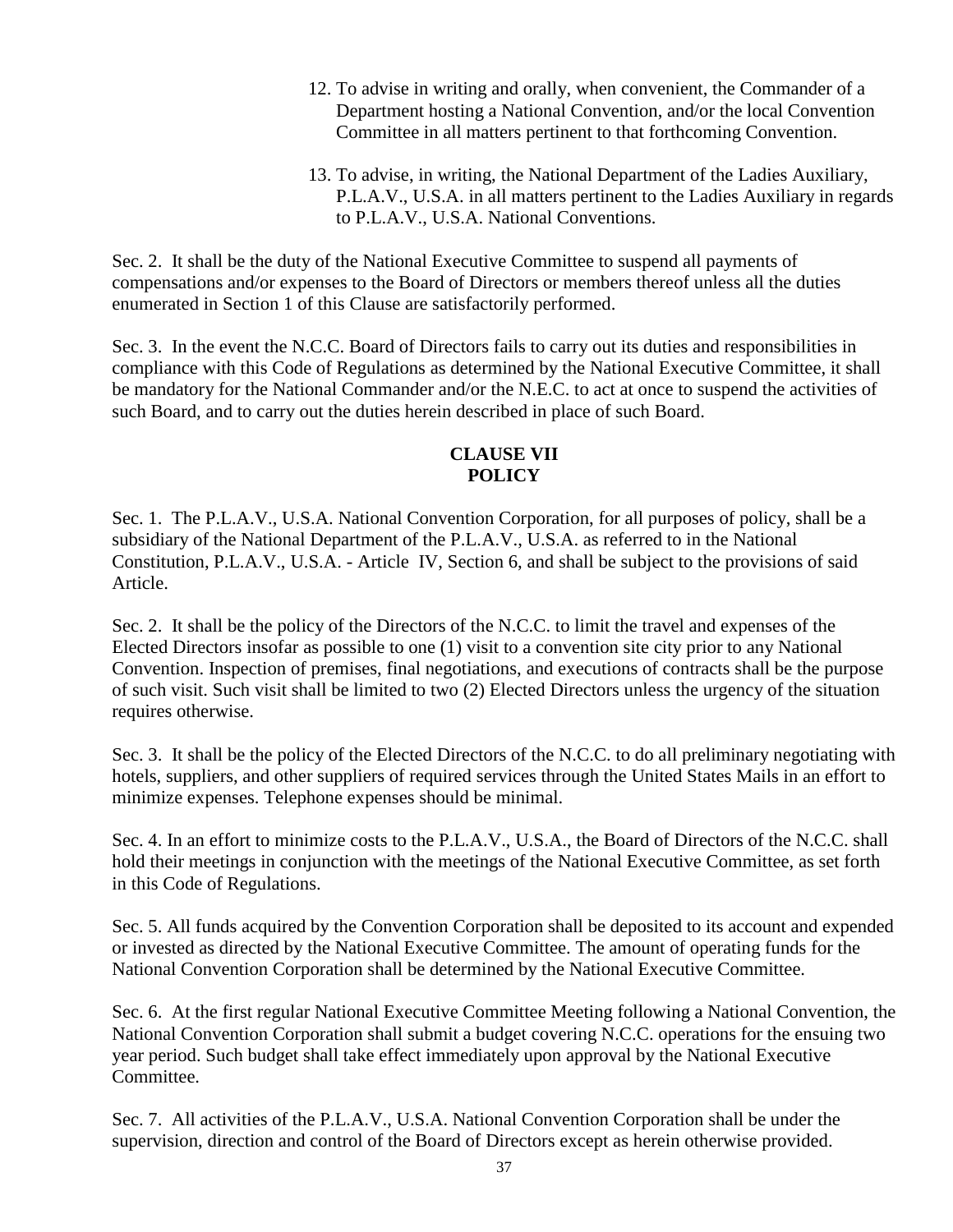12. To advise in writing and orally, when convenient, the Commander of a Department hosting a National Convention, and/or the local Convention Committee in all matters pertinent to that forthcoming Convention.

13. To advise, in writing, the National Department of the Ladies Auxiliary, P.L.A.V., U.S.A. in all matters pertinent to the Ladies Auxiliary in regards to P.L.A.V., U.S.A. National Conventions.

Sec. 2. It shall be the duty of the National Executive Committee to suspend all payments of compensations and/or expenses to the Board of Directors or members thereof unless all the duties enumerated in Section 1 of this Clause are satisfactorily performed.

Sec. 3. In the event the N.C.C. Board of Directors fails to carry out its duties and responsibilities in compliance with this Code of Regulations as determined by the National Executive Committee, it shall be mandatory for the National Commander and/or the N.E.C. to act at once to suspend the activities of such Board, and to carry out the duties herein described in place of such Board.

## CLAUSE VII
## POLICY

Sec. 1. The P.L.A.V., U.S.A. National Convention Corporation, for all purposes of policy, shall be a subsidiary of the National Department of the P.L.A.V., U.S.A. as referred to in the National Constitution, P.L.A.V., U.S.A. - Article IV, Section 6, and shall be subject to the provisions of said Article.

Sec. 2. It shall be the policy of the Directors of the N.C.C. to limit the travel and expenses of the Elected Directors insofar as possible to one (1) visit to a convention site city prior to any National Convention. Inspection of premises, final negotiations, and executions of contracts shall be the purpose of such visit. Such visit shall be limited to two (2) Elected Directors unless the urgency of the situation requires otherwise.

Sec. 3. It shall be the policy of the Elected Directors of the N.C.C. to do all preliminary negotiating with hotels, suppliers, and other suppliers of required services through the United States Mails in an effort to minimize expenses. Telephone expenses should be minimal.

Sec. 4. In an effort to minimize costs to the P.L.A.V., U.S.A., the Board of Directors of the N.C.C. shall hold their meetings in conjunction with the meetings of the National Executive Committee, as set forth in this Code of Regulations.

Sec. 5. All funds acquired by the Convention Corporation shall be deposited to its account and expended or invested as directed by the National Executive Committee. The amount of operating funds for the National Convention Corporation shall be determined by the National Executive Committee.

Sec. 6. At the first regular National Executive Committee Meeting following a National Convention, the National Convention Corporation shall submit a budget covering N.C.C. operations for the ensuing two year period. Such budget shall take effect immediately upon approval by the National Executive Committee.

Sec. 7. All activities of the P.L.A.V., U.S.A. National Convention Corporation shall be under the supervision, direction and control of the Board of Directors except as herein otherwise provided.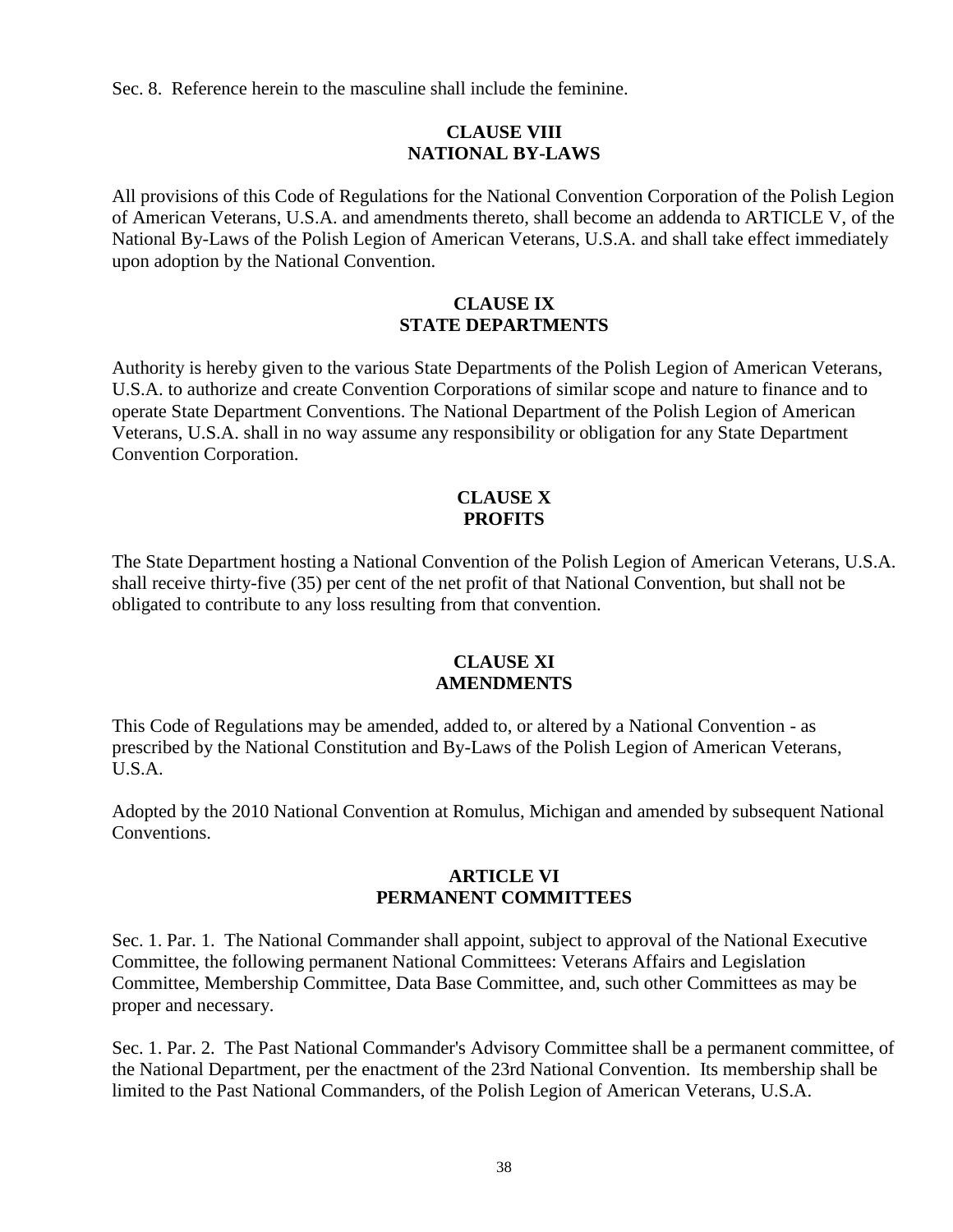Sec. 8. Reference herein to the masculine shall include the feminine.

## CLAUSE VIII
## NATIONAL BY-LAWS

All provisions of this Code of Regulations for the National Convention Corporation of the Polish Legion of American Veterans, U.S.A. and amendments thereto, shall become an addenda to ARTICLE V, of the National By-Laws of the Polish Legion of American Veterans, U.S.A. and shall take effect immediately upon adoption by the National Convention.

## CLAUSE IX
## STATE DEPARTMENTS

Authority is hereby given to the various State Departments of the Polish Legion of American Veterans, U.S.A. to authorize and create Convention Corporations of similar scope and nature to finance and to operate State Department Conventions. The National Department of the Polish Legion of American Veterans, U.S.A. shall in no way assume any responsibility or obligation for any State Department Convention Corporation.

## CLAUSE X
## PROFITS

The State Department hosting a National Convention of the Polish Legion of American Veterans, U.S.A. shall receive thirty-five (35) per cent of the net profit of that National Convention, but shall not be obligated to contribute to any loss resulting from that convention.

## CLAUSE XI
## AMENDMENTS

This Code of Regulations may be amended, added to, or altered by a National Convention - as prescribed by the National Constitution and By-Laws of the Polish Legion of American Veterans, U.S.A.

Adopted by the 2010 National Convention at Romulus, Michigan and amended by subsequent National Conventions.

## ARTICLE VI
## PERMANENT COMMITTEES

Sec. 1. Par. 1. The National Commander shall appoint, subject to approval of the National Executive Committee, the following permanent National Committees: Veterans Affairs and Legislation Committee, Membership Committee, Data Base Committee, and, such other Committees as may be proper and necessary.

Sec. 1. Par. 2. The Past National Commander's Advisory Committee shall be a permanent committee, of the National Department, per the enactment of the 23rd National Convention. Its membership shall be limited to the Past National Commanders, of the Polish Legion of American Veterans, U.S.A.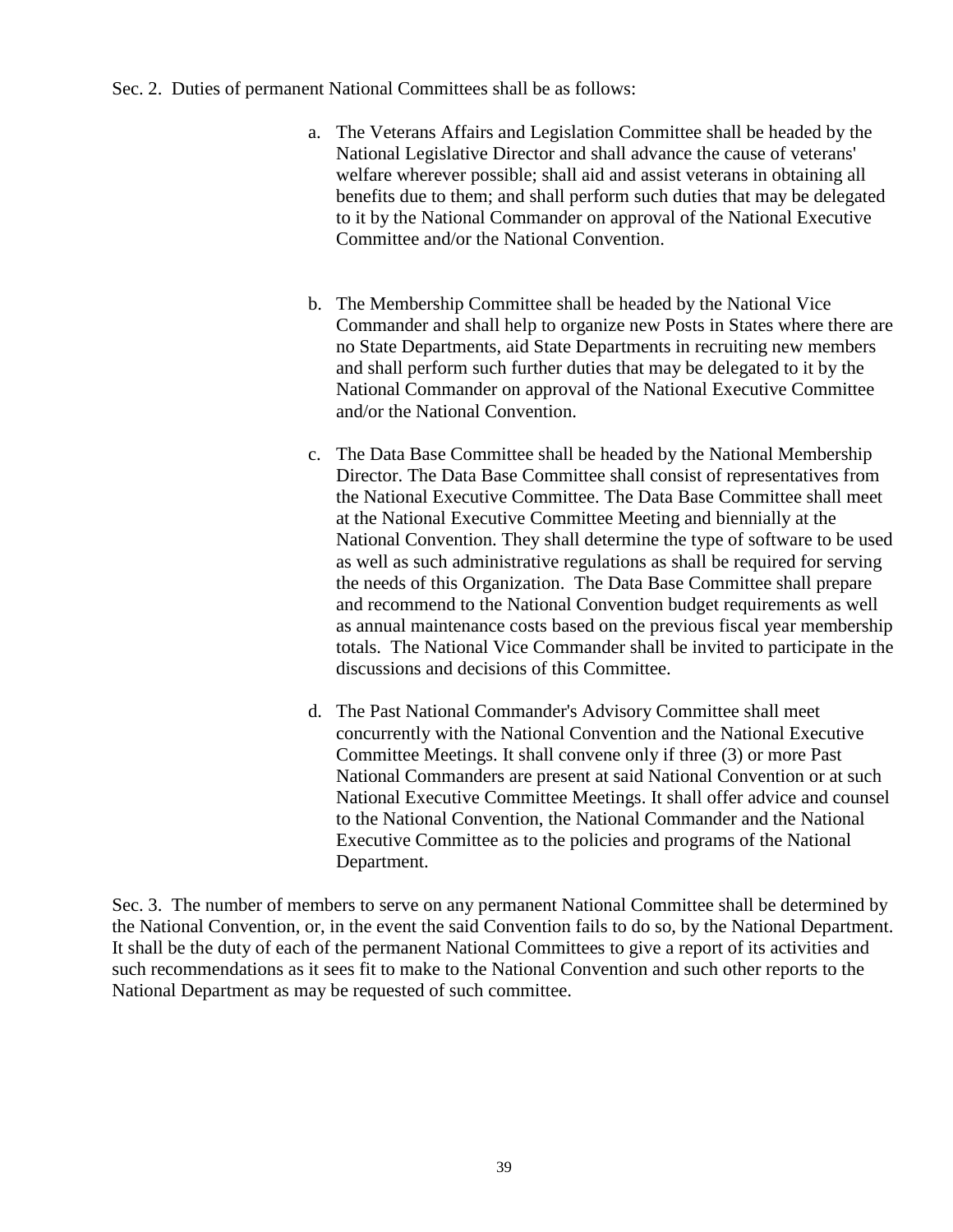Sec. 2. Duties of permanent National Committees shall be as follows:

a. The Veterans Affairs and Legislation Committee shall be headed by the National Legislative Director and shall advance the cause of veterans' welfare wherever possible; shall aid and assist veterans in obtaining all benefits due to them; and shall perform such duties that may be delegated to it by the National Commander on approval of the National Executive Committee and/or the National Convention.

b. The Membership Committee shall be headed by the National Vice Commander and shall help to organize new Posts in States where there are no State Departments, aid State Departments in recruiting new members and shall perform such further duties that may be delegated to it by the National Commander on approval of the National Executive Committee and/or the National Convention.

c. The Data Base Committee shall be headed by the National Membership Director. The Data Base Committee shall consist of representatives from the National Executive Committee. The Data Base Committee shall meet at the National Executive Committee Meeting and biennially at the National Convention. They shall determine the type of software to be used as well as such administrative regulations as shall be required for serving the needs of this Organization. The Data Base Committee shall prepare and recommend to the National Convention budget requirements as well as annual maintenance costs based on the previous fiscal year membership totals. The National Vice Commander shall be invited to participate in the discussions and decisions of this Committee.

d. The Past National Commander's Advisory Committee shall meet concurrently with the National Convention and the National Executive Committee Meetings. It shall convene only if three (3) or more Past National Commanders are present at said National Convention or at such National Executive Committee Meetings. It shall offer advice and counsel to the National Convention, the National Commander and the National Executive Committee as to the policies and programs of the National Department.

Sec. 3. The number of members to serve on any permanent National Committee shall be determined by the National Convention, or, in the event the said Convention fails to do so, by the National Department. It shall be the duty of each of the permanent National Committees to give a report of its activities and such recommendations as it sees fit to make to the National Convention and such other reports to the National Department as may be requested of such committee.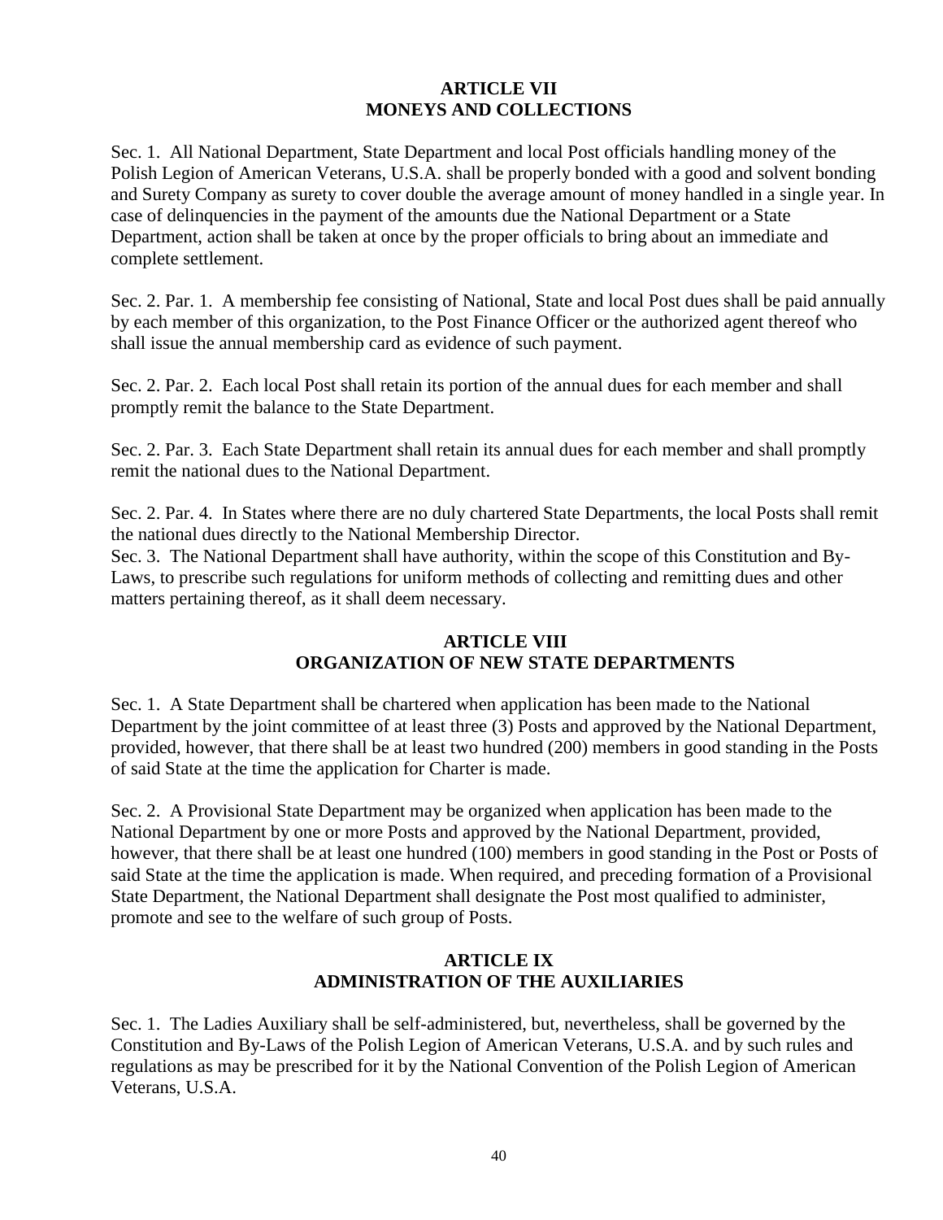## ARTICLE VII
## MONEYS AND COLLECTIONS

Sec. 1. All National Department, State Department and local Post officials handling money of the Polish Legion of American Veterans, U.S.A. shall be properly bonded with a good and solvent bonding and Surety Company as surety to cover double the average amount of money handled in a single year. In case of delinquencies in the payment of the amounts due the National Department or a State Department, action shall be taken at once by the proper officials to bring about an immediate and complete settlement.

Sec. 2. Par. 1. A membership fee consisting of National, State and local Post dues shall be paid annually by each member of this organization, to the Post Finance Officer or the authorized agent thereof who shall issue the annual membership card as evidence of such payment.

Sec. 2. Par. 2. Each local Post shall retain its portion of the annual dues for each member and shall promptly remit the balance to the State Department.

Sec. 2. Par. 3. Each State Department shall retain its annual dues for each member and shall promptly remit the national dues to the National Department.

Sec. 2. Par. 4. In States where there are no duly chartered State Departments, the local Posts shall remit the national dues directly to the National Membership Director.

Sec. 3. The National Department shall have authority, within the scope of this Constitution and By-Laws, to prescribe such regulations for uniform methods of collecting and remitting dues and other matters pertaining thereof, as it shall deem necessary.

## ARTICLE VIII
## ORGANIZATION OF NEW STATE DEPARTMENTS

Sec. 1. A State Department shall be chartered when application has been made to the National Department by the joint committee of at least three (3) Posts and approved by the National Department, provided, however, that there shall be at least two hundred (200) members in good standing in the Posts of said State at the time the application for Charter is made.

Sec. 2. A Provisional State Department may be organized when application has been made to the National Department by one or more Posts and approved by the National Department, provided, however, that there shall be at least one hundred (100) members in good standing in the Post or Posts of said State at the time the application is made. When required, and preceding formation of a Provisional State Department, the National Department shall designate the Post most qualified to administer, promote and see to the welfare of such group of Posts.

## ARTICLE IX
## ADMINISTRATION OF THE AUXILIARIES

Sec. 1. The Ladies Auxiliary shall be self-administered, but, nevertheless, shall be governed by the Constitution and By-Laws of the Polish Legion of American Veterans, U.S.A. and by such rules and regulations as may be prescribed for it by the National Convention of the Polish Legion of American Veterans, U.S.A.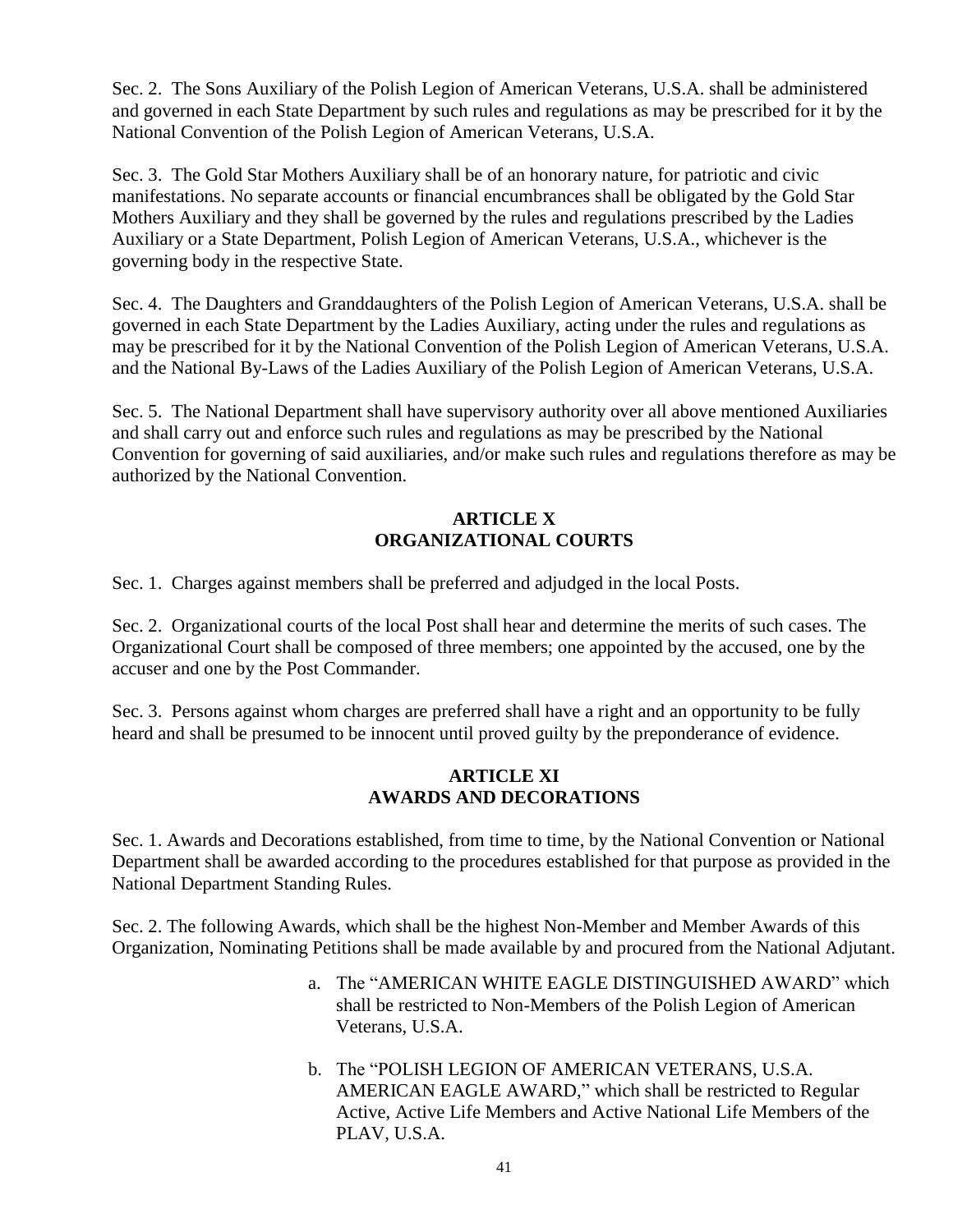Sec. 2. The Sons Auxiliary of the Polish Legion of American Veterans, U.S.A. shall be administered and governed in each State Department by such rules and regulations as may be prescribed for it by the National Convention of the Polish Legion of American Veterans, U.S.A.

Sec. 3. The Gold Star Mothers Auxiliary shall be of an honorary nature, for patriotic and civic manifestations. No separate accounts or financial encumbrances shall be obligated by the Gold Star Mothers Auxiliary and they shall be governed by the rules and regulations prescribed by the Ladies Auxiliary or a State Department, Polish Legion of American Veterans, U.S.A., whichever is the governing body in the respective State.

Sec. 4. The Daughters and Granddaughters of the Polish Legion of American Veterans, U.S.A. shall be governed in each State Department by the Ladies Auxiliary, acting under the rules and regulations as may be prescribed for it by the National Convention of the Polish Legion of American Veterans, U.S.A. and the National By-Laws of the Ladies Auxiliary of the Polish Legion of American Veterans, U.S.A.

Sec. 5. The National Department shall have supervisory authority over all above mentioned Auxiliaries and shall carry out and enforce such rules and regulations as may be prescribed by the National Convention for governing of said auxiliaries, and/or make such rules and regulations therefore as may be authorized by the National Convention.

## ARTICLE X
## ORGANIZATIONAL COURTS

Sec. 1. Charges against members shall be preferred and adjudged in the local Posts.

Sec. 2. Organizational courts of the local Post shall hear and determine the merits of such cases. The Organizational Court shall be composed of three members; one appointed by the accused, one by the accuser and one by the Post Commander.

Sec. 3. Persons against whom charges are preferred shall have a right and an opportunity to be fully heard and shall be presumed to be innocent until proved guilty by the preponderance of evidence.

## ARTICLE XI
## AWARDS AND DECORATIONS

Sec. 1. Awards and Decorations established, from time to time, by the National Convention or National Department shall be awarded according to the procedures established for that purpose as provided in the National Department Standing Rules.

Sec. 2. The following Awards, which shall be the highest Non-Member and Member Awards of this Organization, Nominating Petitions shall be made available by and procured from the National Adjutant.

a. The "AMERICAN WHITE EAGLE DISTINGUISHED AWARD" which shall be restricted to Non-Members of the Polish Legion of American Veterans, U.S.A.

b. The "POLISH LEGION OF AMERICAN VETERANS, U.S.A. AMERICAN EAGLE AWARD," which shall be restricted to Regular Active, Active Life Members and Active National Life Members of the PLAV, U.S.A.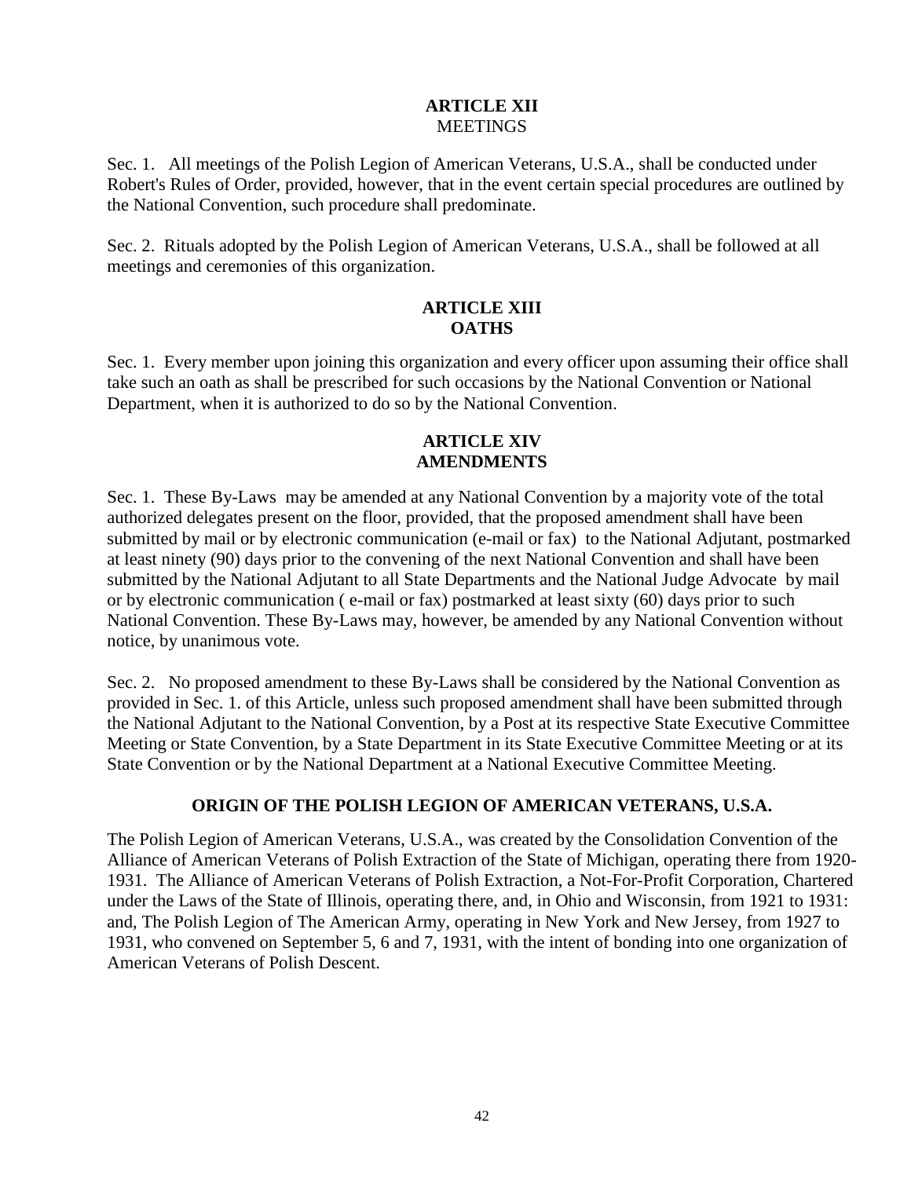## ARTICLE XII
## MEETINGS

Sec. 1. All meetings of the Polish Legion of American Veterans, U.S.A., shall be conducted under Robert's Rules of Order, provided, however, that in the event certain special procedures are outlined by the National Convention, such procedure shall predominate.

Sec. 2. Rituals adopted by the Polish Legion of American Veterans, U.S.A., shall be followed at all meetings and ceremonies of this organization.

## ARTICLE XIII
## OATHS

Sec. 1. Every member upon joining this organization and every officer upon assuming their office shall take such an oath as shall be prescribed for such occasions by the National Convention or National Department, when it is authorized to do so by the National Convention.

## ARTICLE XIV
## AMENDMENTS

Sec. 1. These By-Laws may be amended at any National Convention by a majority vote of the total authorized delegates present on the floor, provided, that the proposed amendment shall have been submitted by mail or by electronic communication (e-mail or fax) to the National Adjutant, postmarked at least ninety (90) days prior to the convening of the next National Convention and shall have been submitted by the National Adjutant to all State Departments and the National Judge Advocate by mail or by electronic communication ( e-mail or fax) postmarked at least sixty (60) days prior to such National Convention. These By-Laws may, however, be amended by any National Convention without notice, by unanimous vote.

Sec. 2. No proposed amendment to these By-Laws shall be considered by the National Convention as provided in Sec. 1. of this Article, unless such proposed amendment shall have been submitted through the National Adjutant to the National Convention, by a Post at its respective State Executive Committee Meeting or State Convention, by a State Department in its State Executive Committee Meeting or at its State Convention or by the National Department at a National Executive Committee Meeting.

## ORIGIN OF THE POLISH LEGION OF AMERICAN VETERANS, U.S.A.

The Polish Legion of American Veterans, U.S.A., was created by the Consolidation Convention of the Alliance of American Veterans of Polish Extraction of the State of Michigan, operating there from 1920-1931. The Alliance of American Veterans of Polish Extraction, a Not-For-Profit Corporation, Chartered under the Laws of the State of Illinois, operating there, and, in Ohio and Wisconsin, from 1921 to 1931: and, The Polish Legion of The American Army, operating in New York and New Jersey, from 1927 to 1931, who convened on September 5, 6 and 7, 1931, with the intent of bonding into one organization of American Veterans of Polish Descent.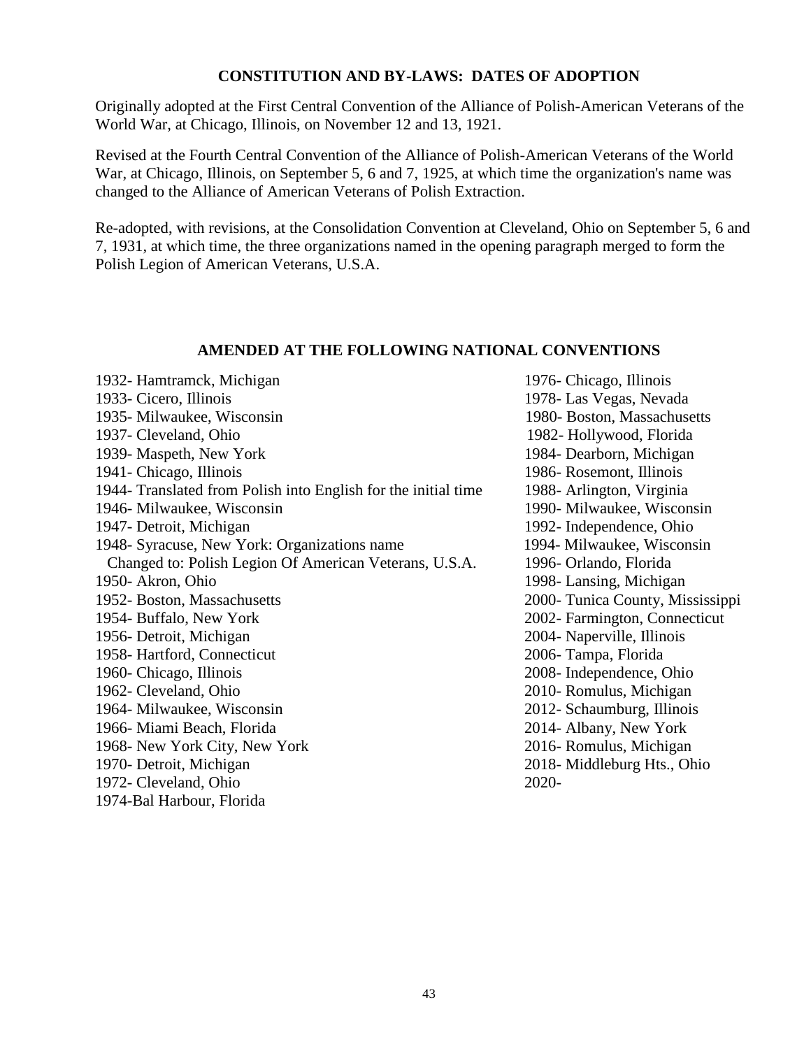## CONSTITUTION AND BY-LAWS: DATES OF ADOPTION

Originally adopted at the First Central Convention of the Alliance of Polish-American Veterans of the World War, at Chicago, Illinois, on November 12 and 13, 1921.

Revised at the Fourth Central Convention of the Alliance of Polish-American Veterans of the World War, at Chicago, Illinois, on September 5, 6 and 7, 1925, at which time the organization's name was changed to the Alliance of American Veterans of Polish Extraction.

Re-adopted, with revisions, at the Consolidation Convention at Cleveland, Ohio on September 5, 6 and 7, 1931, at which time, the three organizations named in the opening paragraph merged to form the Polish Legion of American Veterans, U.S.A.

## AMENDED AT THE FOLLOWING NATIONAL CONVENTIONS

1932- Hamtramck, Michigan
1933- Cicero, Illinois
1935- Milwaukee, Wisconsin
1937- Cleveland, Ohio
1939- Maspeth, New York
1941- Chicago, Illinois
1944- Translated from Polish into English for the initial time
1946- Milwaukee, Wisconsin
1947- Detroit, Michigan
1948- Syracuse, New York: Organizations name
  Changed to: Polish Legion Of American Veterans, U.S.A.
1950- Akron, Ohio
1952- Boston, Massachusetts
1954- Buffalo, New York
1956- Detroit, Michigan
1958- Hartford, Connecticut
1960- Chicago, Illinois
1962- Cleveland, Ohio
1964- Milwaukee, Wisconsin
1966- Miami Beach, Florida
1968- New York City, New York
1970- Detroit, Michigan
1972- Cleveland, Ohio
1974-Bal Harbour, Florida
1976- Chicago, Illinois
1978- Las Vegas, Nevada
1980- Boston, Massachusetts
1982- Hollywood, Florida
1984- Dearborn, Michigan
1986- Rosemont, Illinois
1988- Arlington, Virginia
1990- Milwaukee, Wisconsin
1992- Independence, Ohio
1994- Milwaukee, Wisconsin
1996- Orlando, Florida
1998- Lansing, Michigan
2000- Tunica County, Mississippi
2002- Farmington, Connecticut
2004- Naperville, Illinois
2006- Tampa, Florida
2008- Independence, Ohio
2010- Romulus, Michigan
2012- Schaumburg, Illinois
2014- Albany, New York
2016- Romulus, Michigan
2018- Middleburg Hts., Ohio
2020-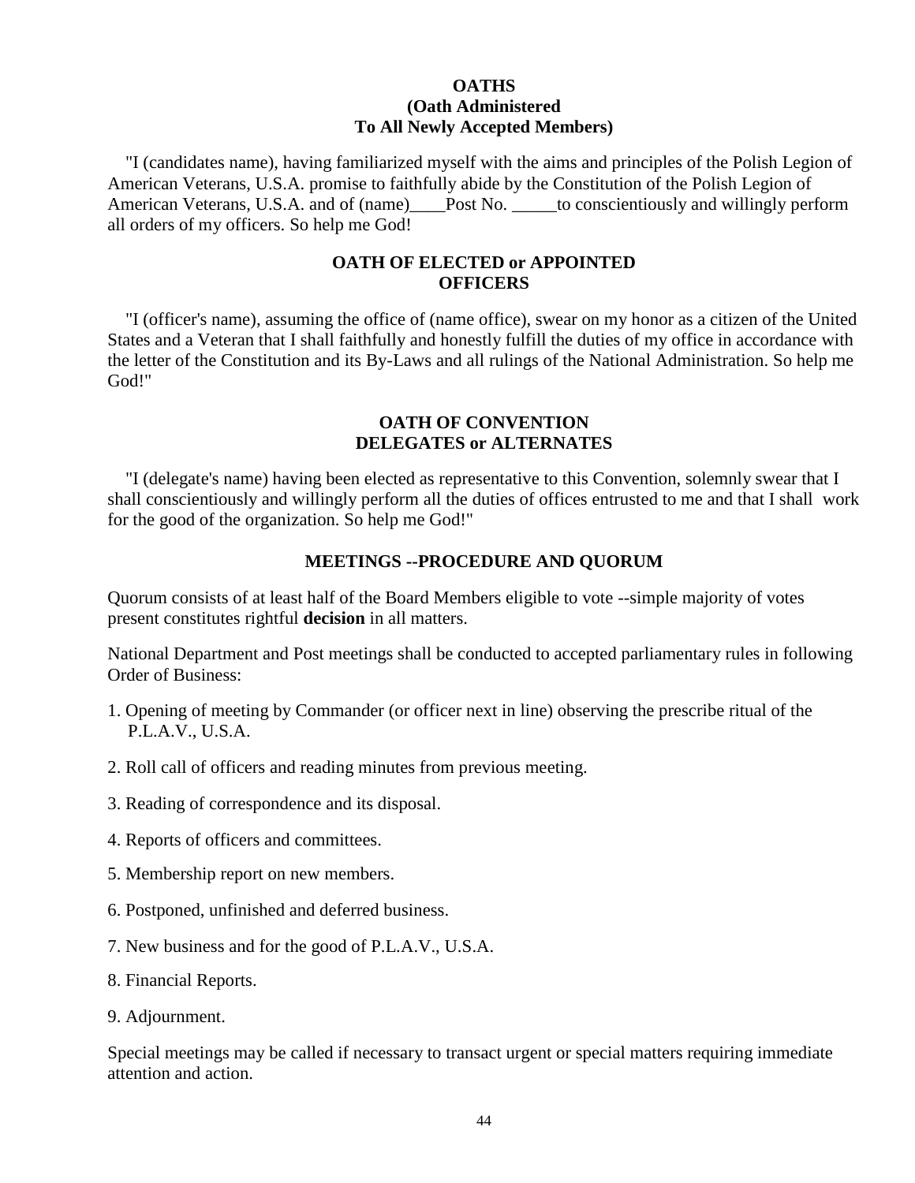## OATHS
### (Oath Administered To All Newly Accepted Members)

"I (candidates name), having familiarized myself with the aims and principles of the Polish Legion of American Veterans, U.S.A. promise to faithfully abide by the Constitution of the Polish Legion of American Veterans, U.S.A. and of (name)____Post No. _____to conscientiously and willingly perform all orders of my officers. So help me God!

## OATH OF ELECTED or APPOINTED OFFICERS

"I (officer's name), assuming the office of (name office), swear on my honor as a citizen of the United States and a Veteran that I shall faithfully and honestly fulfill the duties of my office in accordance with the letter of the Constitution and its By-Laws and all rulings of the National Administration. So help me God!"

## OATH OF CONVENTION DELEGATES or ALTERNATES

"I (delegate's name) having been elected as representative to this Convention, solemnly swear that I shall conscientiously and willingly perform all the duties of offices entrusted to me and that I shall work for the good of the organization. So help me God!"

## MEETINGS --PROCEDURE AND QUORUM

Quorum consists of at least half of the Board Members eligible to vote --simple majority of votes present constitutes rightful **decision** in all matters.

National Department and Post meetings shall be conducted to accepted parliamentary rules in following Order of Business:

1. Opening of meeting by Commander (or officer next in line) observing the prescribe ritual of the P.L.A.V., U.S.A.
2. Roll call of officers and reading minutes from previous meeting.
3. Reading of correspondence and its disposal.
4. Reports of officers and committees.
5. Membership report on new members.
6. Postponed, unfinished and deferred business.
7. New business and for the good of P.L.A.V., U.S.A.
8. Financial Reports.
9. Adjournment.

Special meetings may be called if necessary to transact urgent or special matters requiring immediate attention and action.